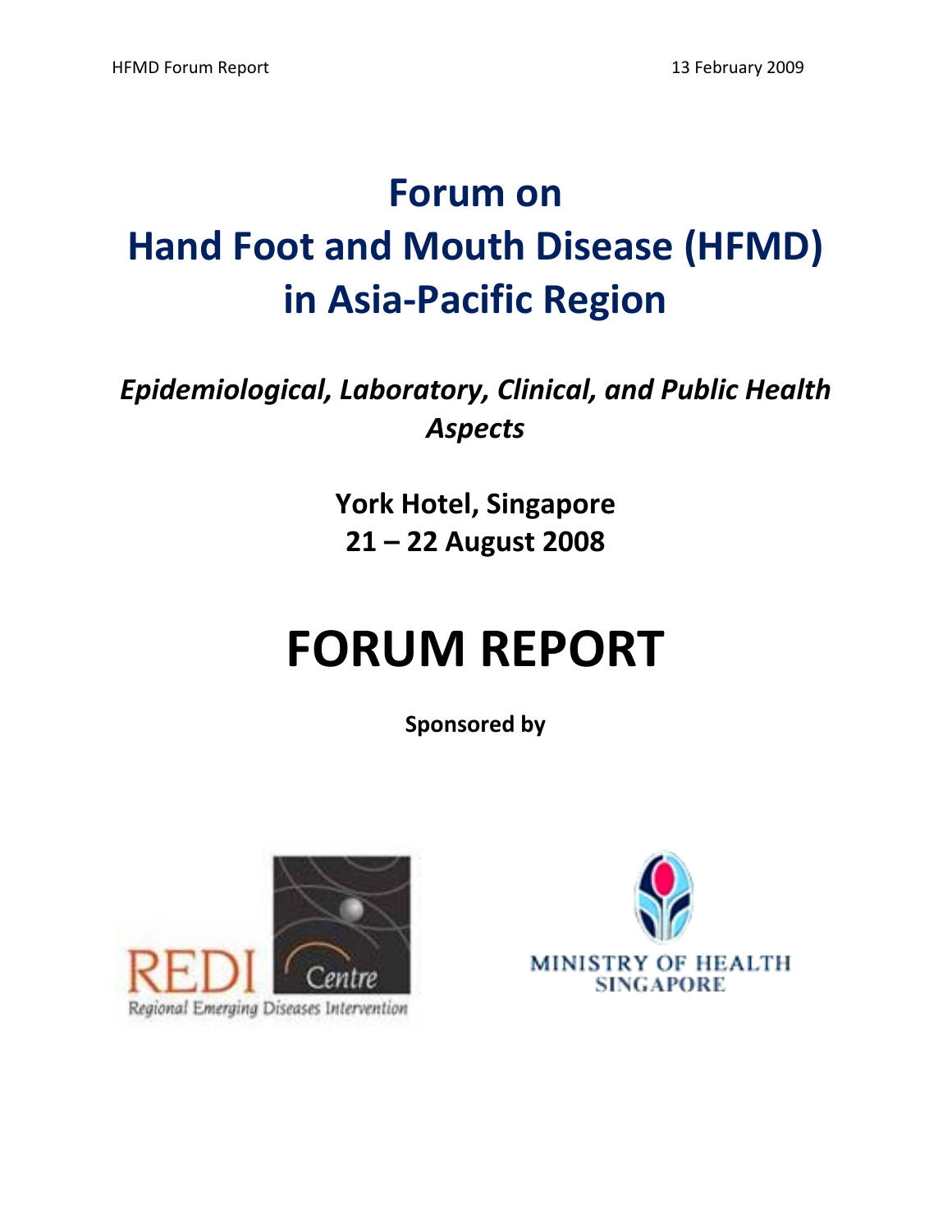# Forum on Hand Foot and Mouth Disease (HFMD) in Asia-Pacific Region

*Epidemiological, Laboratory, Clinical, and Public Health Aspects*

**York Hotel, Singapore**
**21 – 22 August 2008**

# FORUM REPORT

**Sponsored by**

REDI Centre
Regional Emerging Diseases Intervention

MINISTRY OF HEALTH
SINGAPORE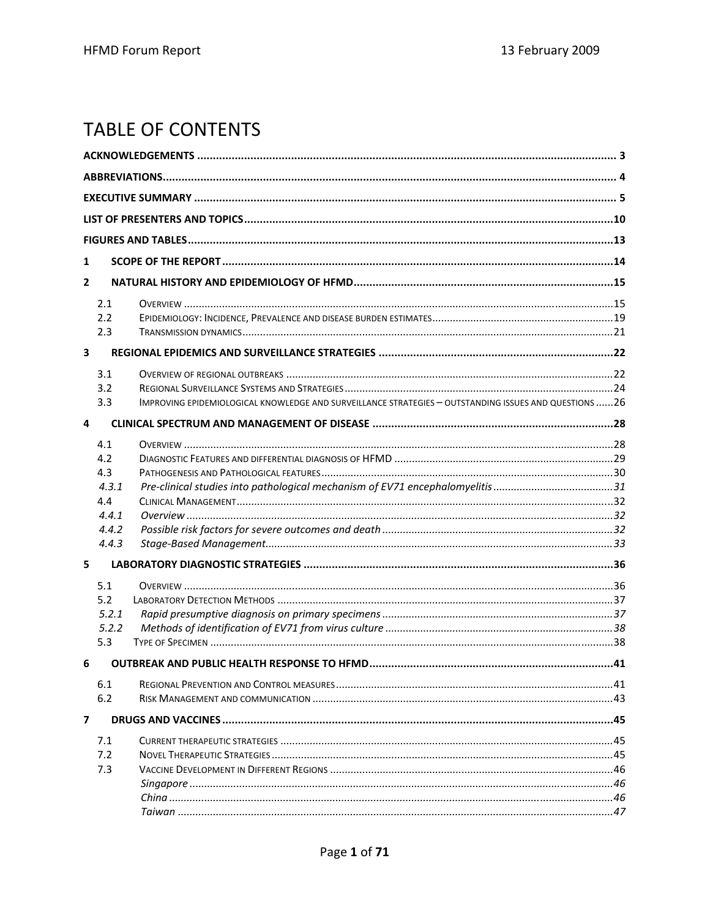# TABLE OF CONTENTS

**ACKNOWLEDGEMENTS** .......... 3

**ABBREVIATIONS** .......... 4

**EXECUTIVE SUMMARY** .......... 5

**LIST OF PRESENTERS AND TOPICS** .......... 10

**FIGURES AND TABLES** .......... 13

**1 SCOPE OF THE REPORT** .......... 14

**2 NATURAL HISTORY AND EPIDEMIOLOGY OF HFMD** .......... 15

- 2.1 OVERVIEW .......... 15
- 2.2 EPIDEMIOLOGY: INCIDENCE, PREVALENCE AND DISEASE BURDEN ESTIMATES .......... 19
- 2.3 TRANSMISSION DYNAMICS .......... 21

**3 REGIONAL EPIDEMICS AND SURVEILLANCE STRATEGIES** .......... 22

- 3.1 OVERVIEW OF REGIONAL OUTBREAKS .......... 22
- 3.2 REGIONAL SURVEILLANCE SYSTEMS AND STRATEGIES .......... 24
- 3.3 IMPROVING EPIDEMIOLOGICAL KNOWLEDGE AND SURVEILLANCE STRATEGIES – OUTSTANDING ISSUES AND QUESTIONS .......... 26

**4 CLINICAL SPECTRUM AND MANAGEMENT OF DISEASE** .......... 28

- 4.1 OVERVIEW .......... 28
- 4.2 DIAGNOSTIC FEATURES AND DIFFERENTIAL DIAGNOSIS OF HFMD .......... 29
- 4.3 PATHOGENESIS AND PATHOLOGICAL FEATURES .......... 30
  - *4.3.1 Pre-clinical studies into pathological mechanism of EV71 encephalomyelitis* .......... 31
- 4.4 CLINICAL MANAGEMENT .......... 32
  - *4.4.1 Overview* .......... 32
  - *4.4.2 Possible risk factors for severe outcomes and death* .......... 32
  - *4.4.3 Stage-Based Management* .......... 33

**5 LABORATORY DIAGNOSTIC STRATEGIES** .......... 36

- 5.1 OVERVIEW .......... 36
- 5.2 LABORATORY DETECTION METHODS .......... 37
  - *5.2.1 Rapid presumptive diagnosis on primary specimens* .......... 37
  - *5.2.2 Methods of identification of EV71 from virus culture* .......... 38
- 5.3 TYPE OF SPECIMEN .......... 38

**6 OUTBREAK AND PUBLIC HEALTH RESPONSE TO HFMD** .......... 41

- 6.1 REGIONAL PREVENTION AND CONTROL MEASURES .......... 41
- 6.2 RISK MANAGEMENT AND COMMUNICATION .......... 43

**7 DRUGS AND VACCINES** .......... 45

- 7.1 CURRENT THERAPEUTIC STRATEGIES .......... 45
- 7.2 NOVEL THERAPEUTIC STRATEGIES .......... 45
- 7.3 VACCINE DEVELOPMENT IN DIFFERENT REGIONS .......... 46
  - *Singapore* .......... 46
  - *China* .......... 46
  - *Taiwan* .......... 47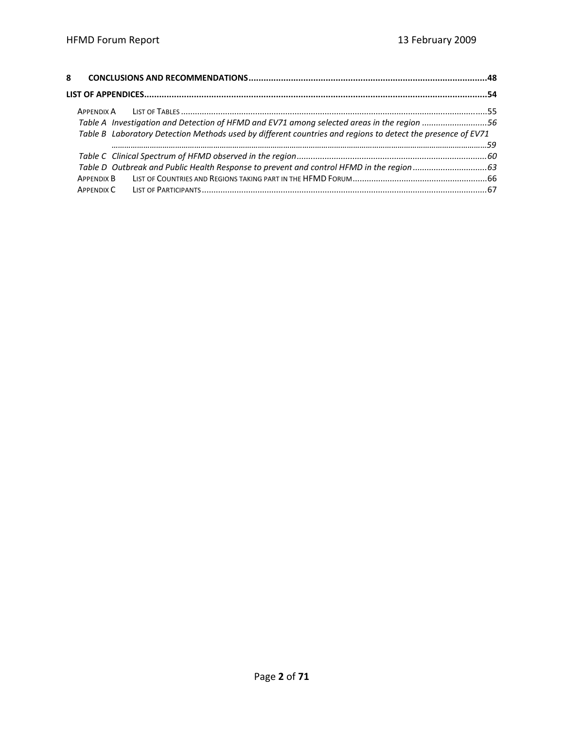**8 CONCLUSIONS AND RECOMMENDATIONS ........................................................................................ 48**

**LIST OF APPENDICES ........................................................................................................................ 54**

APPENDIX A LIST OF TABLES ........................................................................................................ 55

*Table A Investigation and Detection of HFMD and EV71 among selected areas in the region ..................... 56*

*Table B Laboratory Detection Methods used by different countries and regions to detect the presence of EV71 ..................................................................................................................................... 59*

*Table C Clinical Spectrum of HFMD observed in the region ......................................................................... 60*

*Table D Outbreak and Public Health Response to prevent and control HFMD in the region ......................... 63*

APPENDIX B LIST OF COUNTRIES AND REGIONS TAKING PART IN THE HFMD FORUM ........................................... 66

APPENDIX C LIST OF PARTICIPANTS .............................................................................................. 67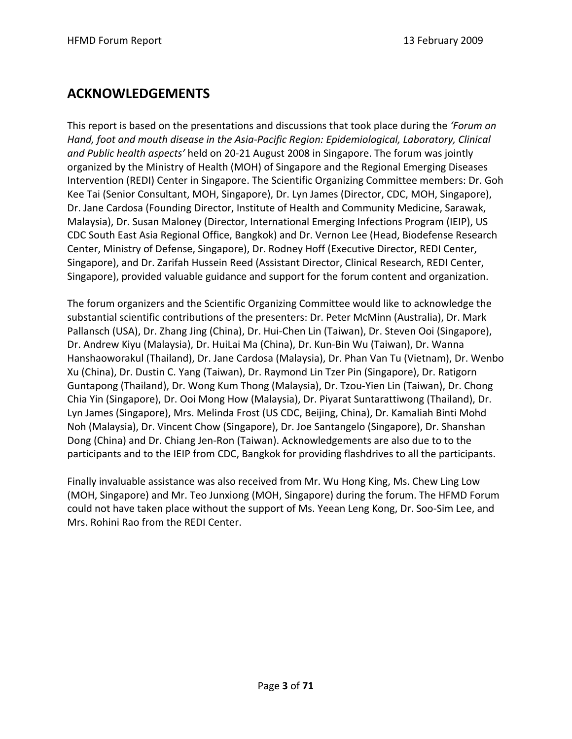## ACKNOWLEDGEMENTS

This report is based on the presentations and discussions that took place during the *'Forum on Hand, foot and mouth disease in the Asia-Pacific Region: Epidemiological, Laboratory, Clinical and Public health aspects'* held on 20-21 August 2008 in Singapore. The forum was jointly organized by the Ministry of Health (MOH) of Singapore and the Regional Emerging Diseases Intervention (REDI) Center in Singapore. The Scientific Organizing Committee members: Dr. Goh Kee Tai (Senior Consultant, MOH, Singapore), Dr. Lyn James (Director, CDC, MOH, Singapore), Dr. Jane Cardosa (Founding Director, Institute of Health and Community Medicine, Sarawak, Malaysia), Dr. Susan Maloney (Director, International Emerging Infections Program (IEIP), US CDC South East Asia Regional Office, Bangkok) and Dr. Vernon Lee (Head, Biodefense Research Center, Ministry of Defense, Singapore), Dr. Rodney Hoff (Executive Director, REDI Center, Singapore), and Dr. Zarifah Hussein Reed (Assistant Director, Clinical Research, REDI Center, Singapore), provided valuable guidance and support for the forum content and organization.

The forum organizers and the Scientific Organizing Committee would like to acknowledge the substantial scientific contributions of the presenters: Dr. Peter McMinn (Australia), Dr. Mark Pallansch (USA), Dr. Zhang Jing (China), Dr. Hui-Chen Lin (Taiwan), Dr. Steven Ooi (Singapore), Dr. Andrew Kiyu (Malaysia), Dr. HuiLai Ma (China), Dr. Kun-Bin Wu (Taiwan), Dr. Wanna Hanshaoworakul (Thailand), Dr. Jane Cardosa (Malaysia), Dr. Phan Van Tu (Vietnam), Dr. Wenbo Xu (China), Dr. Dustin C. Yang (Taiwan), Dr. Raymond Lin Tzer Pin (Singapore), Dr. Ratigorn Guntapong (Thailand), Dr. Wong Kum Thong (Malaysia), Dr. Tzou-Yien Lin (Taiwan), Dr. Chong Chia Yin (Singapore), Dr. Ooi Mong How (Malaysia), Dr. Piyarat Suntarattiwong (Thailand), Dr. Lyn James (Singapore), Mrs. Melinda Frost (US CDC, Beijing, China), Dr. Kamaliah Binti Mohd Noh (Malaysia), Dr. Vincent Chow (Singapore), Dr. Joe Santangelo (Singapore), Dr. Shanshan Dong (China) and Dr. Chiang Jen-Ron (Taiwan). Acknowledgements are also due to to the participants and to the IEIP from CDC, Bangkok for providing flashdrives to all the participants.

Finally invaluable assistance was also received from Mr. Wu Hong King, Ms. Chew Ling Low (MOH, Singapore) and Mr. Teo Junxiong (MOH, Singapore) during the forum. The HFMD Forum could not have taken place without the support of Ms. Yeean Leng Kong, Dr. Soo-Sim Lee, and Mrs. Rohini Rao from the REDI Center.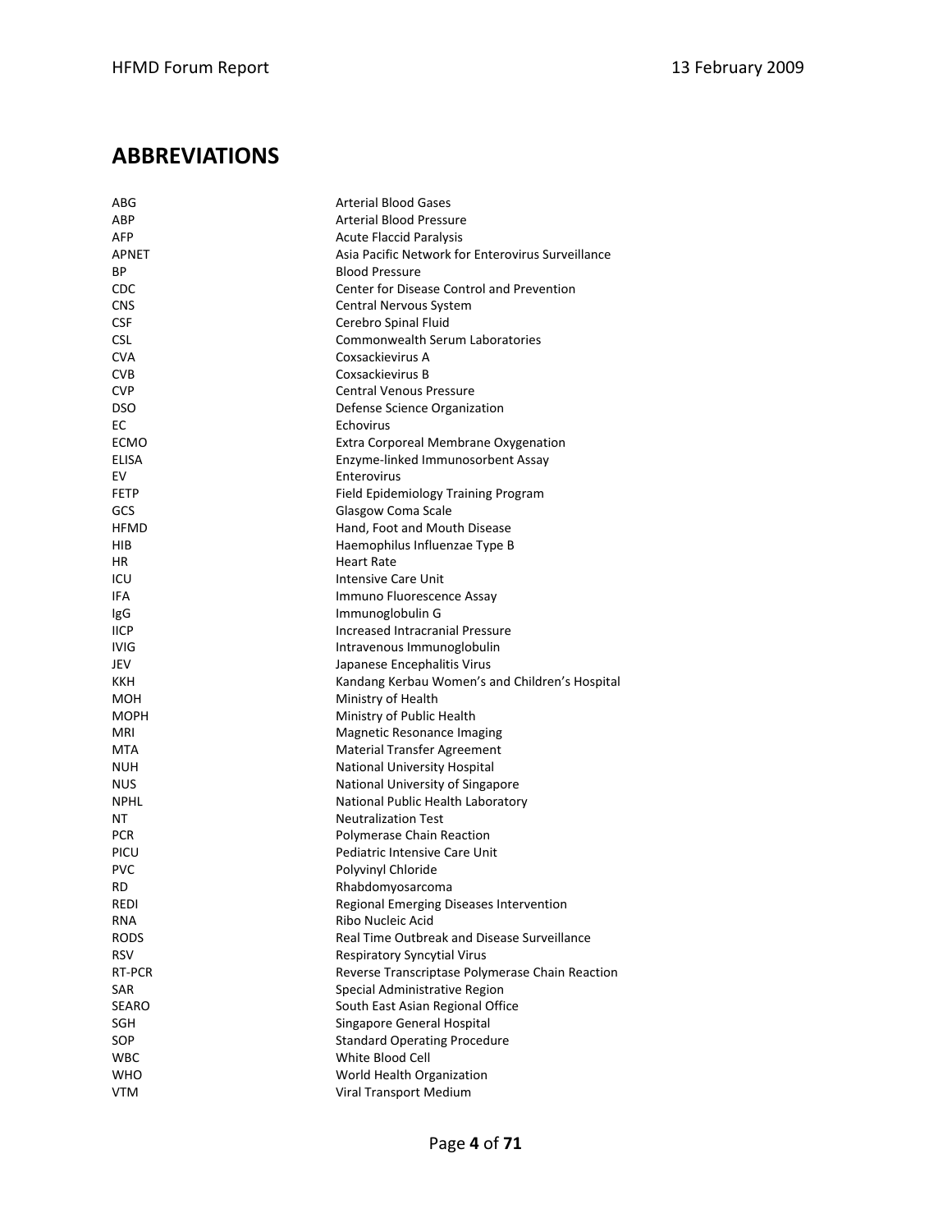## ABBREVIATIONS

| | |
|---|---|
| ABG | Arterial Blood Gases |
| ABP | Arterial Blood Pressure |
| AFP | Acute Flaccid Paralysis |
| APNET | Asia Pacific Network for Enterovirus Surveillance |
| BP | Blood Pressure |
| CDC | Center for Disease Control and Prevention |
| CNS | Central Nervous System |
| CSF | Cerebro Spinal Fluid |
| CSL | Commonwealth Serum Laboratories |
| CVA | Coxsackievirus A |
| CVB | Coxsackievirus B |
| CVP | Central Venous Pressure |
| DSO | Defense Science Organization |
| EC | Echovirus |
| ECMO | Extra Corporeal Membrane Oxygenation |
| ELISA | Enzyme-linked Immunosorbent Assay |
| EV | Enterovirus |
| FETP | Field Epidemiology Training Program |
| GCS | Glasgow Coma Scale |
| HFMD | Hand, Foot and Mouth Disease |
| HIB | Haemophilus Influenzae Type B |
| HR | Heart Rate |
| ICU | Intensive Care Unit |
| IFA | Immuno Fluorescence Assay |
| IgG | Immunoglobulin G |
| IICP | Increased Intracranial Pressure |
| IVIG | Intravenous Immunoglobulin |
| JEV | Japanese Encephalitis Virus |
| KKH | Kandang Kerbau Women's and Children's Hospital |
| MOH | Ministry of Health |
| MOPH | Ministry of Public Health |
| MRI | Magnetic Resonance Imaging |
| MTA | Material Transfer Agreement |
| NUH | National University Hospital |
| NUS | National University of Singapore |
| NPHL | National Public Health Laboratory |
| NT | Neutralization Test |
| PCR | Polymerase Chain Reaction |
| PICU | Pediatric Intensive Care Unit |
| PVC | Polyvinyl Chloride |
| RD | Rhabdomyosarcoma |
| REDI | Regional Emerging Diseases Intervention |
| RNA | Ribo Nucleic Acid |
| RODS | Real Time Outbreak and Disease Surveillance |
| RSV | Respiratory Syncytial Virus |
| RT-PCR | Reverse Transcriptase Polymerase Chain Reaction |
| SAR | Special Administrative Region |
| SEARO | South East Asian Regional Office |
| SGH | Singapore General Hospital |
| SOP | Standard Operating Procedure |
| WBC | White Blood Cell |
| WHO | World Health Organization |
| VTM | Viral Transport Medium |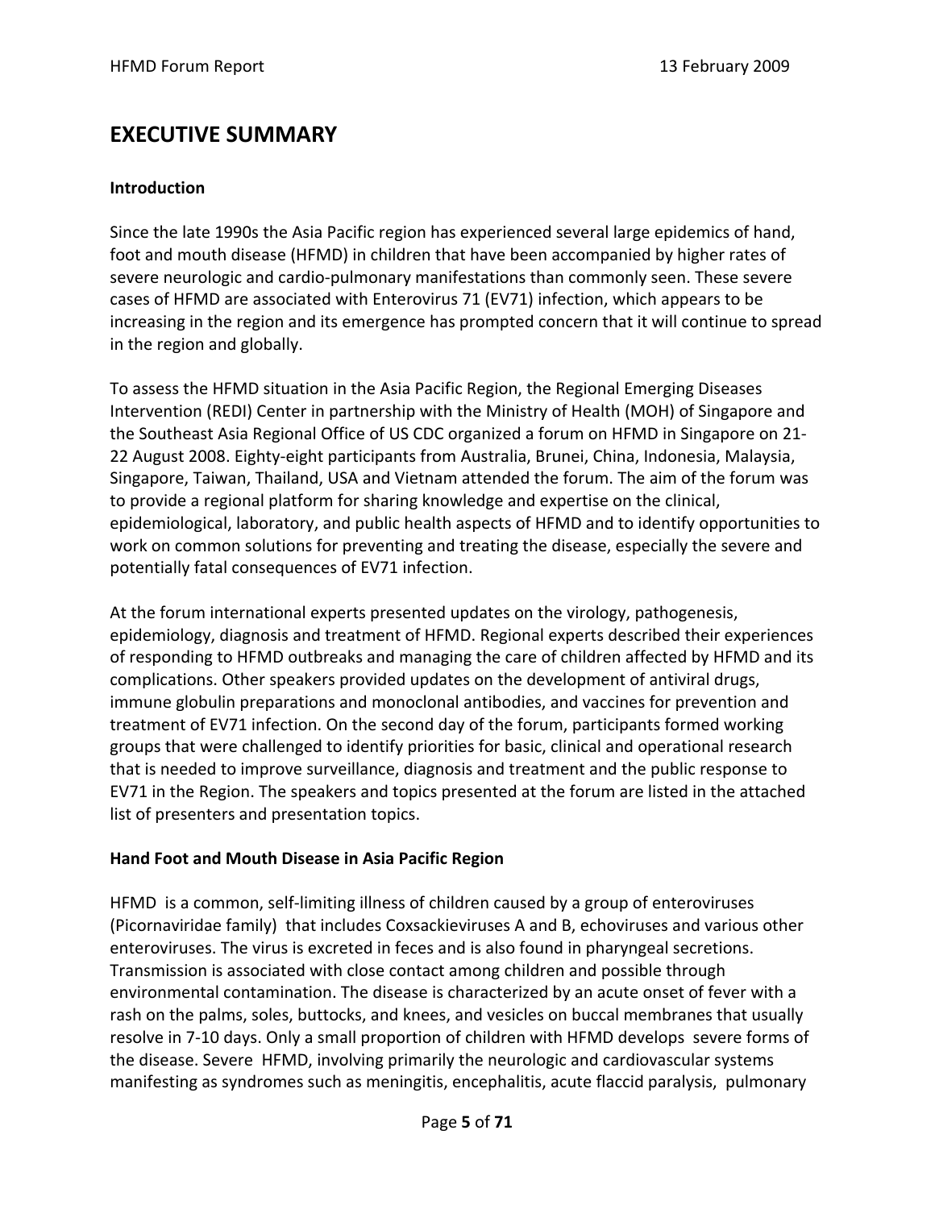# EXECUTIVE SUMMARY

**Introduction**

Since the late 1990s the Asia Pacific region has experienced several large epidemics of hand, foot and mouth disease (HFMD) in children that have been accompanied by higher rates of severe neurologic and cardio-pulmonary manifestations than commonly seen. These severe cases of HFMD are associated with Enterovirus 71 (EV71) infection, which appears to be increasing in the region and its emergence has prompted concern that it will continue to spread in the region and globally.

To assess the HFMD situation in the Asia Pacific Region, the Regional Emerging Diseases Intervention (REDI) Center in partnership with the Ministry of Health (MOH) of Singapore and the Southeast Asia Regional Office of US CDC organized a forum on HFMD in Singapore on 21-22 August 2008. Eighty-eight participants from Australia, Brunei, China, Indonesia, Malaysia, Singapore, Taiwan, Thailand, USA and Vietnam attended the forum. The aim of the forum was to provide a regional platform for sharing knowledge and expertise on the clinical, epidemiological, laboratory, and public health aspects of HFMD and to identify opportunities to work on common solutions for preventing and treating the disease, especially the severe and potentially fatal consequences of EV71 infection.

At the forum international experts presented updates on the virology, pathogenesis, epidemiology, diagnosis and treatment of HFMD. Regional experts described their experiences of responding to HFMD outbreaks and managing the care of children affected by HFMD and its complications. Other speakers provided updates on the development of antiviral drugs, immune globulin preparations and monoclonal antibodies, and vaccines for prevention and treatment of EV71 infection. On the second day of the forum, participants formed working groups that were challenged to identify priorities for basic, clinical and operational research that is needed to improve surveillance, diagnosis and treatment and the public response to EV71 in the Region. The speakers and topics presented at the forum are listed in the attached list of presenters and presentation topics.

**Hand Foot and Mouth Disease in Asia Pacific Region**

HFMD is a common, self-limiting illness of children caused by a group of enteroviruses (Picornaviridae family) that includes Coxsackieviruses A and B, echoviruses and various other enteroviruses. The virus is excreted in feces and is also found in pharyngeal secretions. Transmission is associated with close contact among children and possible through environmental contamination. The disease is characterized by an acute onset of fever with a rash on the palms, soles, buttocks, and knees, and vesicles on buccal membranes that usually resolve in 7-10 days. Only a small proportion of children with HFMD develops severe forms of the disease. Severe HFMD, involving primarily the neurologic and cardiovascular systems manifesting as syndromes such as meningitis, encephalitis, acute flaccid paralysis, pulmonary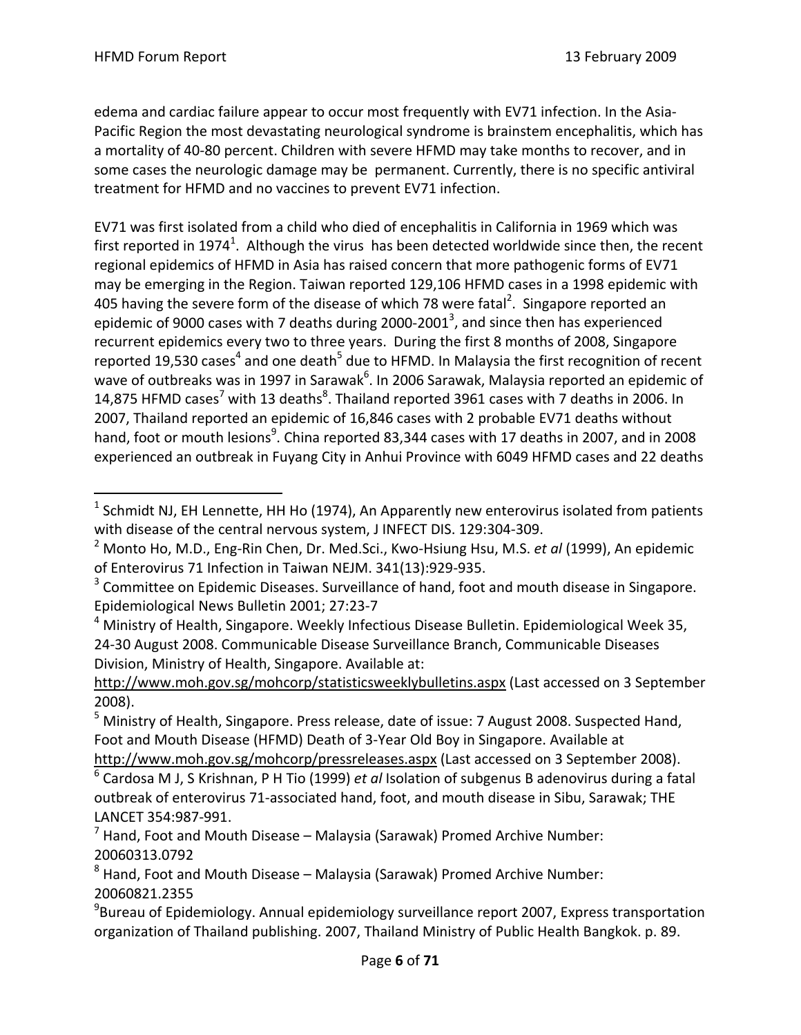edema and cardiac failure appear to occur most frequently with EV71 infection. In the Asia-Pacific Region the most devastating neurological syndrome is brainstem encephalitis, which has a mortality of 40-80 percent. Children with severe HFMD may take months to recover, and in some cases the neurologic damage may be permanent. Currently, there is no specific antiviral treatment for HFMD and no vaccines to prevent EV71 infection.

EV71 was first isolated from a child who died of encephalitis in California in 1969 which was first reported in 1974[1]. Although the virus has been detected worldwide since then, the recent regional epidemics of HFMD in Asia has raised concern that more pathogenic forms of EV71 may be emerging in the Region. Taiwan reported 129,106 HFMD cases in a 1998 epidemic with 405 having the severe form of the disease of which 78 were fatal[2]. Singapore reported an epidemic of 9000 cases with 7 deaths during 2000-2001[3], and since then has experienced recurrent epidemics every two to three years. During the first 8 months of 2008, Singapore reported 19,530 cases[4] and one death[5] due to HFMD. In Malaysia the first recognition of recent wave of outbreaks was in 1997 in Sarawak[6]. In 2006 Sarawak, Malaysia reported an epidemic of 14,875 HFMD cases[7] with 13 deaths[8]. Thailand reported 3961 cases with 7 deaths in 2006. In 2007, Thailand reported an epidemic of 16,846 cases with 2 probable EV71 deaths without hand, foot or mouth lesions[9]. China reported 83,344 cases with 17 deaths in 2007, and in 2008 experienced an outbreak in Fuyang City in Anhui Province with 6049 HFMD cases and 22 deaths

---

[1] Schmidt NJ, EH Lennette, HH Ho (1974), An Apparently new enterovirus isolated from patients with disease of the central nervous system, J INFECT DIS. 129:304-309.

[2] Monto Ho, M.D., Eng-Rin Chen, Dr. Med.Sci., Kwo-Hsiung Hsu, M.S. *et al* (1999), An epidemic of Enterovirus 71 Infection in Taiwan NEJM. 341(13):929-935.

[3] Committee on Epidemic Diseases. Surveillance of hand, foot and mouth disease in Singapore. Epidemiological News Bulletin 2001; 27:23-7

[4] Ministry of Health, Singapore. Weekly Infectious Disease Bulletin. Epidemiological Week 35, 24-30 August 2008. Communicable Disease Surveillance Branch, Communicable Diseases Division, Ministry of Health, Singapore. Available at: http://www.moh.gov.sg/mohcorp/statisticsweeklybulletins.aspx (Last accessed on 3 September 2008).

[5] Ministry of Health, Singapore. Press release, date of issue: 7 August 2008. Suspected Hand, Foot and Mouth Disease (HFMD) Death of 3-Year Old Boy in Singapore. Available at http://www.moh.gov.sg/mohcorp/pressreleases.aspx (Last accessed on 3 September 2008).

[6] Cardosa M J, S Krishnan, P H Tio (1999) *et al* Isolation of subgenus B adenovirus during a fatal outbreak of enterovirus 71-associated hand, foot, and mouth disease in Sibu, Sarawak; THE LANCET 354:987-991.

[7] Hand, Foot and Mouth Disease – Malaysia (Sarawak) Promed Archive Number: 20060313.0792

[8] Hand, Foot and Mouth Disease – Malaysia (Sarawak) Promed Archive Number: 20060821.2355

[9] Bureau of Epidemiology. Annual epidemiology surveillance report 2007, Express transportation organization of Thailand publishing. 2007, Thailand Ministry of Public Health Bangkok. p. 89.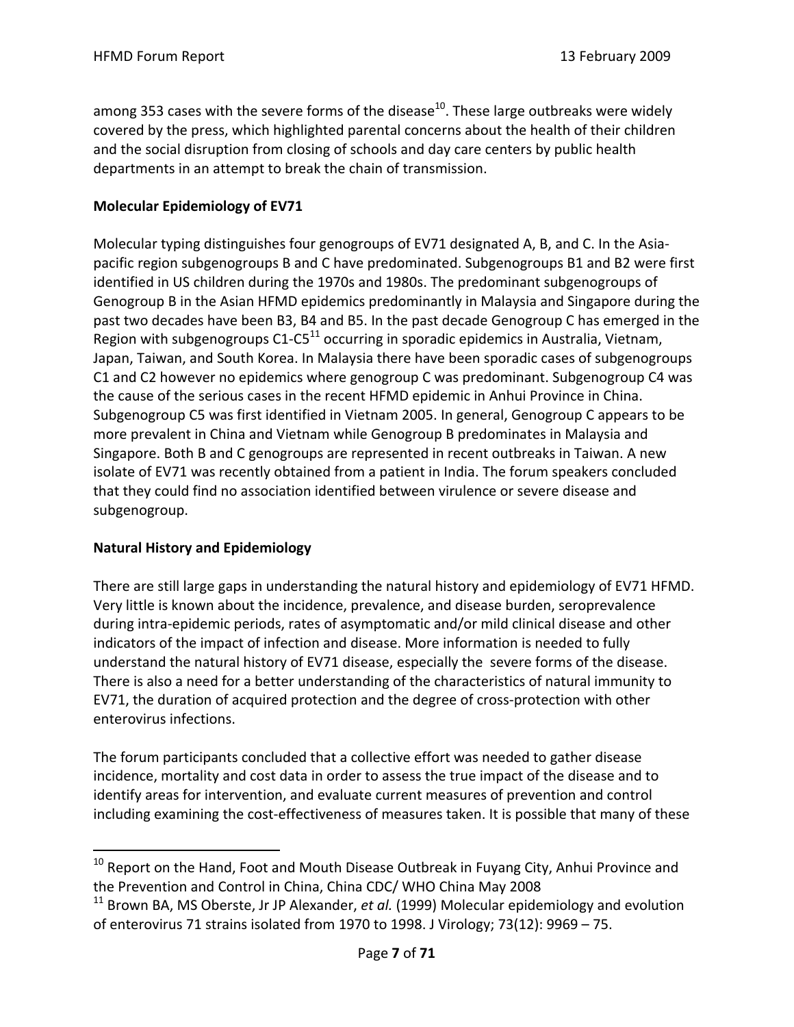among 353 cases with the severe forms of the disease[10]. These large outbreaks were widely covered by the press, which highlighted parental concerns about the health of their children and the social disruption from closing of schools and day care centers by public health departments in an attempt to break the chain of transmission.

**Molecular Epidemiology of EV71**

Molecular typing distinguishes four genogroups of EV71 designated A, B, and C. In the Asia-pacific region subgenogroups B and C have predominated. Subgenogroups B1 and B2 were first identified in US children during the 1970s and 1980s. The predominant subgenogroups of Genogroup B in the Asian HFMD epidemics predominantly in Malaysia and Singapore during the past two decades have been B3, B4 and B5. In the past decade Genogroup C has emerged in the Region with subgenogroups C1-C5[11] occurring in sporadic epidemics in Australia, Vietnam, Japan, Taiwan, and South Korea. In Malaysia there have been sporadic cases of subgenogroups C1 and C2 however no epidemics where genogroup C was predominant. Subgenogroup C4 was the cause of the serious cases in the recent HFMD epidemic in Anhui Province in China. Subgenogroup C5 was first identified in Vietnam 2005. In general, Genogroup C appears to be more prevalent in China and Vietnam while Genogroup B predominates in Malaysia and Singapore. Both B and C genogroups are represented in recent outbreaks in Taiwan. A new isolate of EV71 was recently obtained from a patient in India. The forum speakers concluded that they could find no association identified between virulence or severe disease and subgenogroup.

**Natural History and Epidemiology**

There are still large gaps in understanding the natural history and epidemiology of EV71 HFMD. Very little is known about the incidence, prevalence, and disease burden, seroprevalence during intra-epidemic periods, rates of asymptomatic and/or mild clinical disease and other indicators of the impact of infection and disease. More information is needed to fully understand the natural history of EV71 disease, especially the severe forms of the disease. There is also a need for a better understanding of the characteristics of natural immunity to EV71, the duration of acquired protection and the degree of cross-protection with other enterovirus infections.

The forum participants concluded that a collective effort was needed to gather disease incidence, mortality and cost data in order to assess the true impact of the disease and to identify areas for intervention, and evaluate current measures of prevention and control including examining the cost-effectiveness of measures taken. It is possible that many of these

---

[10] Report on the Hand, Foot and Mouth Disease Outbreak in Fuyang City, Anhui Province and the Prevention and Control in China, China CDC/ WHO China May 2008

[11] Brown BA, MS Oberste, Jr JP Alexander, *et al.* (1999) Molecular epidemiology and evolution of enterovirus 71 strains isolated from 1970 to 1998. J Virology; 73(12): 9969 – 75.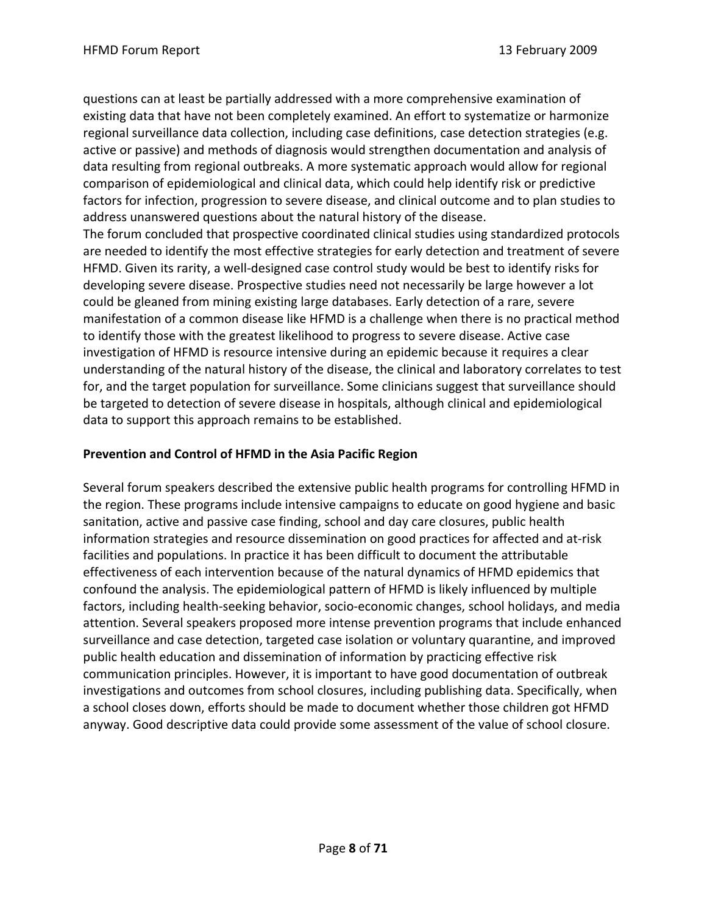questions can at least be partially addressed with a more comprehensive examination of existing data that have not been completely examined. An effort to systematize or harmonize regional surveillance data collection, including case definitions, case detection strategies (e.g. active or passive) and methods of diagnosis would strengthen documentation and analysis of data resulting from regional outbreaks. A more systematic approach would allow for regional comparison of epidemiological and clinical data, which could help identify risk or predictive factors for infection, progression to severe disease, and clinical outcome and to plan studies to address unanswered questions about the natural history of the disease.

The forum concluded that prospective coordinated clinical studies using standardized protocols are needed to identify the most effective strategies for early detection and treatment of severe HFMD. Given its rarity, a well-designed case control study would be best to identify risks for developing severe disease. Prospective studies need not necessarily be large however a lot could be gleaned from mining existing large databases. Early detection of a rare, severe manifestation of a common disease like HFMD is a challenge when there is no practical method to identify those with the greatest likelihood to progress to severe disease. Active case investigation of HFMD is resource intensive during an epidemic because it requires a clear understanding of the natural history of the disease, the clinical and laboratory correlates to test for, and the target population for surveillance. Some clinicians suggest that surveillance should be targeted to detection of severe disease in hospitals, although clinical and epidemiological data to support this approach remains to be established.

**Prevention and Control of HFMD in the Asia Pacific Region**

Several forum speakers described the extensive public health programs for controlling HFMD in the region. These programs include intensive campaigns to educate on good hygiene and basic sanitation, active and passive case finding, school and day care closures, public health information strategies and resource dissemination on good practices for affected and at-risk facilities and populations. In practice it has been difficult to document the attributable effectiveness of each intervention because of the natural dynamics of HFMD epidemics that confound the analysis. The epidemiological pattern of HFMD is likely influenced by multiple factors, including health-seeking behavior, socio-economic changes, school holidays, and media attention. Several speakers proposed more intense prevention programs that include enhanced surveillance and case detection, targeted case isolation or voluntary quarantine, and improved public health education and dissemination of information by practicing effective risk communication principles. However, it is important to have good documentation of outbreak investigations and outcomes from school closures, including publishing data. Specifically, when a school closes down, efforts should be made to document whether those children got HFMD anyway. Good descriptive data could provide some assessment of the value of school closure.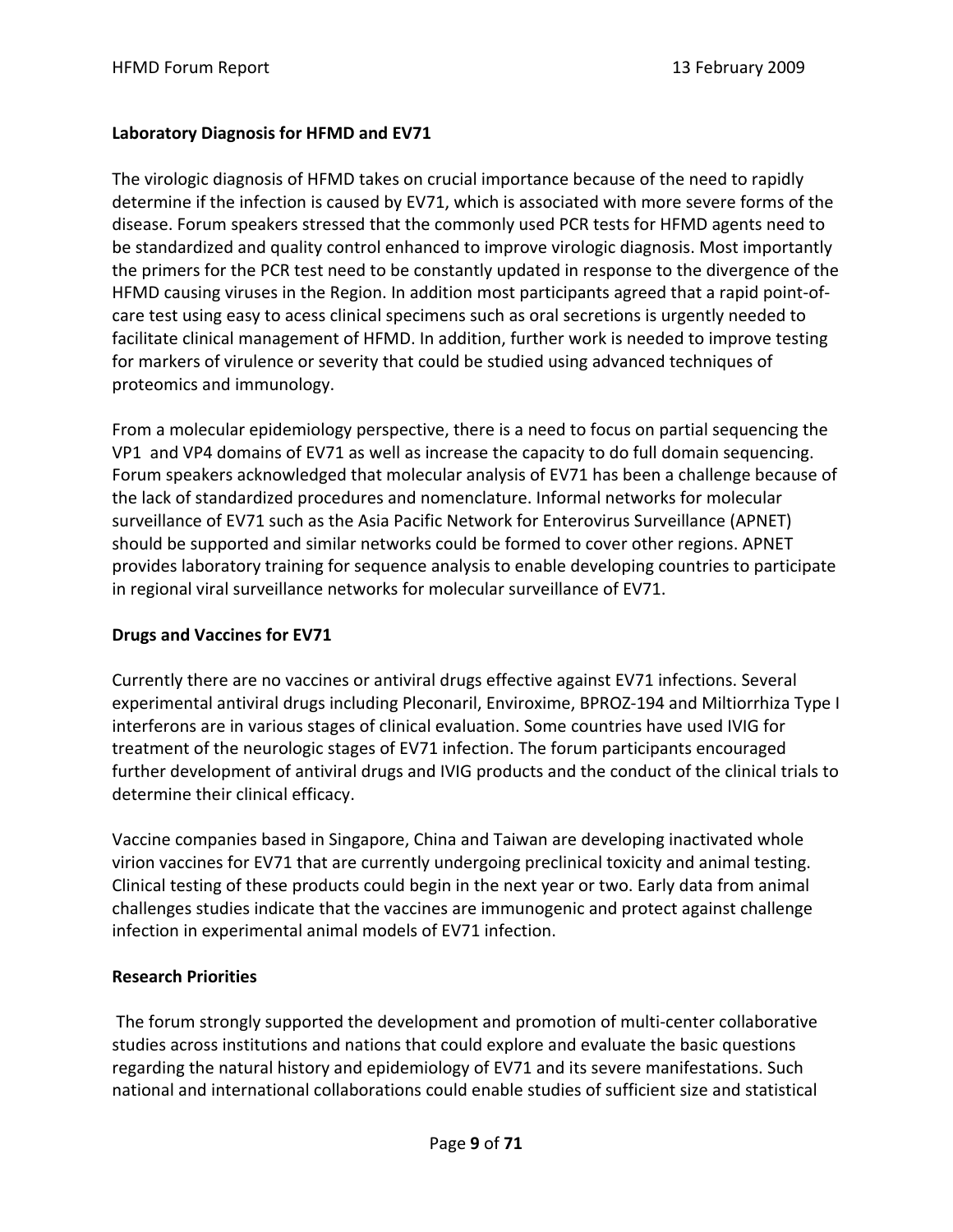**Laboratory Diagnosis for HFMD and EV71**

The virologic diagnosis of HFMD takes on crucial importance because of the need to rapidly determine if the infection is caused by EV71, which is associated with more severe forms of the disease. Forum speakers stressed that the commonly used PCR tests for HFMD agents need to be standardized and quality control enhanced to improve virologic diagnosis. Most importantly the primers for the PCR test need to be constantly updated in response to the divergence of the HFMD causing viruses in the Region. In addition most participants agreed that a rapid point-of-care test using easy to acess clinical specimens such as oral secretions is urgently needed to facilitate clinical management of HFMD. In addition, further work is needed to improve testing for markers of virulence or severity that could be studied using advanced techniques of proteomics and immunology.

From a molecular epidemiology perspective, there is a need to focus on partial sequencing the VP1 and VP4 domains of EV71 as well as increase the capacity to do full domain sequencing. Forum speakers acknowledged that molecular analysis of EV71 has been a challenge because of the lack of standardized procedures and nomenclature. Informal networks for molecular surveillance of EV71 such as the Asia Pacific Network for Enterovirus Surveillance (APNET) should be supported and similar networks could be formed to cover other regions. APNET provides laboratory training for sequence analysis to enable developing countries to participate in regional viral surveillance networks for molecular surveillance of EV71.

**Drugs and Vaccines for EV71**

Currently there are no vaccines or antiviral drugs effective against EV71 infections. Several experimental antiviral drugs including Pleconaril, Enviroxime, BPROZ-194 and Miltiorrhiza Type I interferons are in various stages of clinical evaluation. Some countries have used IVIG for treatment of the neurologic stages of EV71 infection. The forum participants encouraged further development of antiviral drugs and IVIG products and the conduct of the clinical trials to determine their clinical efficacy.

Vaccine companies based in Singapore, China and Taiwan are developing inactivated whole virion vaccines for EV71 that are currently undergoing preclinical toxicity and animal testing. Clinical testing of these products could begin in the next year or two. Early data from animal challenges studies indicate that the vaccines are immunogenic and protect against challenge infection in experimental animal models of EV71 infection.

**Research Priorities**

The forum strongly supported the development and promotion of multi-center collaborative studies across institutions and nations that could explore and evaluate the basic questions regarding the natural history and epidemiology of EV71 and its severe manifestations. Such national and international collaborations could enable studies of sufficient size and statistical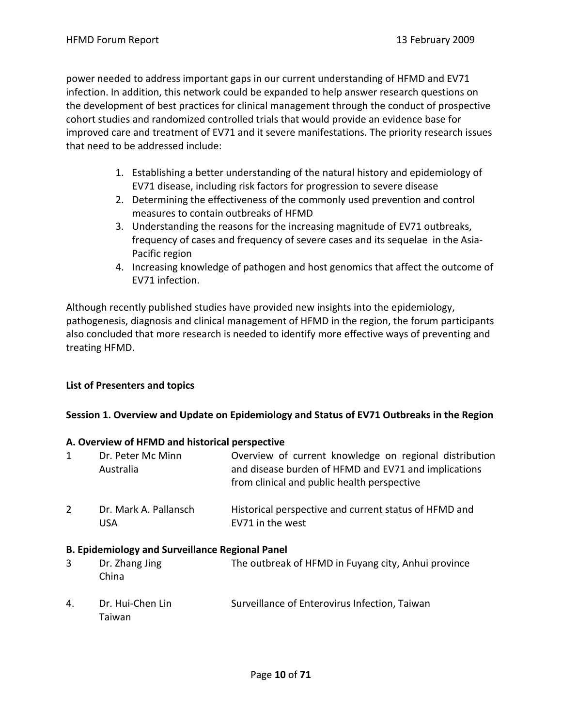power needed to address important gaps in our current understanding of HFMD and EV71 infection. In addition, this network could be expanded to help answer research questions on the development of best practices for clinical management through the conduct of prospective cohort studies and randomized controlled trials that would provide an evidence base for improved care and treatment of EV71 and it severe manifestations. The priority research issues that need to be addressed include:

1. Establishing a better understanding of the natural history and epidemiology of EV71 disease, including risk factors for progression to severe disease
2. Determining the effectiveness of the commonly used prevention and control measures to contain outbreaks of HFMD
3. Understanding the reasons for the increasing magnitude of EV71 outbreaks, frequency of cases and frequency of severe cases and its sequelae in the Asia-Pacific region
4. Increasing knowledge of pathogen and host genomics that affect the outcome of EV71 infection.

Although recently published studies have provided new insights into the epidemiology, pathogenesis, diagnosis and clinical management of HFMD in the region, the forum participants also concluded that more research is needed to identify more effective ways of preventing and treating HFMD.

**List of Presenters and topics**

**Session 1. Overview and Update on Epidemiology and Status of EV71 Outbreaks in the Region**

**A. Overview of HFMD and historical perspective**

| | | |
|---|---|---|
| 1 | Dr. Peter Mc Minn<br>Australia | Overview of current knowledge on regional distribution and disease burden of HFMD and EV71 and implications from clinical and public health perspective |
| 2 | Dr. Mark A. Pallansch<br>USA | Historical perspective and current status of HFMD and EV71 in the west |

**B. Epidemiology and Surveillance Regional Panel**

| | | |
|---|---|---|
| 3 | Dr. Zhang Jing<br>China | The outbreak of HFMD in Fuyang city, Anhui province |
| 4. | Dr. Hui-Chen Lin<br>Taiwan | Surveillance of Enterovirus Infection, Taiwan |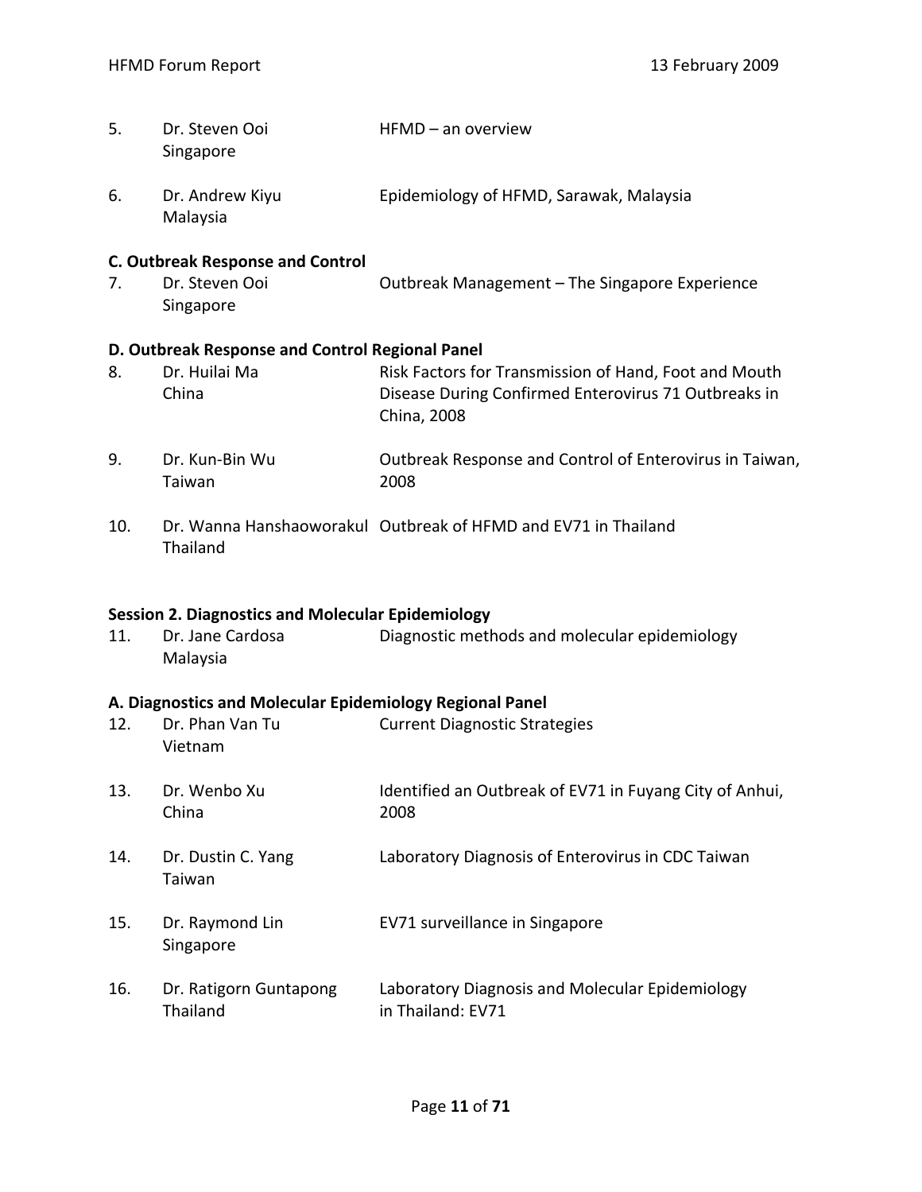| | | |
|---|---|---|
| 5. | Dr. Steven Ooi<br>Singapore | HFMD – an overview |
| 6. | Dr. Andrew Kiyu<br>Malaysia | Epidemiology of HFMD, Sarawak, Malaysia |

**C. Outbreak Response and Control**

| | | |
|---|---|---|
| 7. | Dr. Steven Ooi<br>Singapore | Outbreak Management – The Singapore Experience |

**D. Outbreak Response and Control Regional Panel**

| | | |
|---|---|---|
| 8. | Dr. Huilai Ma<br>China | Risk Factors for Transmission of Hand, Foot and Mouth Disease During Confirmed Enterovirus 71 Outbreaks in China, 2008 |
| 9. | Dr. Kun-Bin Wu<br>Taiwan | Outbreak Response and Control of Enterovirus in Taiwan, 2008 |
| 10. | Dr. Wanna Hanshaoworakul<br>Thailand | Outbreak of HFMD and EV71 in Thailand |

**Session 2. Diagnostics and Molecular Epidemiology**

| | | |
|---|---|---|
| 11. | Dr. Jane Cardosa<br>Malaysia | Diagnostic methods and molecular epidemiology |

**A. Diagnostics and Molecular Epidemiology Regional Panel**

| | | |
|---|---|---|
| 12. | Dr. Phan Van Tu<br>Vietnam | Current Diagnostic Strategies |
| 13. | Dr. Wenbo Xu<br>China | Identified an Outbreak of EV71 in Fuyang City of Anhui, 2008 |
| 14. | Dr. Dustin C. Yang<br>Taiwan | Laboratory Diagnosis of Enterovirus in CDC Taiwan |
| 15. | Dr. Raymond Lin<br>Singapore | EV71 surveillance in Singapore |
| 16. | Dr. Ratigorn Guntapong<br>Thailand | Laboratory Diagnosis and Molecular Epidemiology in Thailand: EV71 |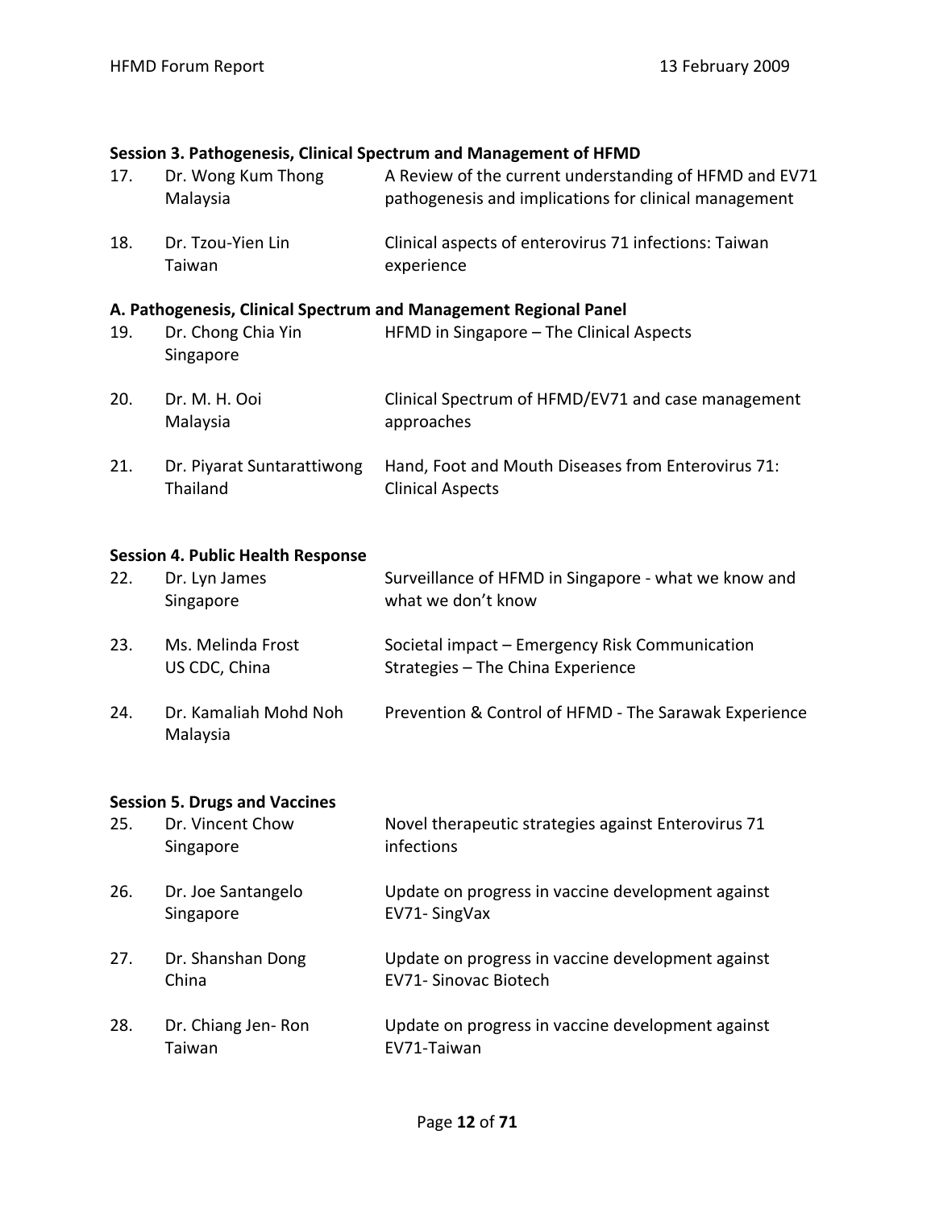**Session 3. Pathogenesis, Clinical Spectrum and Management of HFMD**

| | | |
|---|---|---|
| 17. | Dr. Wong Kum Thong<br>Malaysia | A Review of the current understanding of HFMD and EV71 pathogenesis and implications for clinical management |
| 18. | Dr. Tzou-Yien Lin<br>Taiwan | Clinical aspects of enterovirus 71 infections: Taiwan experience |

**A. Pathogenesis, Clinical Spectrum and Management Regional Panel**

| | | |
|---|---|---|
| 19. | Dr. Chong Chia Yin<br>Singapore | HFMD in Singapore – The Clinical Aspects |
| 20. | Dr. M. H. Ooi<br>Malaysia | Clinical Spectrum of HFMD/EV71 and case management approaches |
| 21. | Dr. Piyarat Suntarattiwong<br>Thailand | Hand, Foot and Mouth Diseases from Enterovirus 71: Clinical Aspects |

**Session 4. Public Health Response**

| | | |
|---|---|---|
| 22. | Dr. Lyn James<br>Singapore | Surveillance of HFMD in Singapore - what we know and what we don't know |
| 23. | Ms. Melinda Frost<br>US CDC, China | Societal impact – Emergency Risk Communication Strategies – The China Experience |
| 24. | Dr. Kamaliah Mohd Noh<br>Malaysia | Prevention & Control of HFMD - The Sarawak Experience |

**Session 5. Drugs and Vaccines**

| | | |
|---|---|---|
| 25. | Dr. Vincent Chow<br>Singapore | Novel therapeutic strategies against Enterovirus 71 infections |
| 26. | Dr. Joe Santangelo<br>Singapore | Update on progress in vaccine development against EV71- SingVax |
| 27. | Dr. Shanshan Dong<br>China | Update on progress in vaccine development against EV71- Sinovac Biotech |
| 28. | Dr. Chiang Jen- Ron<br>Taiwan | Update on progress in vaccine development against EV71-Taiwan |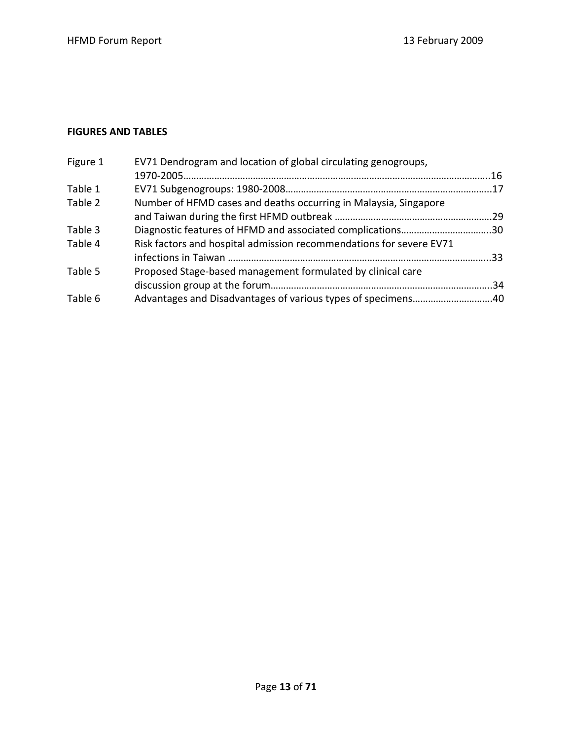## FIGURES AND TABLES

| | | |
|---|---|---|
| Figure 1 | EV71 Dendrogram and location of global circulating genogroups, 1970-2005 | 16 |
| Table 1 | EV71 Subgenogroups: 1980-2008 | 17 |
| Table 2 | Number of HFMD cases and deaths occurring in Malaysia, Singapore and Taiwan during the first HFMD outbreak | 29 |
| Table 3 | Diagnostic features of HFMD and associated complications | 30 |
| Table 4 | Risk factors and hospital admission recommendations for severe EV71 infections in Taiwan | 33 |
| Table 5 | Proposed Stage-based management formulated by clinical care discussion group at the forum | 34 |
| Table 6 | Advantages and Disadvantages of various types of specimens | 40 |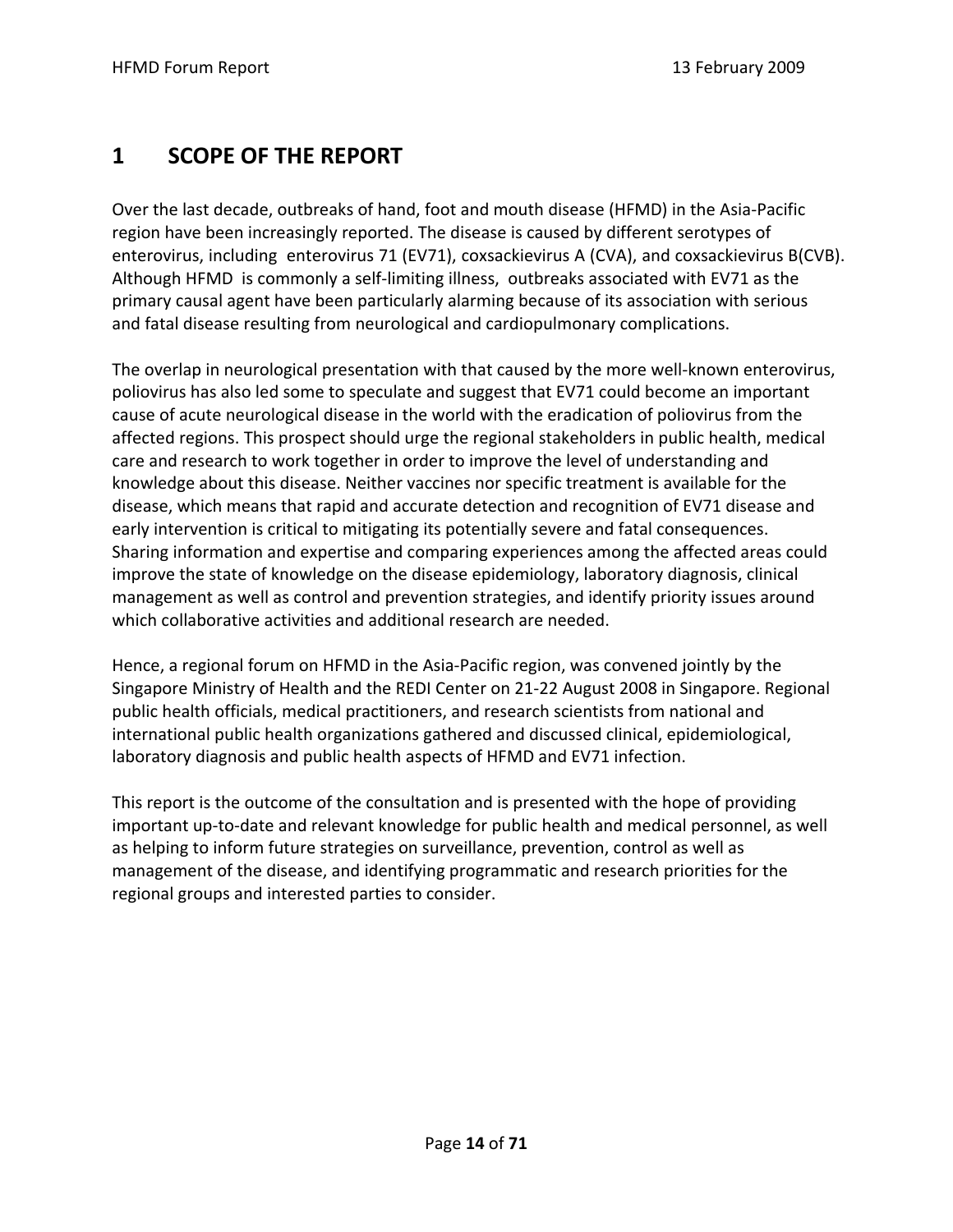# 1 SCOPE OF THE REPORT

Over the last decade, outbreaks of hand, foot and mouth disease (HFMD) in the Asia-Pacific region have been increasingly reported. The disease is caused by different serotypes of enterovirus, including enterovirus 71 (EV71), coxsackievirus A (CVA), and coxsackievirus B(CVB). Although HFMD is commonly a self-limiting illness, outbreaks associated with EV71 as the primary causal agent have been particularly alarming because of its association with serious and fatal disease resulting from neurological and cardiopulmonary complications.

The overlap in neurological presentation with that caused by the more well-known enterovirus, poliovirus has also led some to speculate and suggest that EV71 could become an important cause of acute neurological disease in the world with the eradication of poliovirus from the affected regions. This prospect should urge the regional stakeholders in public health, medical care and research to work together in order to improve the level of understanding and knowledge about this disease. Neither vaccines nor specific treatment is available for the disease, which means that rapid and accurate detection and recognition of EV71 disease and early intervention is critical to mitigating its potentially severe and fatal consequences. Sharing information and expertise and comparing experiences among the affected areas could improve the state of knowledge on the disease epidemiology, laboratory diagnosis, clinical management as well as control and prevention strategies, and identify priority issues around which collaborative activities and additional research are needed.

Hence, a regional forum on HFMD in the Asia-Pacific region, was convened jointly by the Singapore Ministry of Health and the REDI Center on 21-22 August 2008 in Singapore. Regional public health officials, medical practitioners, and research scientists from national and international public health organizations gathered and discussed clinical, epidemiological, laboratory diagnosis and public health aspects of HFMD and EV71 infection.

This report is the outcome of the consultation and is presented with the hope of providing important up-to-date and relevant knowledge for public health and medical personnel, as well as helping to inform future strategies on surveillance, prevention, control as well as management of the disease, and identifying programmatic and research priorities for the regional groups and interested parties to consider.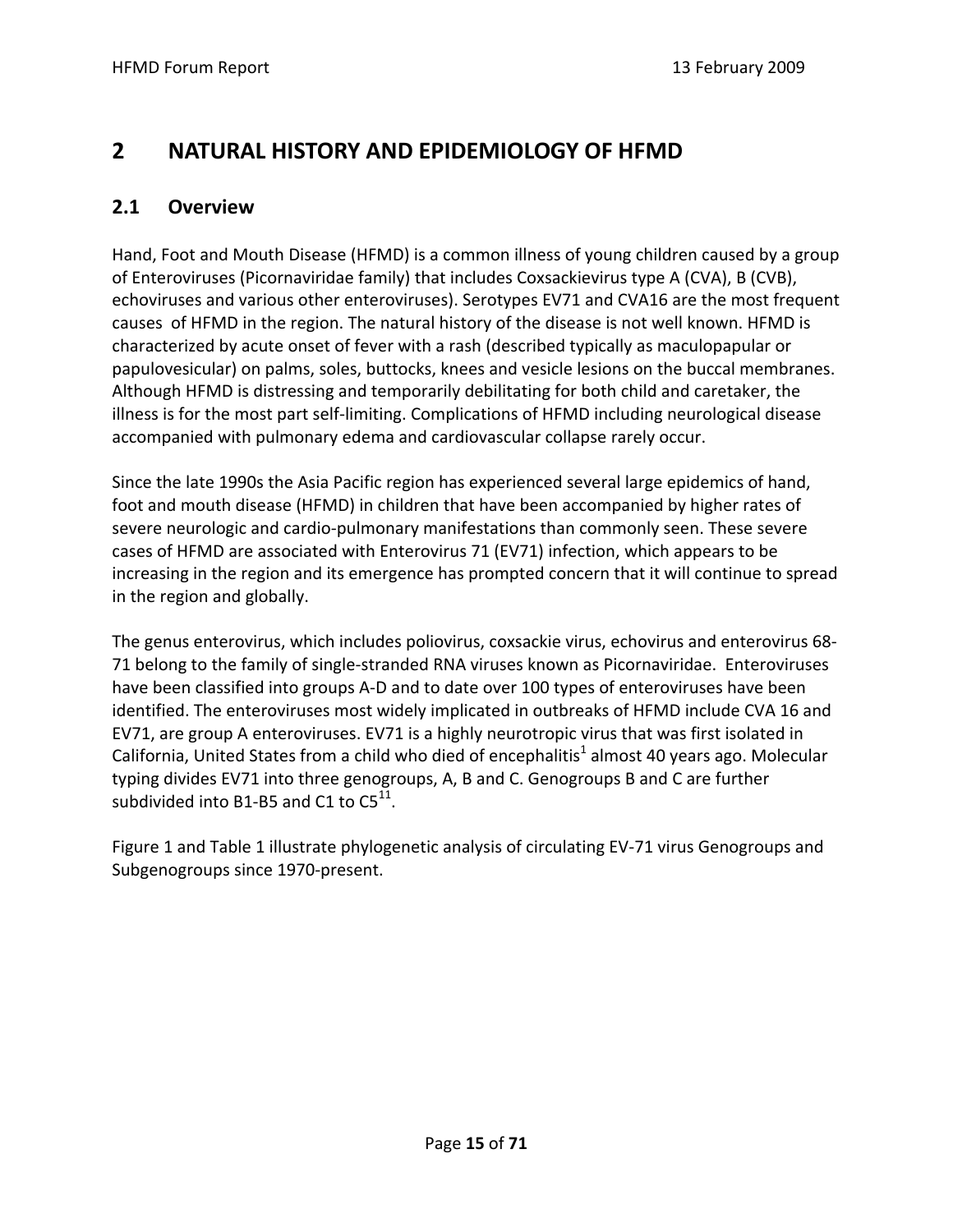# 2 NATURAL HISTORY AND EPIDEMIOLOGY OF HFMD

## 2.1 Overview

Hand, Foot and Mouth Disease (HFMD) is a common illness of young children caused by a group of Enteroviruses (Picornaviridae family) that includes Coxsackievirus type A (CVA), B (CVB), echoviruses and various other enteroviruses). Serotypes EV71 and CVA16 are the most frequent causes of HFMD in the region. The natural history of the disease is not well known. HFMD is characterized by acute onset of fever with a rash (described typically as maculopapular or papulovesicular) on palms, soles, buttocks, knees and vesicle lesions on the buccal membranes. Although HFMD is distressing and temporarily debilitating for both child and caretaker, the illness is for the most part self-limiting. Complications of HFMD including neurological disease accompanied with pulmonary edema and cardiovascular collapse rarely occur.

Since the late 1990s the Asia Pacific region has experienced several large epidemics of hand, foot and mouth disease (HFMD) in children that have been accompanied by higher rates of severe neurologic and cardio-pulmonary manifestations than commonly seen. These severe cases of HFMD are associated with Enterovirus 71 (EV71) infection, which appears to be increasing in the region and its emergence has prompted concern that it will continue to spread in the region and globally.

The genus enterovirus, which includes poliovirus, coxsackie virus, echovirus and enterovirus 68-71 belong to the family of single-stranded RNA viruses known as Picornaviridae. Enteroviruses have been classified into groups A-D and to date over 100 types of enteroviruses have been identified. The enteroviruses most widely implicated in outbreaks of HFMD include CVA 16 and EV71, are group A enteroviruses. EV71 is a highly neurotropic virus that was first isolated in California, United States from a child who died of encephalitis[1] almost 40 years ago. Molecular typing divides EV71 into three genogroups, A, B and C. Genogroups B and C are further subdivided into B1-B5 and C1 to C5[11].

Figure 1 and Table 1 illustrate phylogenetic analysis of circulating EV-71 virus Genogroups and Subgenogroups since 1970-present.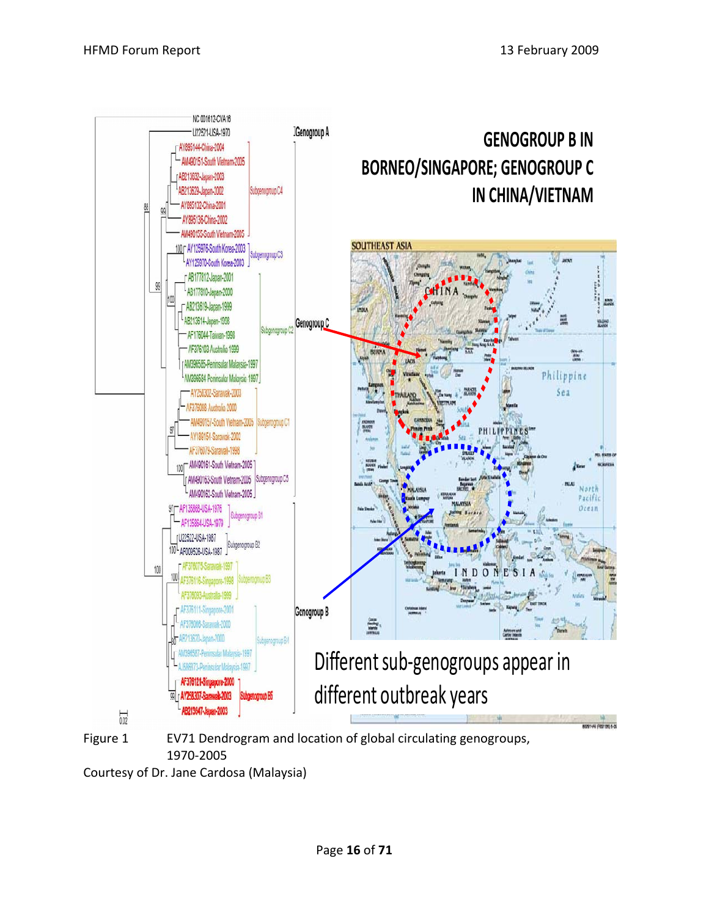Figure 1 EV71 Dendrogram and location of global circulating genogroups, 1970-2005

Courtesy of Dr. Jane Cardosa (Malaysia)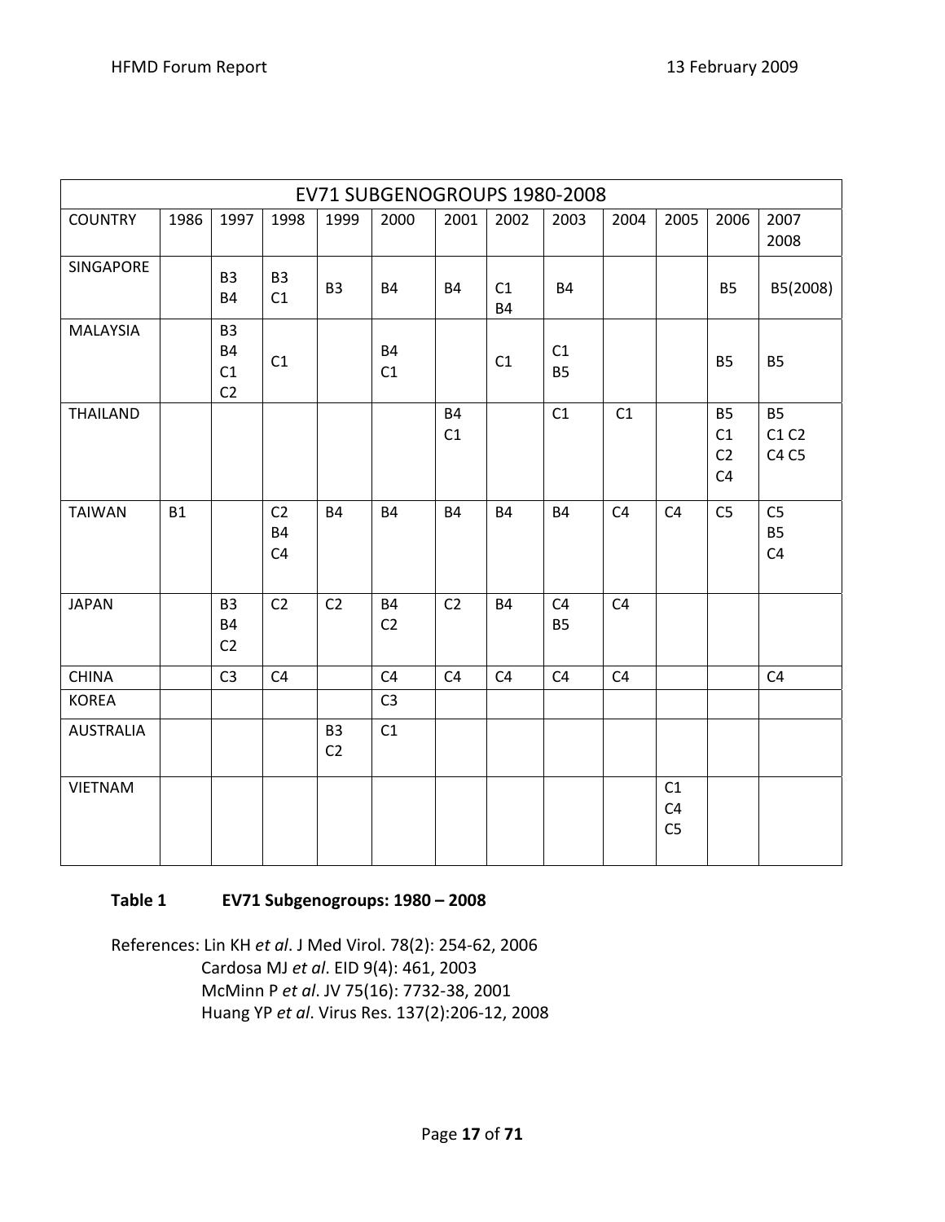| EV71 SUBGENOGROUPS 1980-2008 | | | | | | | | | | | |
|---|---|---|---|---|---|---|---|---|---|---|---|
| COUNTRY | 1986 | 1997 | 1998 | 1999 | 2000 | 2001 | 2002 | 2003 | 2004 | 2005 | 2006 | 2007 2008 |
| SINGAPORE | | B3 B4 | B3 C1 | B3 | B4 | B4 | C1 B4 | B4 | | | B5 | B5(2008) |
| MALAYSIA | | B3 B4 C1 C2 | C1 | | B4 C1 | | C1 | C1 B5 | | | B5 | B5 |
| THAILAND | | | | | | B4 C1 | | C1 | C1 | | B5 C1 C2 C4 | B5 C1 C2 C4 C5 |
| TAIWAN | B1 | | C2 B4 C4 | B4 | B4 | B4 | B4 | B4 | C4 | C4 | C5 | C5 B5 C4 |
| JAPAN | | B3 B4 C2 | C2 | C2 | B4 C2 | C2 | B4 | C4 B5 | C4 | | | |
| CHINA | | C3 | C4 | | C4 | C4 | C4 | C4 | C4 | | | C4 |
| KOREA | | | | | C3 | | | | | | | |
| AUSTRALIA | | | | B3 C2 | C1 | | | | | | | |
| VIETNAM | | | | | | | | | | C1 C4 C5 | | |

**Table 1 EV71 Subgenogroups: 1980 – 2008**

References: Lin KH *et al*. J Med Virol. 78(2): 254-62, 2006
Cardosa MJ *et al*. EID 9(4): 461, 2003
McMinn P *et al*. JV 75(16): 7732-38, 2001
Huang YP *et al*. Virus Res. 137(2):206-12, 2008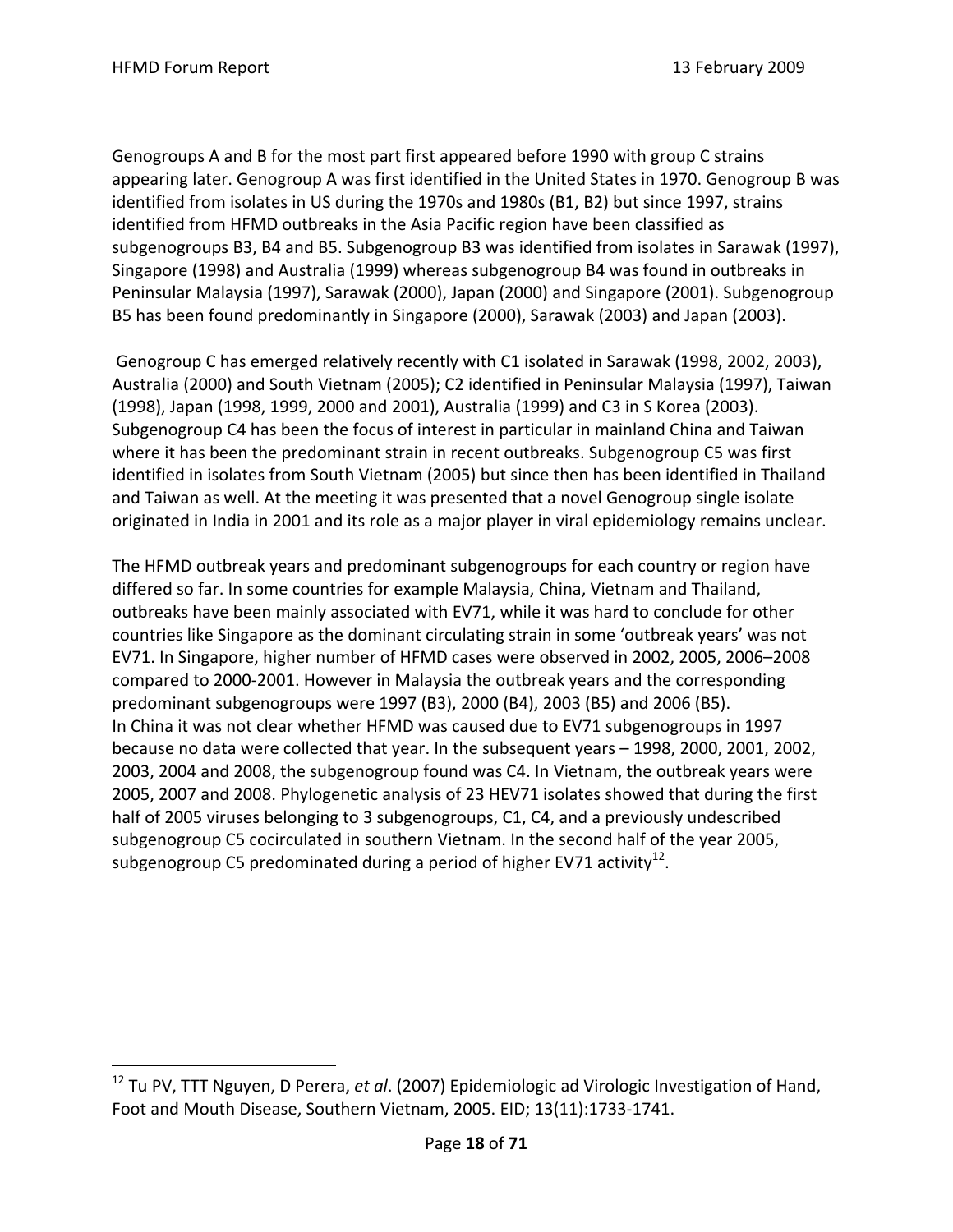Genogroups A and B for the most part first appeared before 1990 with group C strains appearing later. Genogroup A was first identified in the United States in 1970. Genogroup B was identified from isolates in US during the 1970s and 1980s (B1, B2) but since 1997, strains identified from HFMD outbreaks in the Asia Pacific region have been classified as subgenogroups B3, B4 and B5. Subgenogroup B3 was identified from isolates in Sarawak (1997), Singapore (1998) and Australia (1999) whereas subgenogroup B4 was found in outbreaks in Peninsular Malaysia (1997), Sarawak (2000), Japan (2000) and Singapore (2001). Subgenogroup B5 has been found predominantly in Singapore (2000), Sarawak (2003) and Japan (2003).

Genogroup C has emerged relatively recently with C1 isolated in Sarawak (1998, 2002, 2003), Australia (2000) and South Vietnam (2005); C2 identified in Peninsular Malaysia (1997), Taiwan (1998), Japan (1998, 1999, 2000 and 2001), Australia (1999) and C3 in S Korea (2003). Subgenogroup C4 has been the focus of interest in particular in mainland China and Taiwan where it has been the predominant strain in recent outbreaks. Subgenogroup C5 was first identified in isolates from South Vietnam (2005) but since then has been identified in Thailand and Taiwan as well. At the meeting it was presented that a novel Genogroup single isolate originated in India in 2001 and its role as a major player in viral epidemiology remains unclear.

The HFMD outbreak years and predominant subgenogroups for each country or region have differed so far. In some countries for example Malaysia, China, Vietnam and Thailand, outbreaks have been mainly associated with EV71, while it was hard to conclude for other countries like Singapore as the dominant circulating strain in some 'outbreak years' was not EV71. In Singapore, higher number of HFMD cases were observed in 2002, 2005, 2006–2008 compared to 2000-2001. However in Malaysia the outbreak years and the corresponding predominant subgenogroups were 1997 (B3), 2000 (B4), 2003 (B5) and 2006 (B5). In China it was not clear whether HFMD was caused due to EV71 subgenogroups in 1997 because no data were collected that year. In the subsequent years – 1998, 2000, 2001, 2002, 2003, 2004 and 2008, the subgenogroup found was C4. In Vietnam, the outbreak years were 2005, 2007 and 2008. Phylogenetic analysis of 23 HEV71 isolates showed that during the first half of 2005 viruses belonging to 3 subgenogroups, C1, C4, and a previously undescribed subgenogroup C5 cocirculated in southern Vietnam. In the second half of the year 2005, subgenogroup C5 predominated during a period of higher EV71 activity[12].

[12] Tu PV, TTT Nguyen, D Perera, *et al*. (2007) Epidemiologic ad Virologic Investigation of Hand, Foot and Mouth Disease, Southern Vietnam, 2005. EID; 13(11):1733-1741.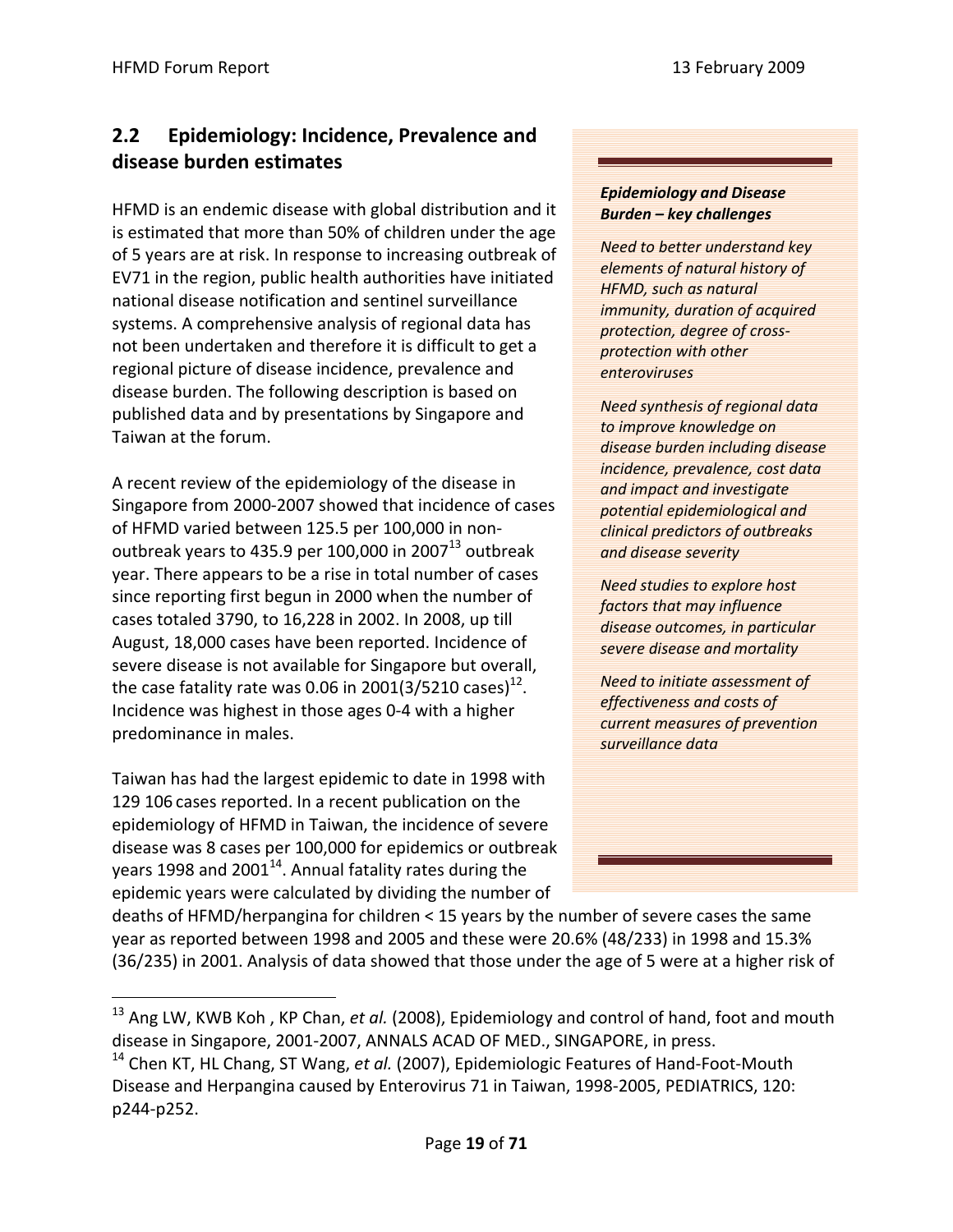## 2.2 Epidemiology: Incidence, Prevalence and disease burden estimates

HFMD is an endemic disease with global distribution and it is estimated that more than 50% of children under the age of 5 years are at risk. In response to increasing outbreak of EV71 in the region, public health authorities have initiated national disease notification and sentinel surveillance systems. A comprehensive analysis of regional data has not been undertaken and therefore it is difficult to get a regional picture of disease incidence, prevalence and disease burden. The following description is based on published data and by presentations by Singapore and Taiwan at the forum.

A recent review of the epidemiology of the disease in Singapore from 2000-2007 showed that incidence of cases of HFMD varied between 125.5 per 100,000 in non-outbreak years to 435.9 per 100,000 in 2007[13] outbreak year. There appears to be a rise in total number of cases since reporting first begun in 2000 when the number of cases totaled 3790, to 16,228 in 2002. In 2008, up till August, 18,000 cases have been reported. Incidence of severe disease is not available for Singapore but overall, the case fatality rate was 0.06 in 2001(3/5210 cases)[12]. Incidence was highest in those ages 0-4 with a higher predominance in males.

Taiwan has had the largest epidemic to date in 1998 with 129 106 cases reported. In a recent publication on the epidemiology of HFMD in Taiwan, the incidence of severe disease was 8 cases per 100,000 for epidemics or outbreak years 1998 and 2001[14]. Annual fatality rates during the epidemic years were calculated by dividing the number of deaths of HFMD/herpangina for children < 15 years by the number of severe cases the same year as reported between 1998 and 2005 and these were 20.6% (48/233) in 1998 and 15.3% (36/235) in 2001. Analysis of data showed that those under the age of 5 were at a higher risk of

> ***Epidemiology and Disease Burden – key challenges***
>
> *Need to better understand key elements of natural history of HFMD, such as natural immunity, duration of acquired protection, degree of cross-protection with other enteroviruses*
>
> *Need synthesis of regional data to improve knowledge on disease burden including disease incidence, prevalence, cost data and impact and investigate potential epidemiological and clinical predictors of outbreaks and disease severity*
>
> *Need studies to explore host factors that may influence disease outcomes, in particular severe disease and mortality*
>
> *Need to initiate assessment of effectiveness and costs of current measures of prevention surveillance data*

---

[13] Ang LW, KWB Koh , KP Chan, *et al.* (2008), Epidemiology and control of hand, foot and mouth disease in Singapore, 2001-2007, ANNALS ACAD OF MED., SINGAPORE, in press.

[14] Chen KT, HL Chang, ST Wang, *et al.* (2007), Epidemiologic Features of Hand-Foot-Mouth Disease and Herpangina caused by Enterovirus 71 in Taiwan, 1998-2005, PEDIATRICS, 120: p244-p252.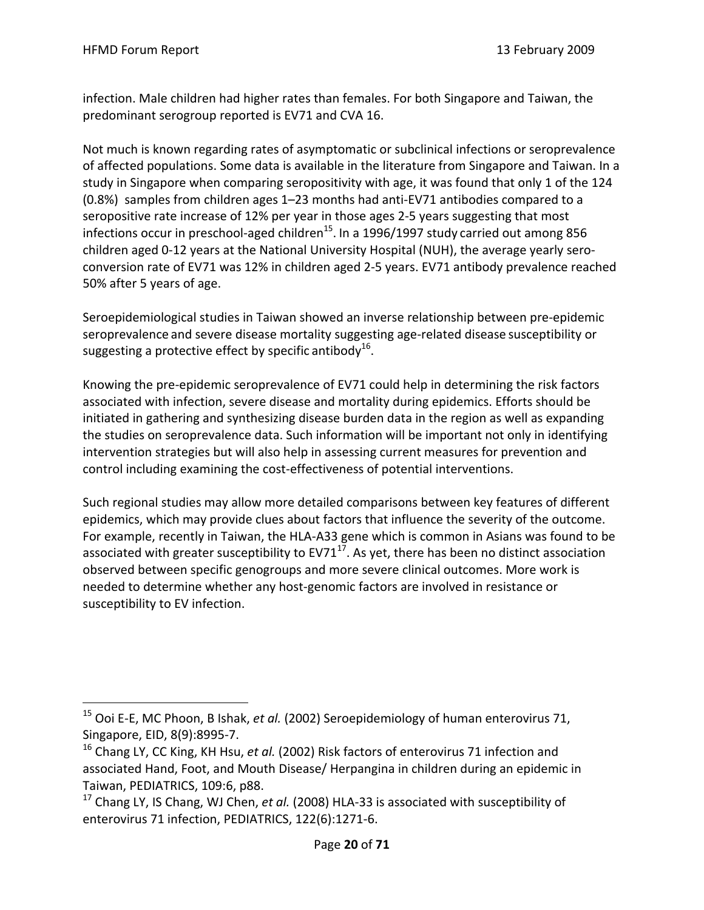infection. Male children had higher rates than females. For both Singapore and Taiwan, the predominant serogroup reported is EV71 and CVA 16.

Not much is known regarding rates of asymptomatic or subclinical infections or seroprevalence of affected populations. Some data is available in the literature from Singapore and Taiwan. In a study in Singapore when comparing seropositivity with age, it was found that only 1 of the 124 (0.8%) samples from children ages 1–23 months had anti-EV71 antibodies compared to a seropositive rate increase of 12% per year in those ages 2-5 years suggesting that most infections occur in preschool-aged children[15]. In a 1996/1997 study carried out among 856 children aged 0-12 years at the National University Hospital (NUH), the average yearly sero-conversion rate of EV71 was 12% in children aged 2-5 years. EV71 antibody prevalence reached 50% after 5 years of age.

Seroepidemiological studies in Taiwan showed an inverse relationship between pre-epidemic seroprevalence and severe disease mortality suggesting age-related disease susceptibility or suggesting a protective effect by specific antibody[16].

Knowing the pre-epidemic seroprevalence of EV71 could help in determining the risk factors associated with infection, severe disease and mortality during epidemics. Efforts should be initiated in gathering and synthesizing disease burden data in the region as well as expanding the studies on seroprevalence data. Such information will be important not only in identifying intervention strategies but will also help in assessing current measures for prevention and control including examining the cost-effectiveness of potential interventions.

Such regional studies may allow more detailed comparisons between key features of different epidemics, which may provide clues about factors that influence the severity of the outcome. For example, recently in Taiwan, the HLA-A33 gene which is common in Asians was found to be associated with greater susceptibility to EV71[17]. As yet, there has been no distinct association observed between specific genogroups and more severe clinical outcomes. More work is needed to determine whether any host-genomic factors are involved in resistance or susceptibility to EV infection.

---

[15] Ooi E-E, MC Phoon, B Ishak, *et al.* (2002) Seroepidemiology of human enterovirus 71, Singapore, EID, 8(9):8995-7.

[16] Chang LY, CC King, KH Hsu, *et al.* (2002) Risk factors of enterovirus 71 infection and associated Hand, Foot, and Mouth Disease/ Herpangina in children during an epidemic in Taiwan, PEDIATRICS, 109:6, p88.

[17] Chang LY, IS Chang, WJ Chen, *et al.* (2008) HLA-33 is associated with susceptibility of enterovirus 71 infection, PEDIATRICS, 122(6):1271-6.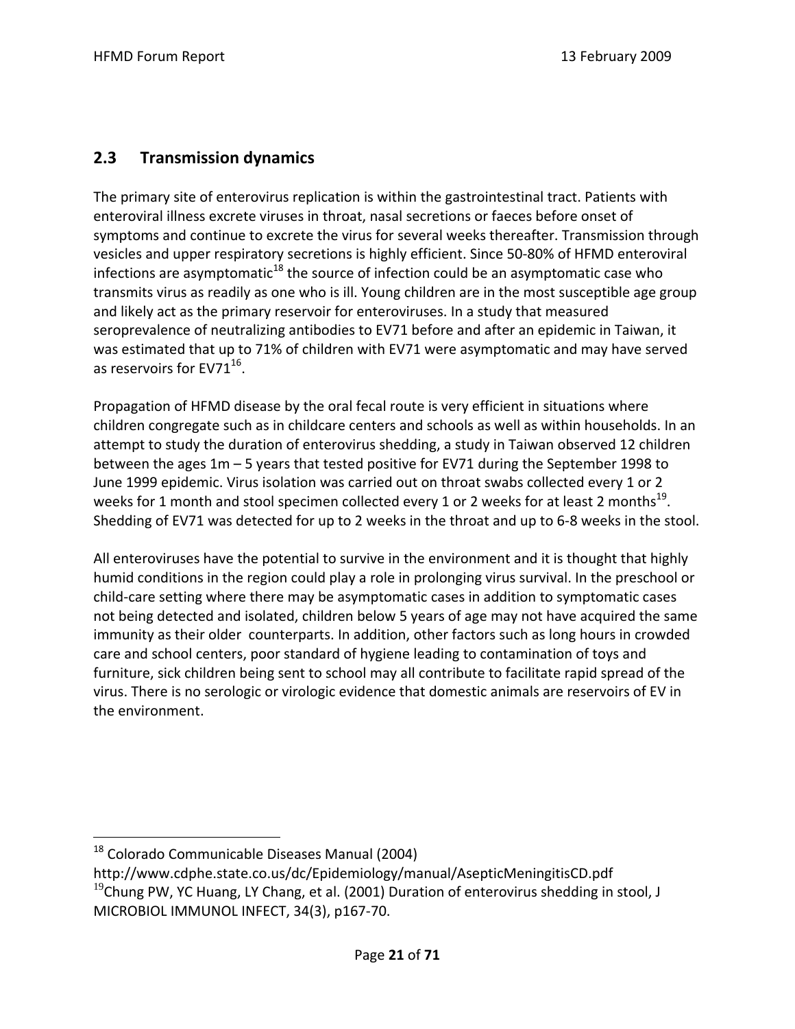## 2.3 Transmission dynamics

The primary site of enterovirus replication is within the gastrointestinal tract. Patients with enteroviral illness excrete viruses in throat, nasal secretions or faeces before onset of symptoms and continue to excrete the virus for several weeks thereafter. Transmission through vesicles and upper respiratory secretions is highly efficient. Since 50-80% of HFMD enteroviral infections are asymptomatic[18] the source of infection could be an asymptomatic case who transmits virus as readily as one who is ill. Young children are in the most susceptible age group and likely act as the primary reservoir for enteroviruses. In a study that measured seroprevalence of neutralizing antibodies to EV71 before and after an epidemic in Taiwan, it was estimated that up to 71% of children with EV71 were asymptomatic and may have served as reservoirs for EV71[16].

Propagation of HFMD disease by the oral fecal route is very efficient in situations where children congregate such as in childcare centers and schools as well as within households. In an attempt to study the duration of enterovirus shedding, a study in Taiwan observed 12 children between the ages 1m – 5 years that tested positive for EV71 during the September 1998 to June 1999 epidemic. Virus isolation was carried out on throat swabs collected every 1 or 2 weeks for 1 month and stool specimen collected every 1 or 2 weeks for at least 2 months[19]. Shedding of EV71 was detected for up to 2 weeks in the throat and up to 6-8 weeks in the stool.

All enteroviruses have the potential to survive in the environment and it is thought that highly humid conditions in the region could play a role in prolonging virus survival. In the preschool or child-care setting where there may be asymptomatic cases in addition to symptomatic cases not being detected and isolated, children below 5 years of age may not have acquired the same immunity as their older counterparts. In addition, other factors such as long hours in crowded care and school centers, poor standard of hygiene leading to contamination of toys and furniture, sick children being sent to school may all contribute to facilitate rapid spread of the virus. There is no serologic or virologic evidence that domestic animals are reservoirs of EV in the environment.

---

[18] Colorado Communicable Diseases Manual (2004) http://www.cdphe.state.co.us/dc/Epidemiology/manual/AsepticMeningitisCD.pdf

[19] Chung PW, YC Huang, LY Chang, et al. (2001) Duration of enterovirus shedding in stool, J MICROBIOL IMMUNOL INFECT, 34(3), p167-70.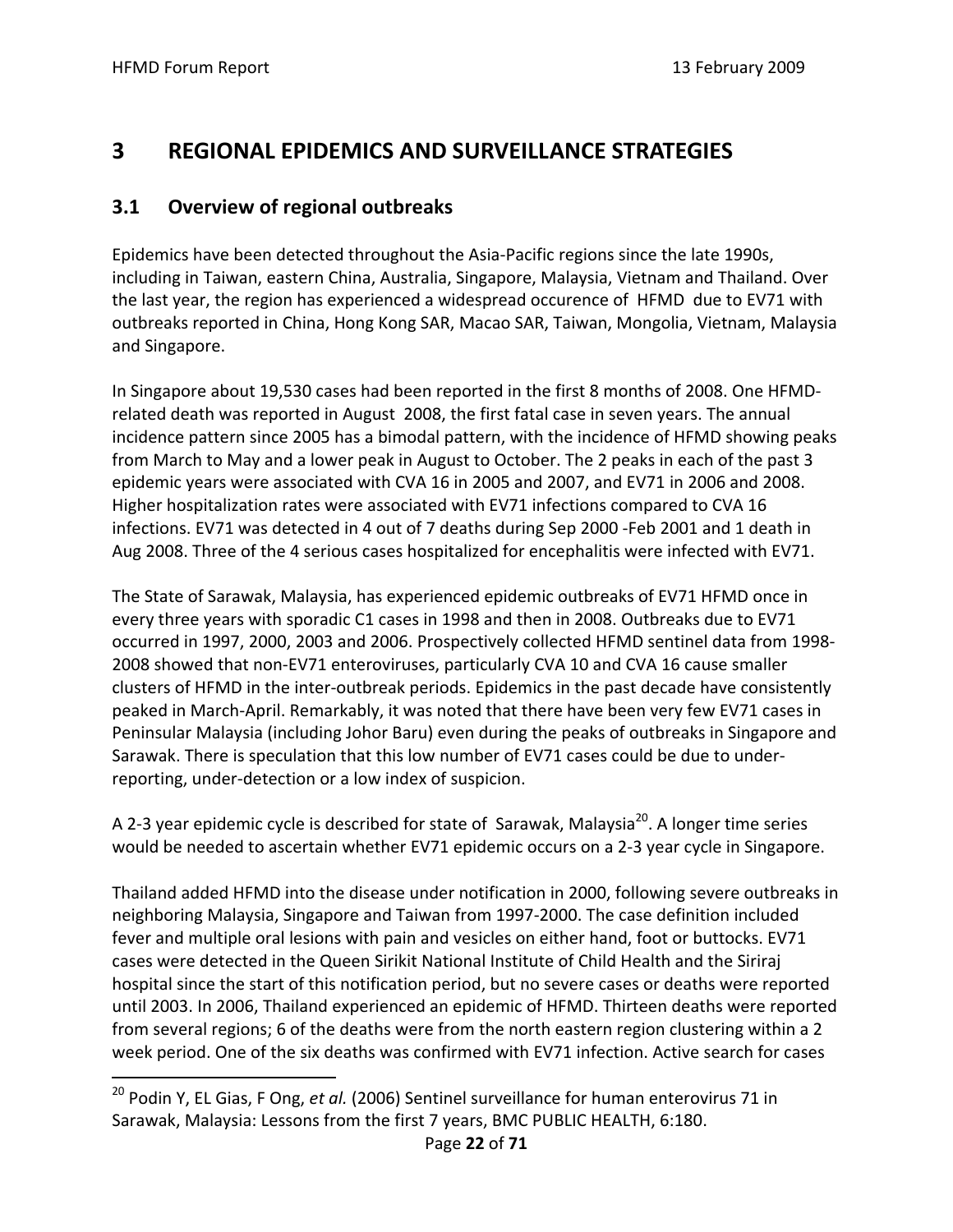# 3 REGIONAL EPIDEMICS AND SURVEILLANCE STRATEGIES

## 3.1 Overview of regional outbreaks

Epidemics have been detected throughout the Asia-Pacific regions since the late 1990s, including in Taiwan, eastern China, Australia, Singapore, Malaysia, Vietnam and Thailand. Over the last year, the region has experienced a widespread occurence of HFMD due to EV71 with outbreaks reported in China, Hong Kong SAR, Macao SAR, Taiwan, Mongolia, Vietnam, Malaysia and Singapore.

In Singapore about 19,530 cases had been reported in the first 8 months of 2008. One HFMD-related death was reported in August 2008, the first fatal case in seven years. The annual incidence pattern since 2005 has a bimodal pattern, with the incidence of HFMD showing peaks from March to May and a lower peak in August to October. The 2 peaks in each of the past 3 epidemic years were associated with CVA 16 in 2005 and 2007, and EV71 in 2006 and 2008. Higher hospitalization rates were associated with EV71 infections compared to CVA 16 infections. EV71 was detected in 4 out of 7 deaths during Sep 2000 -Feb 2001 and 1 death in Aug 2008. Three of the 4 serious cases hospitalized for encephalitis were infected with EV71.

The State of Sarawak, Malaysia, has experienced epidemic outbreaks of EV71 HFMD once in every three years with sporadic C1 cases in 1998 and then in 2008. Outbreaks due to EV71 occurred in 1997, 2000, 2003 and 2006. Prospectively collected HFMD sentinel data from 1998-2008 showed that non-EV71 enteroviruses, particularly CVA 10 and CVA 16 cause smaller clusters of HFMD in the inter-outbreak periods. Epidemics in the past decade have consistently peaked in March-April. Remarkably, it was noted that there have been very few EV71 cases in Peninsular Malaysia (including Johor Baru) even during the peaks of outbreaks in Singapore and Sarawak. There is speculation that this low number of EV71 cases could be due to under-reporting, under-detection or a low index of suspicion.

A 2-3 year epidemic cycle is described for state of Sarawak, Malaysia[20]. A longer time series would be needed to ascertain whether EV71 epidemic occurs on a 2-3 year cycle in Singapore.

Thailand added HFMD into the disease under notification in 2000, following severe outbreaks in neighboring Malaysia, Singapore and Taiwan from 1997-2000. The case definition included fever and multiple oral lesions with pain and vesicles on either hand, foot or buttocks. EV71 cases were detected in the Queen Sirikit National Institute of Child Health and the Siriraj hospital since the start of this notification period, but no severe cases or deaths were reported until 2003. In 2006, Thailand experienced an epidemic of HFMD. Thirteen deaths were reported from several regions; 6 of the deaths were from the north eastern region clustering within a 2 week period. One of the six deaths was confirmed with EV71 infection. Active search for cases

---

[20] Podin Y, EL Gias, F Ong, *et al.* (2006) Sentinel surveillance for human enterovirus 71 in Sarawak, Malaysia: Lessons from the first 7 years, BMC PUBLIC HEALTH, 6:180.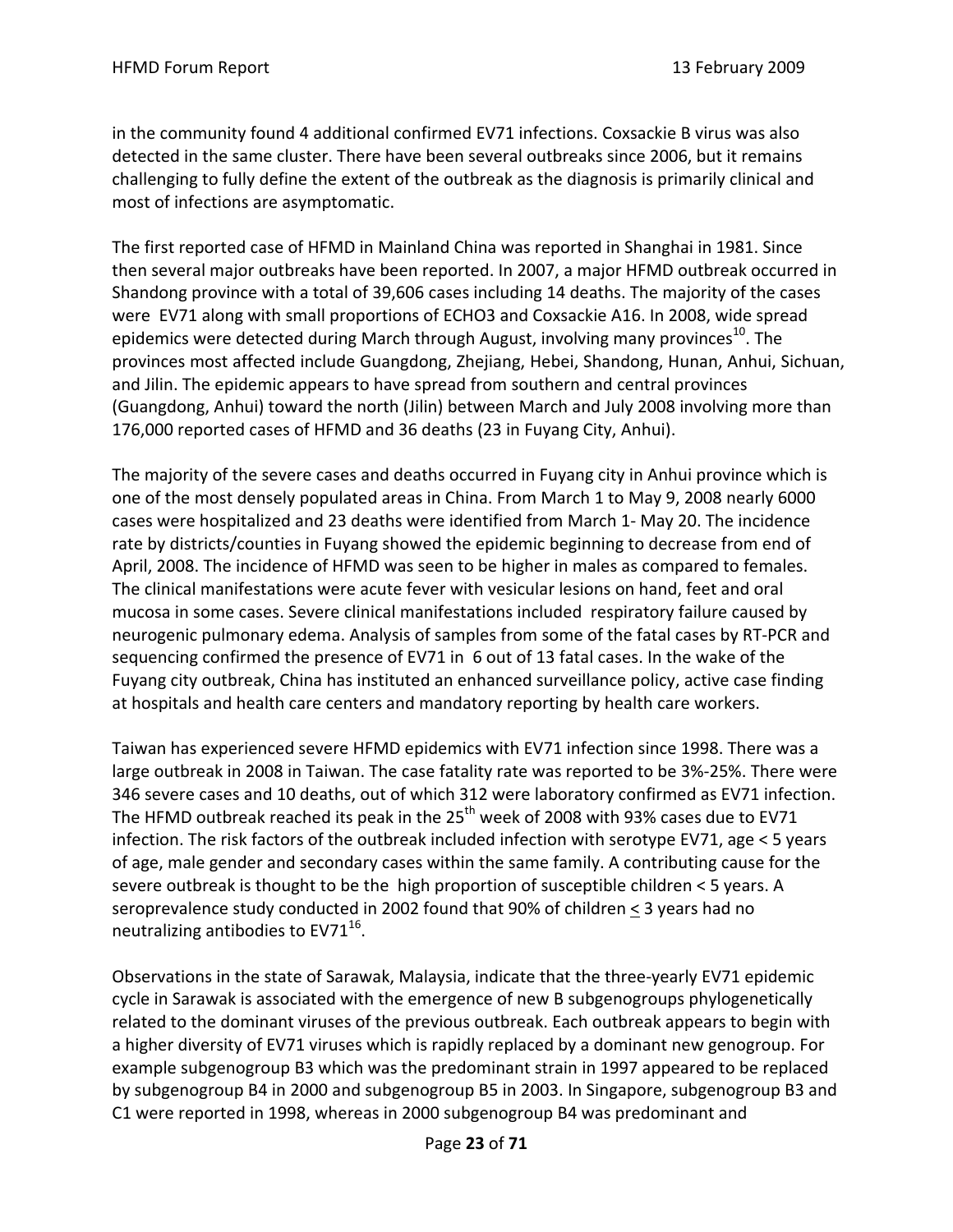in the community found 4 additional confirmed EV71 infections. Coxsackie B virus was also detected in the same cluster. There have been several outbreaks since 2006, but it remains challenging to fully define the extent of the outbreak as the diagnosis is primarily clinical and most of infections are asymptomatic.

The first reported case of HFMD in Mainland China was reported in Shanghai in 1981. Since then several major outbreaks have been reported. In 2007, a major HFMD outbreak occurred in Shandong province with a total of 39,606 cases including 14 deaths. The majority of the cases were EV71 along with small proportions of ECHO3 and Coxsackie A16. In 2008, wide spread epidemics were detected during March through August, involving many provinces[10]. The provinces most affected include Guangdong, Zhejiang, Hebei, Shandong, Hunan, Anhui, Sichuan, and Jilin. The epidemic appears to have spread from southern and central provinces (Guangdong, Anhui) toward the north (Jilin) between March and July 2008 involving more than 176,000 reported cases of HFMD and 36 deaths (23 in Fuyang City, Anhui).

The majority of the severe cases and deaths occurred in Fuyang city in Anhui province which is one of the most densely populated areas in China. From March 1 to May 9, 2008 nearly 6000 cases were hospitalized and 23 deaths were identified from March 1- May 20. The incidence rate by districts/counties in Fuyang showed the epidemic beginning to decrease from end of April, 2008. The incidence of HFMD was seen to be higher in males as compared to females. The clinical manifestations were acute fever with vesicular lesions on hand, feet and oral mucosa in some cases. Severe clinical manifestations included respiratory failure caused by neurogenic pulmonary edema. Analysis of samples from some of the fatal cases by RT-PCR and sequencing confirmed the presence of EV71 in 6 out of 13 fatal cases. In the wake of the Fuyang city outbreak, China has instituted an enhanced surveillance policy, active case finding at hospitals and health care centers and mandatory reporting by health care workers.

Taiwan has experienced severe HFMD epidemics with EV71 infection since 1998. There was a large outbreak in 2008 in Taiwan. The case fatality rate was reported to be 3%-25%. There were 346 severe cases and 10 deaths, out of which 312 were laboratory confirmed as EV71 infection. The HFMD outbreak reached its peak in the 25th week of 2008 with 93% cases due to EV71 infection. The risk factors of the outbreak included infection with serotype EV71, age < 5 years of age, male gender and secondary cases within the same family. A contributing cause for the severe outbreak is thought to be the high proportion of susceptible children < 5 years. A seroprevalence study conducted in 2002 found that 90% of children ≤ 3 years had no neutralizing antibodies to EV71[16].

Observations in the state of Sarawak, Malaysia, indicate that the three-yearly EV71 epidemic cycle in Sarawak is associated with the emergence of new B subgenogroups phylogenetically related to the dominant viruses of the previous outbreak. Each outbreak appears to begin with a higher diversity of EV71 viruses which is rapidly replaced by a dominant new genogroup. For example subgenogroup B3 which was the predominant strain in 1997 appeared to be replaced by subgenogroup B4 in 2000 and subgenogroup B5 in 2003. In Singapore, subgenogroup B3 and C1 were reported in 1998, whereas in 2000 subgenogroup B4 was predominant and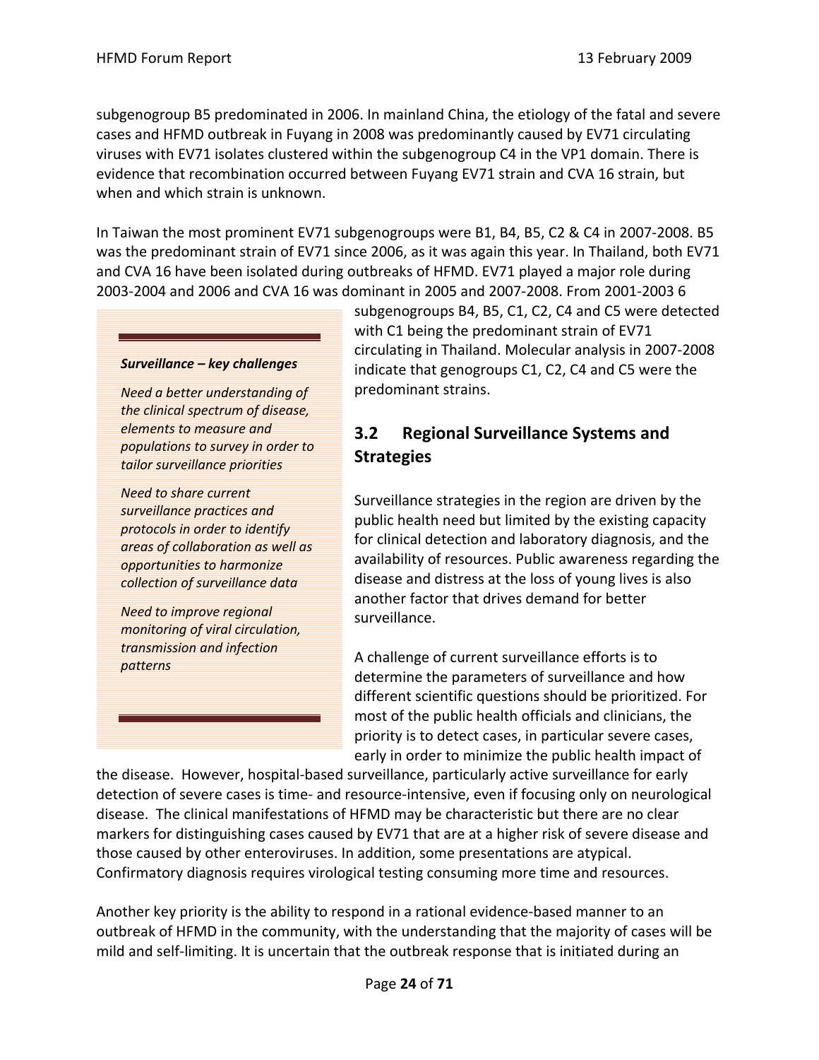subgenogroup B5 predominated in 2006. In mainland China, the etiology of the fatal and severe cases and HFMD outbreak in Fuyang in 2008 was predominantly caused by EV71 circulating viruses with EV71 isolates clustered within the subgenogroup C4 in the VP1 domain. There is evidence that recombination occurred between Fuyang EV71 strain and CVA 16 strain, but when and which strain is unknown.

In Taiwan the most prominent EV71 subgenogroups were B1, B4, B5, C2 & C4 in 2007-2008. B5 was the predominant strain of EV71 since 2006, as it was again this year. In Thailand, both EV71 and CVA 16 have been isolated during outbreaks of HFMD. EV71 played a major role during 2003-2004 and 2006 and CVA 16 was dominant in 2005 and 2007-2008. From 2001-2003 6 subgenogroups B4, B5, C1, C2, C4 and C5 were detected with C1 being the predominant strain of EV71 circulating in Thailand. Molecular analysis in 2007-2008 indicate that genogroups C1, C2, C4 and C5 were the predominant strains.

> ***Surveillance – key challenges***
>
> *Need a better understanding of the clinical spectrum of disease, elements to measure and populations to survey in order to tailor surveillance priorities*
>
> *Need to share current surveillance practices and protocols in order to identify areas of collaboration as well as opportunities to harmonize collection of surveillance data*
>
> *Need to improve regional monitoring of viral circulation, transmission and infection patterns*

## 3.2 Regional Surveillance Systems and Strategies

Surveillance strategies in the region are driven by the public health need but limited by the existing capacity for clinical detection and laboratory diagnosis, and the availability of resources. Public awareness regarding the disease and distress at the loss of young lives is also another factor that drives demand for better surveillance.

A challenge of current surveillance efforts is to determine the parameters of surveillance and how different scientific questions should be prioritized. For most of the public health officials and clinicians, the priority is to detect cases, in particular severe cases, early in order to minimize the public health impact of the disease. However, hospital-based surveillance, particularly active surveillance for early detection of severe cases is time- and resource-intensive, even if focusing only on neurological disease. The clinical manifestations of HFMD may be characteristic but there are no clear markers for distinguishing cases caused by EV71 that are at a higher risk of severe disease and those caused by other enteroviruses. In addition, some presentations are atypical. Confirmatory diagnosis requires virological testing consuming more time and resources.

Another key priority is the ability to respond in a rational evidence-based manner to an outbreak of HFMD in the community, with the understanding that the majority of cases will be mild and self-limiting. It is uncertain that the outbreak response that is initiated during an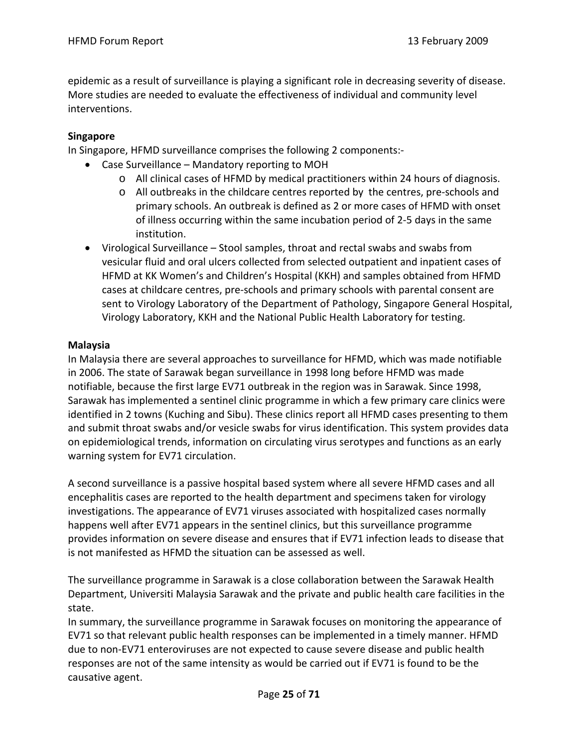epidemic as a result of surveillance is playing a significant role in decreasing severity of disease. More studies are needed to evaluate the effectiveness of individual and community level interventions.

**Singapore**

In Singapore, HFMD surveillance comprises the following 2 components:-

- Case Surveillance – Mandatory reporting to MOH
    - All clinical cases of HFMD by medical practitioners within 24 hours of diagnosis.
    - All outbreaks in the childcare centres reported by the centres, pre-schools and primary schools. An outbreak is defined as 2 or more cases of HFMD with onset of illness occurring within the same incubation period of 2-5 days in the same institution.
- Virological Surveillance – Stool samples, throat and rectal swabs and swabs from vesicular fluid and oral ulcers collected from selected outpatient and inpatient cases of HFMD at KK Women's and Children's Hospital (KKH) and samples obtained from HFMD cases at childcare centres, pre-schools and primary schools with parental consent are sent to Virology Laboratory of the Department of Pathology, Singapore General Hospital, Virology Laboratory, KKH and the National Public Health Laboratory for testing.

**Malaysia**

In Malaysia there are several approaches to surveillance for HFMD, which was made notifiable in 2006. The state of Sarawak began surveillance in 1998 long before HFMD was made notifiable, because the first large EV71 outbreak in the region was in Sarawak. Since 1998, Sarawak has implemented a sentinel clinic programme in which a few primary care clinics were identified in 2 towns (Kuching and Sibu). These clinics report all HFMD cases presenting to them and submit throat swabs and/or vesicle swabs for virus identification. This system provides data on epidemiological trends, information on circulating virus serotypes and functions as an early warning system for EV71 circulation.

A second surveillance is a passive hospital based system where all severe HFMD cases and all encephalitis cases are reported to the health department and specimens taken for virology investigations. The appearance of EV71 viruses associated with hospitalized cases normally happens well after EV71 appears in the sentinel clinics, but this surveillance programme provides information on severe disease and ensures that if EV71 infection leads to disease that is not manifested as HFMD the situation can be assessed as well.

The surveillance programme in Sarawak is a close collaboration between the Sarawak Health Department, Universiti Malaysia Sarawak and the private and public health care facilities in the state.

In summary, the surveillance programme in Sarawak focuses on monitoring the appearance of EV71 so that relevant public health responses can be implemented in a timely manner. HFMD due to non-EV71 enteroviruses are not expected to cause severe disease and public health responses are not of the same intensity as would be carried out if EV71 is found to be the causative agent.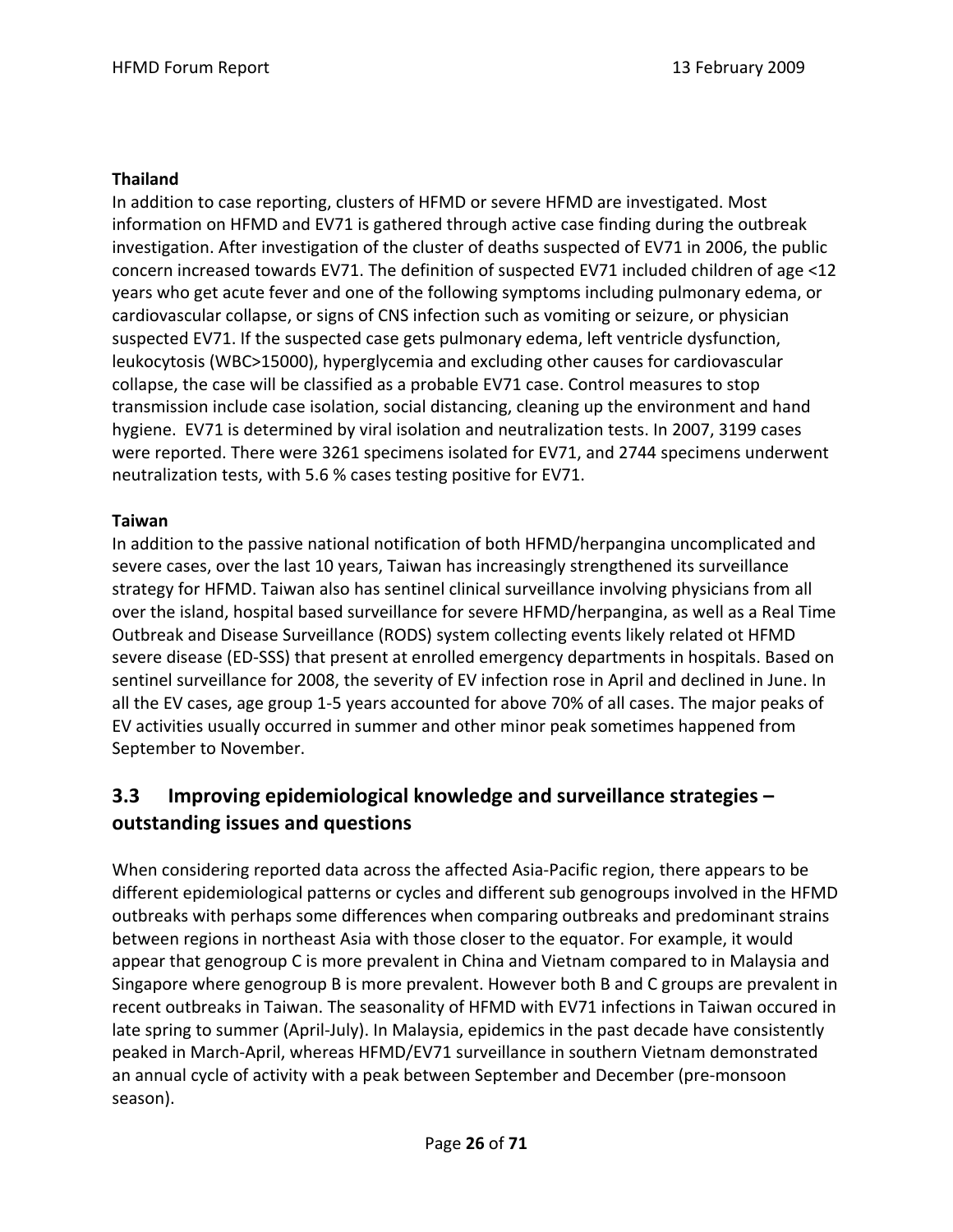**Thailand**

In addition to case reporting, clusters of HFMD or severe HFMD are investigated. Most information on HFMD and EV71 is gathered through active case finding during the outbreak investigation. After investigation of the cluster of deaths suspected of EV71 in 2006, the public concern increased towards EV71. The definition of suspected EV71 included children of age <12 years who get acute fever and one of the following symptoms including pulmonary edema, or cardiovascular collapse, or signs of CNS infection such as vomiting or seizure, or physician suspected EV71. If the suspected case gets pulmonary edema, left ventricle dysfunction, leukocytosis (WBC>15000), hyperglycemia and excluding other causes for cardiovascular collapse, the case will be classified as a probable EV71 case. Control measures to stop transmission include case isolation, social distancing, cleaning up the environment and hand hygiene. EV71 is determined by viral isolation and neutralization tests. In 2007, 3199 cases were reported. There were 3261 specimens isolated for EV71, and 2744 specimens underwent neutralization tests, with 5.6 % cases testing positive for EV71.

**Taiwan**

In addition to the passive national notification of both HFMD/herpangina uncomplicated and severe cases, over the last 10 years, Taiwan has increasingly strengthened its surveillance strategy for HFMD. Taiwan also has sentinel clinical surveillance involving physicians from all over the island, hospital based surveillance for severe HFMD/herpangina, as well as a Real Time Outbreak and Disease Surveillance (RODS) system collecting events likely related ot HFMD severe disease (ED-SSS) that present at enrolled emergency departments in hospitals. Based on sentinel surveillance for 2008, the severity of EV infection rose in April and declined in June. In all the EV cases, age group 1-5 years accounted for above 70% of all cases. The major peaks of EV activities usually occurred in summer and other minor peak sometimes happened from September to November.

## 3.3 Improving epidemiological knowledge and surveillance strategies – outstanding issues and questions

When considering reported data across the affected Asia-Pacific region, there appears to be different epidemiological patterns or cycles and different sub genogroups involved in the HFMD outbreaks with perhaps some differences when comparing outbreaks and predominant strains between regions in northeast Asia with those closer to the equator. For example, it would appear that genogroup C is more prevalent in China and Vietnam compared to in Malaysia and Singapore where genogroup B is more prevalent. However both B and C groups are prevalent in recent outbreaks in Taiwan. The seasonality of HFMD with EV71 infections in Taiwan occured in late spring to summer (April-July). In Malaysia, epidemics in the past decade have consistently peaked in March-April, whereas HFMD/EV71 surveillance in southern Vietnam demonstrated an annual cycle of activity with a peak between September and December (pre-monsoon season).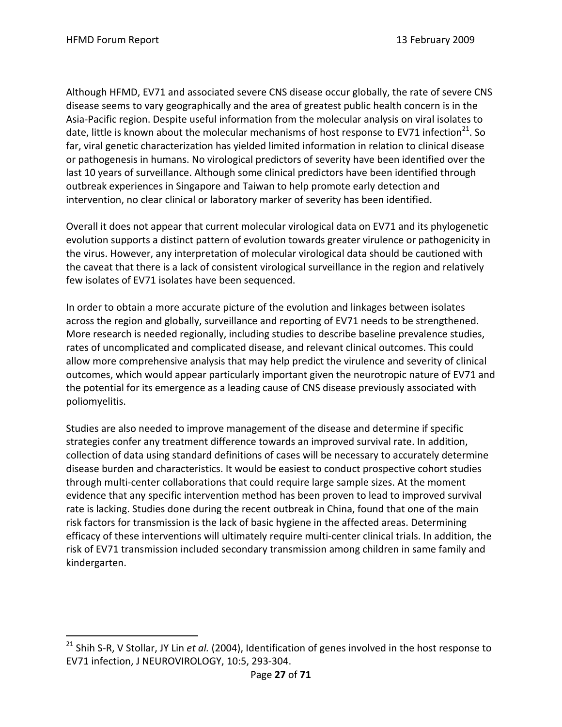Although HFMD, EV71 and associated severe CNS disease occur globally, the rate of severe CNS disease seems to vary geographically and the area of greatest public health concern is in the Asia-Pacific region. Despite useful information from the molecular analysis on viral isolates to date, little is known about the molecular mechanisms of host response to EV71 infection[21]. So far, viral genetic characterization has yielded limited information in relation to clinical disease or pathogenesis in humans. No virological predictors of severity have been identified over the last 10 years of surveillance. Although some clinical predictors have been identified through outbreak experiences in Singapore and Taiwan to help promote early detection and intervention, no clear clinical or laboratory marker of severity has been identified.

Overall it does not appear that current molecular virological data on EV71 and its phylogenetic evolution supports a distinct pattern of evolution towards greater virulence or pathogenicity in the virus. However, any interpretation of molecular virological data should be cautioned with the caveat that there is a lack of consistent virological surveillance in the region and relatively few isolates of EV71 isolates have been sequenced.

In order to obtain a more accurate picture of the evolution and linkages between isolates across the region and globally, surveillance and reporting of EV71 needs to be strengthened. More research is needed regionally, including studies to describe baseline prevalence studies, rates of uncomplicated and complicated disease, and relevant clinical outcomes. This could allow more comprehensive analysis that may help predict the virulence and severity of clinical outcomes, which would appear particularly important given the neurotropic nature of EV71 and the potential for its emergence as a leading cause of CNS disease previously associated with poliomyelitis.

Studies are also needed to improve management of the disease and determine if specific strategies confer any treatment difference towards an improved survival rate. In addition, collection of data using standard definitions of cases will be necessary to accurately determine disease burden and characteristics. It would be easiest to conduct prospective cohort studies through multi-center collaborations that could require large sample sizes. At the moment evidence that any specific intervention method has been proven to lead to improved survival rate is lacking. Studies done during the recent outbreak in China, found that one of the main risk factors for transmission is the lack of basic hygiene in the affected areas. Determining efficacy of these interventions will ultimately require multi-center clinical trials. In addition, the risk of EV71 transmission included secondary transmission among children in same family and kindergarten.

---

[21] Shih S-R, V Stollar, JY Lin *et al.* (2004), Identification of genes involved in the host response to EV71 infection, J NEUROVIROLOGY, 10:5, 293-304.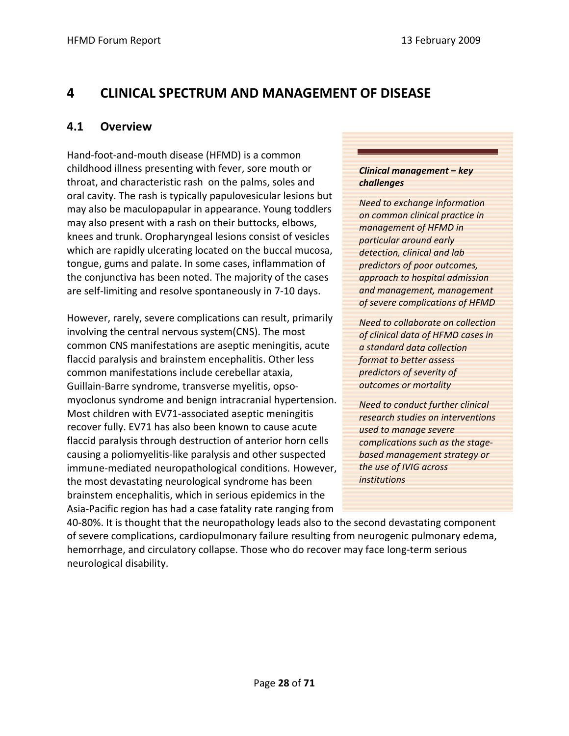# 4 CLINICAL SPECTRUM AND MANAGEMENT OF DISEASE

## 4.1 Overview

Hand-foot-and-mouth disease (HFMD) is a common childhood illness presenting with fever, sore mouth or throat, and characteristic rash on the palms, soles and oral cavity. The rash is typically papulovesicular lesions but may also be maculopapular in appearance. Young toddlers may also present with a rash on their buttocks, elbows, knees and trunk. Oropharyngeal lesions consist of vesicles which are rapidly ulcerating located on the buccal mucosa, tongue, gums and palate. In some cases, inflammation of the conjunctiva has been noted. The majority of the cases are self-limiting and resolve spontaneously in 7-10 days.

However, rarely, severe complications can result, primarily involving the central nervous system(CNS). The most common CNS manifestations are aseptic meningitis, acute flaccid paralysis and brainstem encephalitis. Other less common manifestations include cerebellar ataxia, Guillain-Barre syndrome, transverse myelitis, opso-myoclonus syndrome and benign intracranial hypertension. Most children with EV71-associated aseptic meningitis recover fully. EV71 has also been known to cause acute flaccid paralysis through destruction of anterior horn cells causing a poliomyelitis-like paralysis and other suspected immune-mediated neuropathological conditions. However, the most devastating neurological syndrome has been brainstem encephalitis, which in serious epidemics in the Asia-Pacific region has had a case fatality rate ranging from 40-80%. It is thought that the neuropathology leads also to the second devastating component of severe complications, cardiopulmonary failure resulting from neurogenic pulmonary edema, hemorrhage, and circulatory collapse. Those who do recover may face long-term serious neurological disability.

> ***Clinical management – key challenges***
>
> *Need to exchange information on common clinical practice in management of HFMD in particular around early detection, clinical and lab predictors of poor outcomes, approach to hospital admission and management, management of severe complications of HFMD*
>
> *Need to collaborate on collection of clinical data of HFMD cases in a standard data collection format to better assess predictors of severity of outcomes or mortality*
>
> *Need to conduct further clinical research studies on interventions used to manage severe complications such as the stage-based management strategy or the use of IVIG across institutions*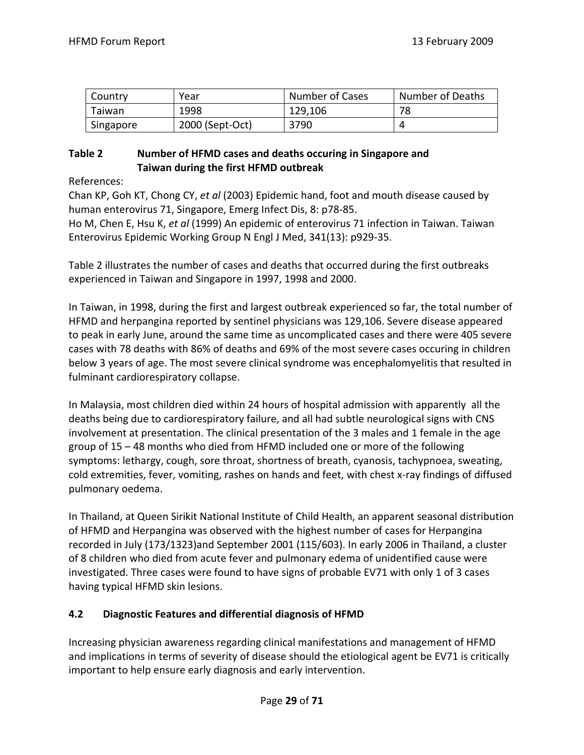| Country | Year | Number of Cases | Number of Deaths |
| --- | --- | --- | --- |
| Taiwan | 1998 | 129,106 | 78 |
| Singapore | 2000 (Sept-Oct) | 3790 | 4 |

**Table 2 Number of HFMD cases and deaths occuring in Singapore and Taiwan during the first HFMD outbreak**

References:
Chan KP, Goh KT, Chong CY, *et al* (2003) Epidemic hand, foot and mouth disease caused by human enterovirus 71, Singapore, Emerg Infect Dis, 8: p78-85.
Ho M, Chen E, Hsu K, *et al* (1999) An epidemic of enterovirus 71 infection in Taiwan. Taiwan Enterovirus Epidemic Working Group N Engl J Med, 341(13): p929-35.

Table 2 illustrates the number of cases and deaths that occurred during the first outbreaks experienced in Taiwan and Singapore in 1997, 1998 and 2000.

In Taiwan, in 1998, during the first and largest outbreak experienced so far, the total number of HFMD and herpangina reported by sentinel physicians was 129,106. Severe disease appeared to peak in early June, around the same time as uncomplicated cases and there were 405 severe cases with 78 deaths with 86% of deaths and 69% of the most severe cases occuring in children below 3 years of age. The most severe clinical syndrome was encephalomyelitis that resulted in fulminant cardiorespiratory collapse.

In Malaysia, most children died within 24 hours of hospital admission with apparently all the deaths being due to cardiorespiratory failure, and all had subtle neurological signs with CNS involvement at presentation. The clinical presentation of the 3 males and 1 female in the age group of 15 – 48 months who died from HFMD included one or more of the following symptoms: lethargy, cough, sore throat, shortness of breath, cyanosis, tachypnoea, sweating, cold extremities, fever, vomiting, rashes on hands and feet, with chest x-ray findings of diffused pulmonary oedema.

In Thailand, at Queen Sirikit National Institute of Child Health, an apparent seasonal distribution of HFMD and Herpangina was observed with the highest number of cases for Herpangina recorded in July (173/1323)and September 2001 (115/603). In early 2006 in Thailand, a cluster of 8 children who died from acute fever and pulmonary edema of unidentified cause were investigated. Three cases were found to have signs of probable EV71 with only 1 of 3 cases having typical HFMD skin lesions.

### 4.2 Diagnostic Features and differential diagnosis of HFMD

Increasing physician awareness regarding clinical manifestations and management of HFMD and implications in terms of severity of disease should the etiological agent be EV71 is critically important to help ensure early diagnosis and early intervention.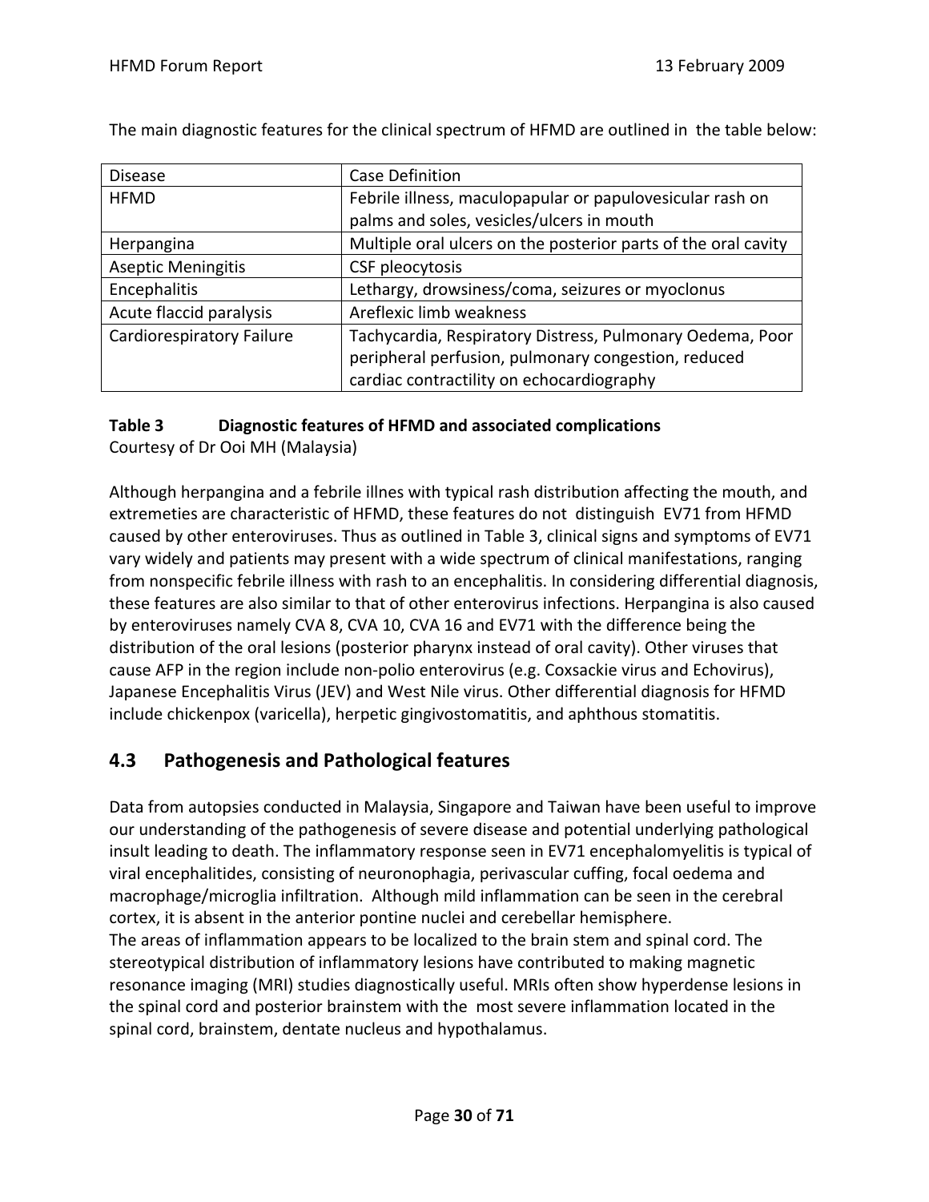The main diagnostic features for the clinical spectrum of HFMD are outlined in the table below:

| Disease | Case Definition |
| --- | --- |
| HFMD | Febrile illness, maculopapular or papulovesicular rash on palms and soles, vesicles/ulcers in mouth |
| Herpangina | Multiple oral ulcers on the posterior parts of the oral cavity |
| Aseptic Meningitis | CSF pleocytosis |
| Encephalitis | Lethargy, drowsiness/coma, seizures or myoclonus |
| Acute flaccid paralysis | Areflexic limb weakness |
| Cardiorespiratory Failure | Tachycardia, Respiratory Distress, Pulmonary Oedema, Poor peripheral perfusion, pulmonary congestion, reduced cardiac contractility on echocardiography |

**Table 3 Diagnostic features of HFMD and associated complications**
Courtesy of Dr Ooi MH (Malaysia)

Although herpangina and a febrile illnes with typical rash distribution affecting the mouth, and extremeties are characteristic of HFMD, these features do not distinguish EV71 from HFMD caused by other enteroviruses. Thus as outlined in Table 3, clinical signs and symptoms of EV71 vary widely and patients may present with a wide spectrum of clinical manifestations, ranging from nonspecific febrile illness with rash to an encephalitis. In considering differential diagnosis, these features are also similar to that of other enterovirus infections. Herpangina is also caused by enteroviruses namely CVA 8, CVA 10, CVA 16 and EV71 with the difference being the distribution of the oral lesions (posterior pharynx instead of oral cavity). Other viruses that cause AFP in the region include non-polio enterovirus (e.g. Coxsackie virus and Echovirus), Japanese Encephalitis Virus (JEV) and West Nile virus. Other differential diagnosis for HFMD include chickenpox (varicella), herpetic gingivostomatitis, and aphthous stomatitis.

## 4.3 Pathogenesis and Pathological features

Data from autopsies conducted in Malaysia, Singapore and Taiwan have been useful to improve our understanding of the pathogenesis of severe disease and potential underlying pathological insult leading to death. The inflammatory response seen in EV71 encephalomyelitis is typical of viral encephalitides, consisting of neuronophagia, perivascular cuffing, focal oedema and macrophage/microglia infiltration. Although mild inflammation can be seen in the cerebral cortex, it is absent in the anterior pontine nuclei and cerebellar hemisphere.

The areas of inflammation appears to be localized to the brain stem and spinal cord. The stereotypical distribution of inflammatory lesions have contributed to making magnetic resonance imaging (MRI) studies diagnostically useful. MRIs often show hyperdense lesions in the spinal cord and posterior brainstem with the most severe inflammation located in the spinal cord, brainstem, dentate nucleus and hypothalamus.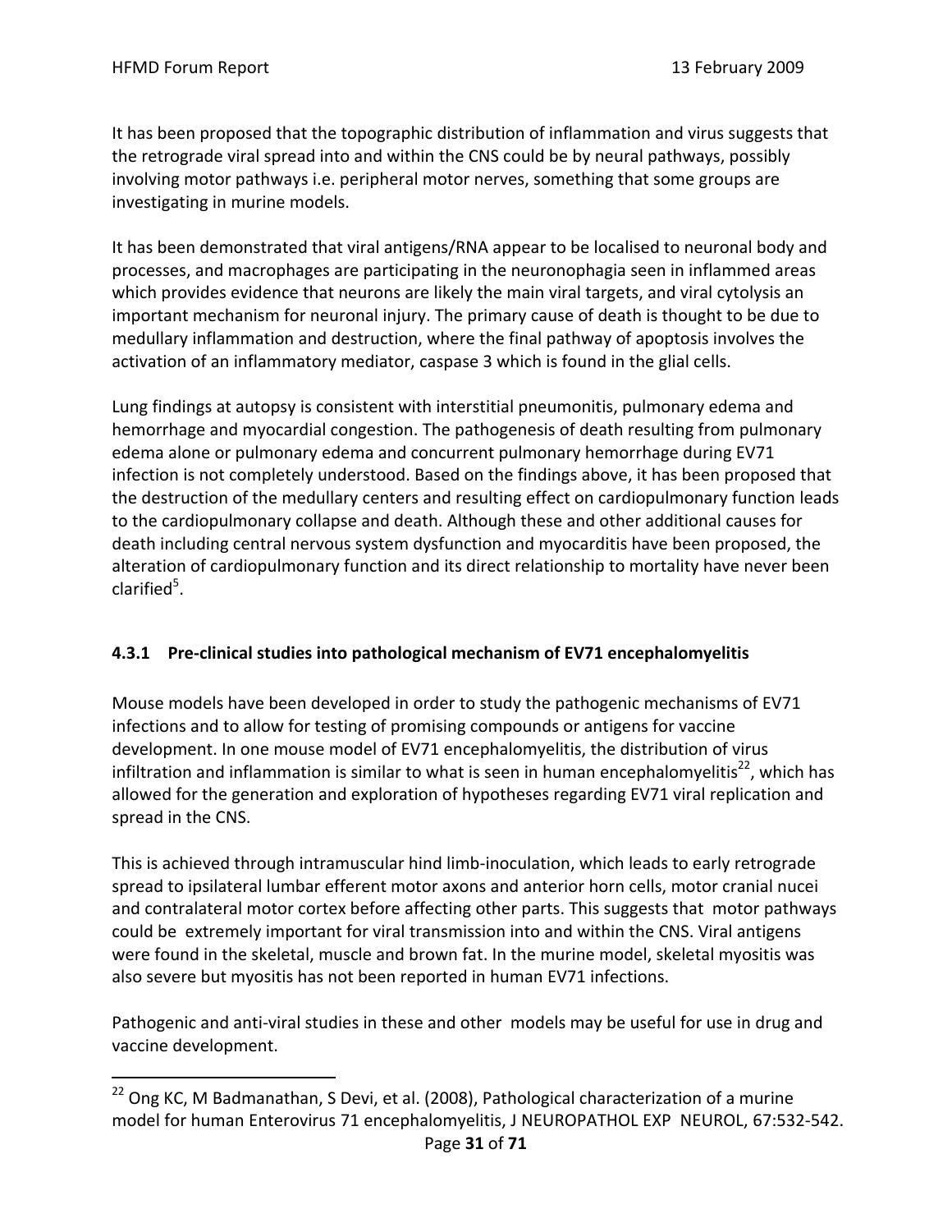It has been proposed that the topographic distribution of inflammation and virus suggests that the retrograde viral spread into and within the CNS could be by neural pathways, possibly involving motor pathways i.e. peripheral motor nerves, something that some groups are investigating in murine models.

It has been demonstrated that viral antigens/RNA appear to be localised to neuronal body and processes, and macrophages are participating in the neuronophagia seen in inflammed areas which provides evidence that neurons are likely the main viral targets, and viral cytolysis an important mechanism for neuronal injury. The primary cause of death is thought to be due to medullary inflammation and destruction, where the final pathway of apoptosis involves the activation of an inflammatory mediator, caspase 3 which is found in the glial cells.

Lung findings at autopsy is consistent with interstitial pneumonitis, pulmonary edema and hemorrhage and myocardial congestion. The pathogenesis of death resulting from pulmonary edema alone or pulmonary edema and concurrent pulmonary hemorrhage during EV71 infection is not completely understood. Based on the findings above, it has been proposed that the destruction of the medullary centers and resulting effect on cardiopulmonary function leads to the cardiopulmonary collapse and death. Although these and other additional causes for death including central nervous system dysfunction and myocarditis have been proposed, the alteration of cardiopulmonary function and its direct relationship to mortality have never been clarified[5].

### 4.3.1 Pre-clinical studies into pathological mechanism of EV71 encephalomyelitis

Mouse models have been developed in order to study the pathogenic mechanisms of EV71 infections and to allow for testing of promising compounds or antigens for vaccine development. In one mouse model of EV71 encephalomyelitis, the distribution of virus infiltration and inflammation is similar to what is seen in human encephalomyelitis[22], which has allowed for the generation and exploration of hypotheses regarding EV71 viral replication and spread in the CNS.

This is achieved through intramuscular hind limb-inoculation, which leads to early retrograde spread to ipsilateral lumbar efferent motor axons and anterior horn cells, motor cranial nucei and contralateral motor cortex before affecting other parts. This suggests that motor pathways could be extremely important for viral transmission into and within the CNS. Viral antigens were found in the skeletal, muscle and brown fat. In the murine model, skeletal myositis was also severe but myositis has not been reported in human EV71 infections.

Pathogenic and anti-viral studies in these and other models may be useful for use in drug and vaccine development.

---

[22] Ong KC, M Badmanathan, S Devi, et al. (2008), Pathological characterization of a murine model for human Enterovirus 71 encephalomyelitis, J NEUROPATHOL EXP NEUROL, 67:532-542.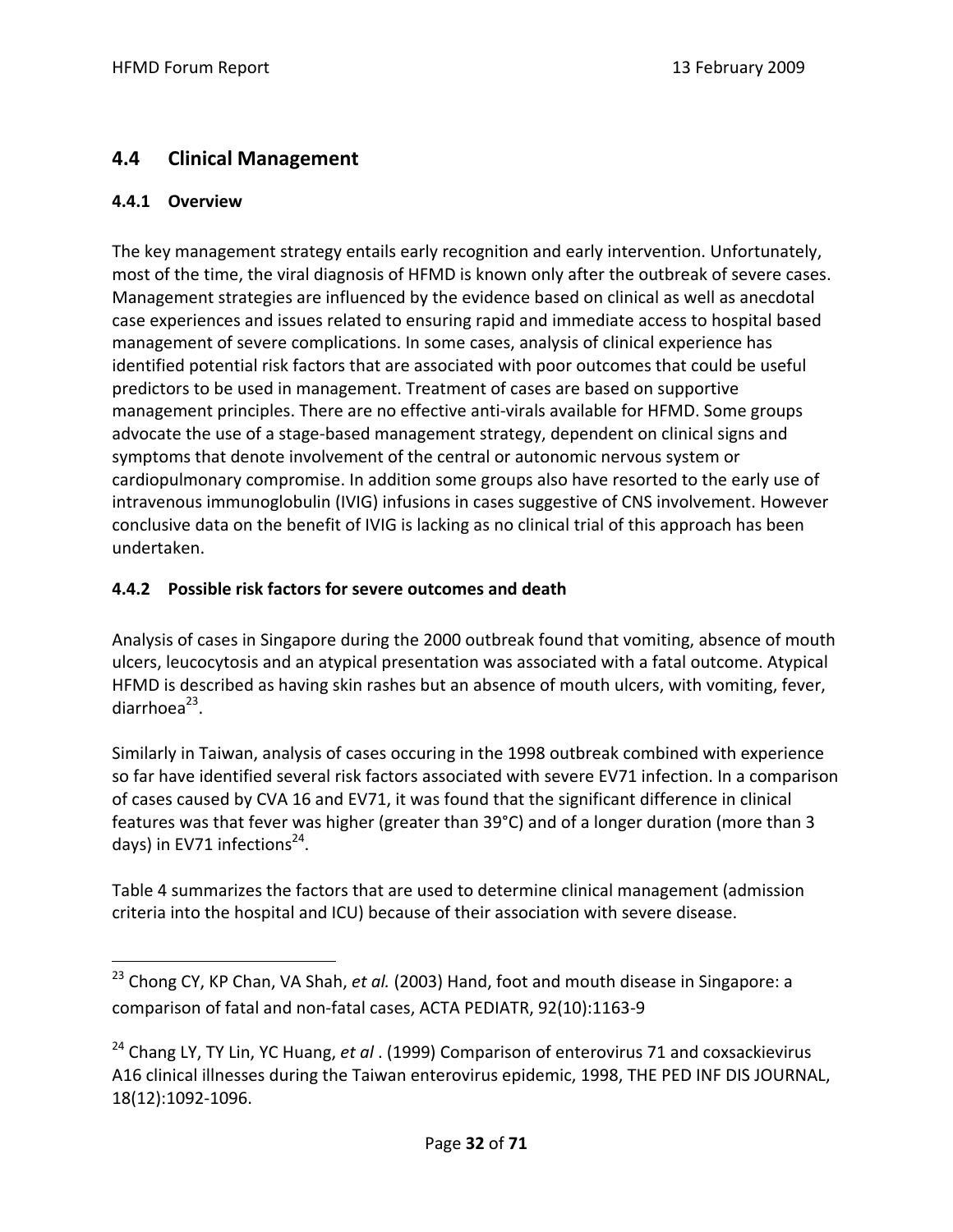## 4.4 Clinical Management

### 4.4.1 Overview

The key management strategy entails early recognition and early intervention. Unfortunately, most of the time, the viral diagnosis of HFMD is known only after the outbreak of severe cases. Management strategies are influenced by the evidence based on clinical as well as anecdotal case experiences and issues related to ensuring rapid and immediate access to hospital based management of severe complications. In some cases, analysis of clinical experience has identified potential risk factors that are associated with poor outcomes that could be useful predictors to be used in management. Treatment of cases are based on supportive management principles. There are no effective anti-virals available for HFMD. Some groups advocate the use of a stage-based management strategy, dependent on clinical signs and symptoms that denote involvement of the central or autonomic nervous system or cardiopulmonary compromise. In addition some groups also have resorted to the early use of intravenous immunoglobulin (IVIG) infusions in cases suggestive of CNS involvement. However conclusive data on the benefit of IVIG is lacking as no clinical trial of this approach has been undertaken.

### 4.4.2 Possible risk factors for severe outcomes and death

Analysis of cases in Singapore during the 2000 outbreak found that vomiting, absence of mouth ulcers, leucocytosis and an atypical presentation was associated with a fatal outcome. Atypical HFMD is described as having skin rashes but an absence of mouth ulcers, with vomiting, fever, diarrhoea[23].

Similarly in Taiwan, analysis of cases occuring in the 1998 outbreak combined with experience so far have identified several risk factors associated with severe EV71 infection. In a comparison of cases caused by CVA 16 and EV71, it was found that the significant difference in clinical features was that fever was higher (greater than 39°C) and of a longer duration (more than 3 days) in EV71 infections[24].

Table 4 summarizes the factors that are used to determine clinical management (admission criteria into the hospital and ICU) because of their association with severe disease.

---

[23] Chong CY, KP Chan, VA Shah, *et al.* (2003) Hand, foot and mouth disease in Singapore: a comparison of fatal and non-fatal cases, ACTA PEDIATR, 92(10):1163-9

[24] Chang LY, TY Lin, YC Huang, *et al* . (1999) Comparison of enterovirus 71 and coxsackievirus A16 clinical illnesses during the Taiwan enterovirus epidemic, 1998, THE PED INF DIS JOURNAL, 18(12):1092-1096.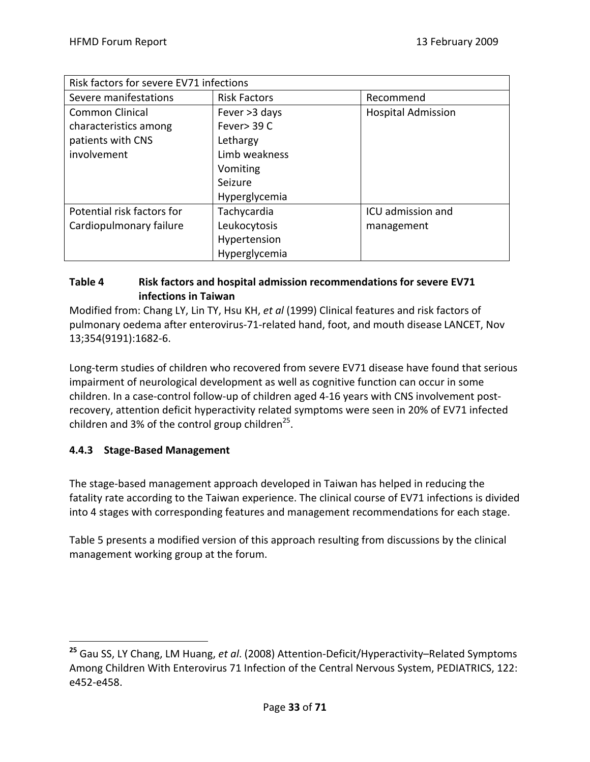| Risk factors for severe EV71 infections | | |
|---|---|---|
| Severe manifestations | Risk Factors | Recommend |
| Common Clinical characteristics among patients with CNS involvement | Fever >3 days<br>Fever> 39 C<br>Lethargy<br>Limb weakness<br>Vomiting<br>Seizure<br>Hyperglycemia | Hospital Admission |
| Potential risk factors for Cardiopulmonary failure | Tachycardia<br>Leukocytosis<br>Hypertension<br>Hyperglycemia | ICU admission and management |

**Table 4 Risk factors and hospital admission recommendations for severe EV71 infections in Taiwan**

Modified from: Chang LY, Lin TY, Hsu KH, *et al* (1999) Clinical features and risk factors of pulmonary oedema after enterovirus-71-related hand, foot, and mouth disease LANCET, Nov 13;354(9191):1682-6.

Long-term studies of children who recovered from severe EV71 disease have found that serious impairment of neurological development as well as cognitive function can occur in some children. In a case-control follow-up of children aged 4-16 years with CNS involvement post-recovery, attention deficit hyperactivity related symptoms were seen in 20% of EV71 infected children and 3% of the control group children[25].

### 4.4.3 Stage-Based Management

The stage-based management approach developed in Taiwan has helped in reducing the fatality rate according to the Taiwan experience. The clinical course of EV71 infections is divided into 4 stages with corresponding features and management recommendations for each stage.

Table 5 presents a modified version of this approach resulting from discussions by the clinical management working group at the forum.

---

[25] Gau SS, LY Chang, LM Huang, *et al*. (2008) Attention-Deficit/Hyperactivity–Related Symptoms Among Children With Enterovirus 71 Infection of the Central Nervous System, PEDIATRICS, 122: e452-e458.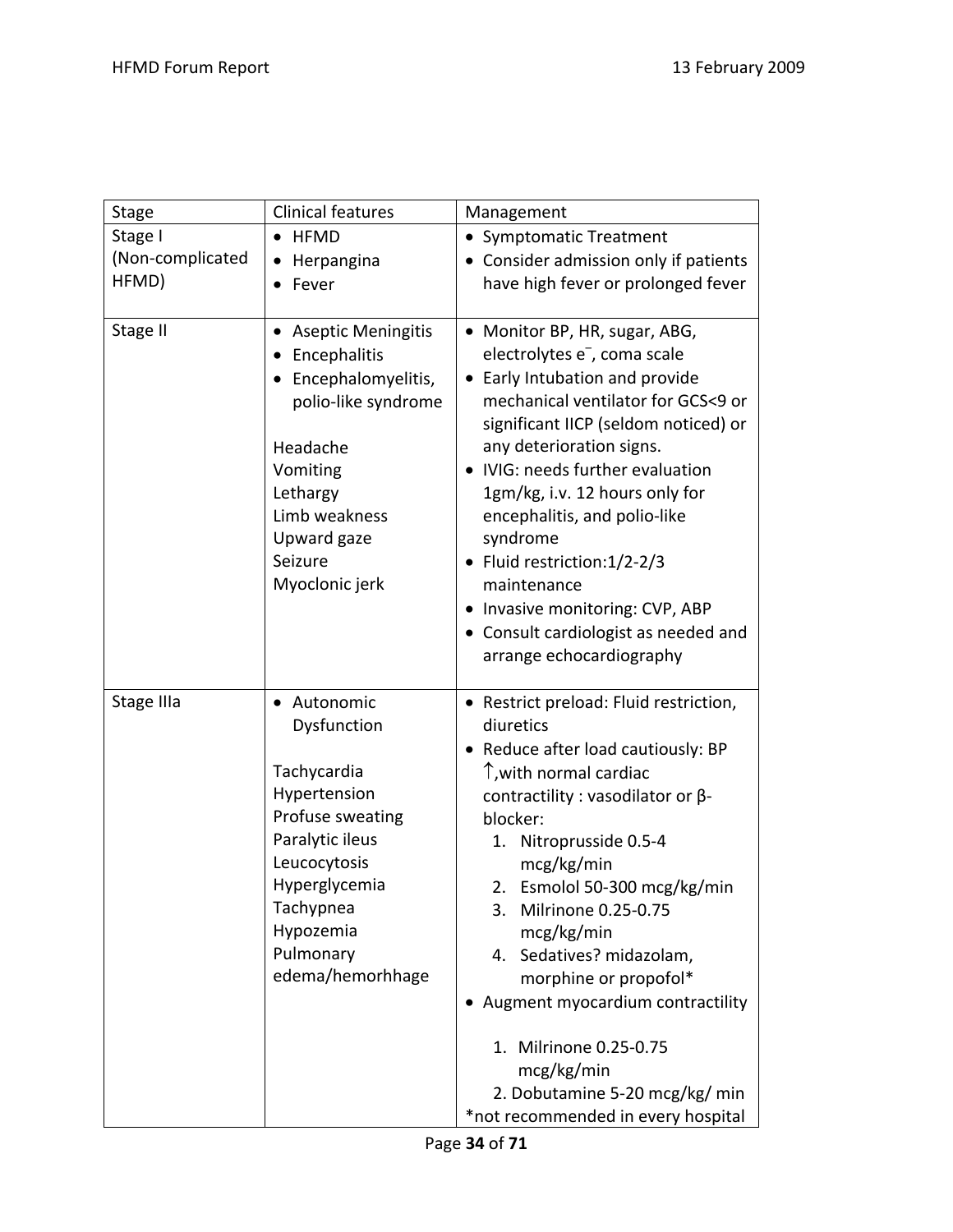| Stage | Clinical features | Management |
|---|---|---|
| Stage I (Non-complicated HFMD) | • HFMD<br>• Herpangina<br>• Fever | • Symptomatic Treatment<br>• Consider admission only if patients have high fever or prolonged fever |
| Stage II | • Aseptic Meningitis<br>• Encephalitis<br>• Encephalomyelitis, polio-like syndrome<br><br>Headache<br>Vomiting<br>Lethargy<br>Limb weakness<br>Upward gaze<br>Seizure<br>Myoclonic jerk | • Monitor BP, HR, sugar, ABG, electrolytes $e^-$, coma scale<br>• Early Intubation and provide mechanical ventilator for GCS<9 or significant IICP (seldom noticed) or any deterioration signs.<br>• IVIG: needs further evaluation 1gm/kg, i.v. 12 hours only for encephalitis, and polio-like syndrome<br>• Fluid restriction:1/2-2/3 maintenance<br>• Invasive monitoring: CVP, ABP<br>• Consult cardiologist as needed and arrange echocardiography |
| Stage IIIa | • Autonomic Dysfunction<br><br>Tachycardia<br>Hypertension<br>Profuse sweating<br>Paralytic ileus<br>Leucocytosis<br>Hyperglycemia<br>Tachypnea<br>Hypozemia<br>Pulmonary edema/hemorhhage | • Restrict preload: Fluid restriction, diuretics<br>• Reduce after load cautiously: BP ↑,with normal cardiac contractility : vasodilator or β-blocker:<br>1. Nitroprusside 0.5-4 mcg/kg/min<br>2. Esmolol 50-300 mcg/kg/min<br>3. Milrinone 0.25-0.75 mcg/kg/min<br>4. Sedatives? midazolam, morphine or propofol*<br>• Augment myocardium contractility<br>1. Milrinone 0.25-0.75 mcg/kg/min<br>2. Dobutamine 5-20 mcg/kg/ min<br>*not recommended in every hospital |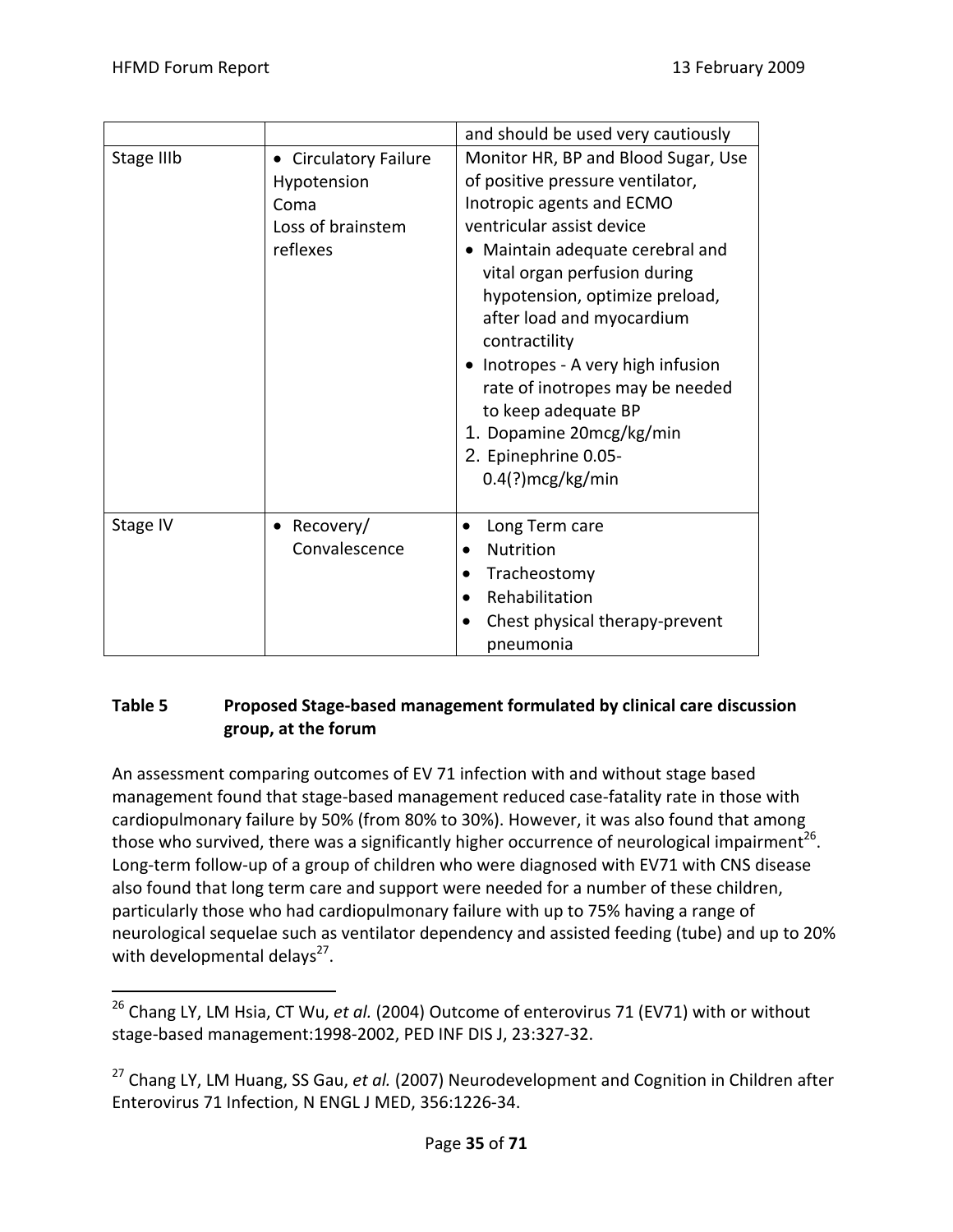| | | and should be used very cautiously |
|---|---|---|
| Stage IIIb | • Circulatory Failure Hypotension Coma Loss of brainstem reflexes | Monitor HR, BP and Blood Sugar, Use of positive pressure ventilator, Inotropic agents and ECMO ventricular assist device<br>• Maintain adequate cerebral and vital organ perfusion during hypotension, optimize preload, after load and myocardium contractility<br>• Inotropes - A very high infusion rate of inotropes may be needed to keep adequate BP<br>1. Dopamine 20mcg/kg/min<br>2. Epinephrine 0.05-0.4(?)mcg/kg/min |
| Stage IV | • Recovery/ Convalescence | • Long Term care<br>• Nutrition<br>• Tracheostomy<br>• Rehabilitation<br>• Chest physical therapy-prevent pneumonia |

**Table 5 Proposed Stage-based management formulated by clinical care discussion group, at the forum**

An assessment comparing outcomes of EV 71 infection with and without stage based management found that stage-based management reduced case-fatality rate in those with cardiopulmonary failure by 50% (from 80% to 30%). However, it was also found that among those who survived, there was a significantly higher occurrence of neurological impairment[26]. Long-term follow-up of a group of children who were diagnosed with EV71 with CNS disease also found that long term care and support were needed for a number of these children, particularly those who had cardiopulmonary failure with up to 75% having a range of neurological sequelae such as ventilator dependency and assisted feeding (tube) and up to 20% with developmental delays[27].

---

[26] Chang LY, LM Hsia, CT Wu, *et al.* (2004) Outcome of enterovirus 71 (EV71) with or without stage-based management:1998-2002, PED INF DIS J, 23:327-32.

[27] Chang LY, LM Huang, SS Gau, *et al.* (2007) Neurodevelopment and Cognition in Children after Enterovirus 71 Infection, N ENGL J MED, 356:1226-34.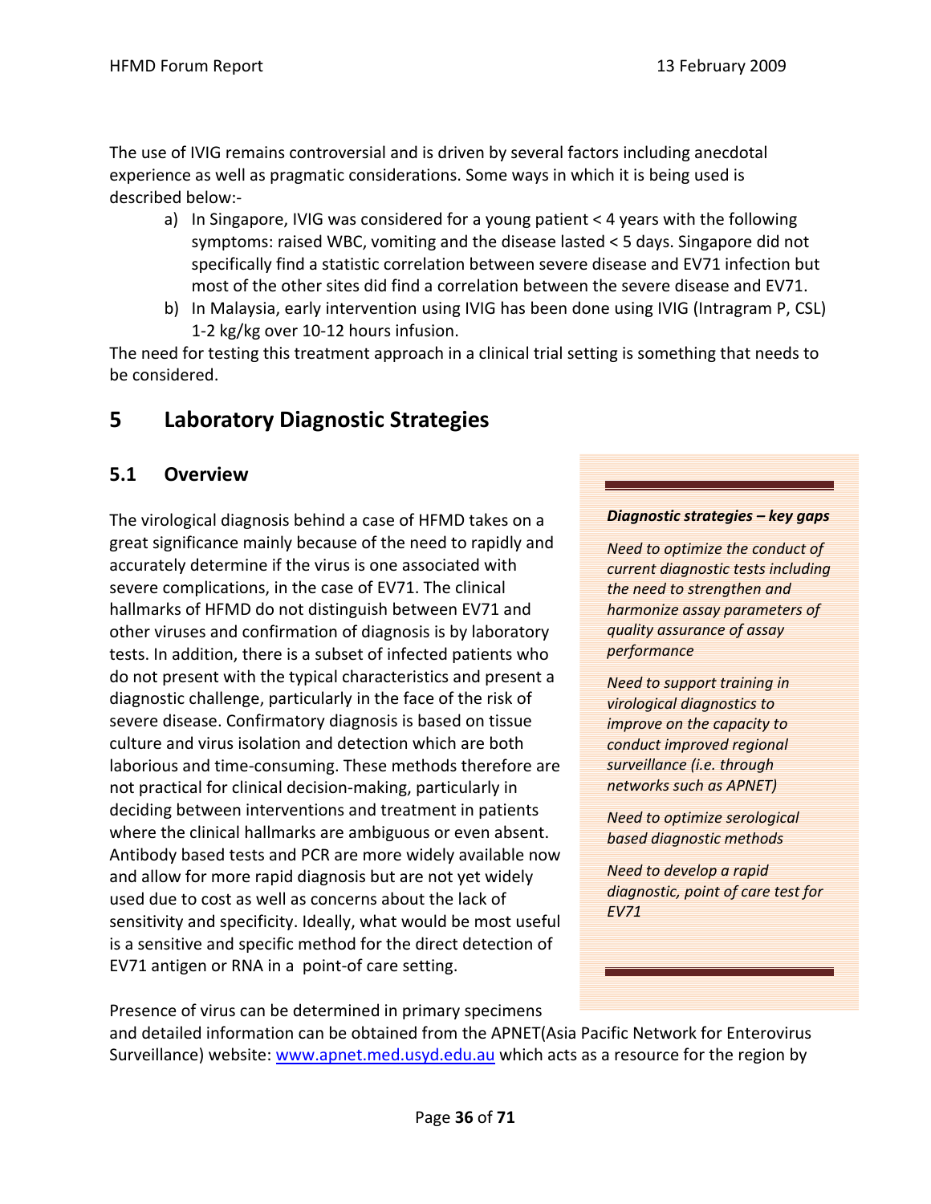The use of IVIG remains controversial and is driven by several factors including anecdotal experience as well as pragmatic considerations. Some ways in which it is being used is described below:-

a) In Singapore, IVIG was considered for a young patient < 4 years with the following symptoms: raised WBC, vomiting and the disease lasted < 5 days. Singapore did not specifically find a statistic correlation between severe disease and EV71 infection but most of the other sites did find a correlation between the severe disease and EV71.
b) In Malaysia, early intervention using IVIG has been done using IVIG (Intragram P, CSL) 1-2 kg/kg over 10-12 hours infusion.

The need for testing this treatment approach in a clinical trial setting is something that needs to be considered.

# 5 Laboratory Diagnostic Strategies

## 5.1 Overview

The virological diagnosis behind a case of HFMD takes on a great significance mainly because of the need to rapidly and accurately determine if the virus is one associated with severe complications, in the case of EV71. The clinical hallmarks of HFMD do not distinguish between EV71 and other viruses and confirmation of diagnosis is by laboratory tests. In addition, there is a subset of infected patients who do not present with the typical characteristics and present a diagnostic challenge, particularly in the face of the risk of severe disease. Confirmatory diagnosis is based on tissue culture and virus isolation and detection which are both laborious and time-consuming. These methods therefore are not practical for clinical decision-making, particularly in deciding between interventions and treatment in patients where the clinical hallmarks are ambiguous or even absent. Antibody based tests and PCR are more widely available now and allow for more rapid diagnosis but are not yet widely used due to cost as well as concerns about the lack of sensitivity and specificity. Ideally, what would be most useful is a sensitive and specific method for the direct detection of EV71 antigen or RNA in a point-of care setting.

> ***Diagnostic strategies – key gaps***
>
> *Need to optimize the conduct of current diagnostic tests including the need to strengthen and harmonize assay parameters of quality assurance of assay performance*
>
> *Need to support training in virological diagnostics to improve on the capacity to conduct improved regional surveillance (i.e. through networks such as APNET)*
>
> *Need to optimize serological based diagnostic methods*
>
> *Need to develop a rapid diagnostic, point of care test for EV71*

Presence of virus can be determined in primary specimens and detailed information can be obtained from the APNET(Asia Pacific Network for Enterovirus Surveillance) website: [www.apnet.med.usyd.edu.au](http://www.apnet.med.usyd.edu.au) which acts as a resource for the region by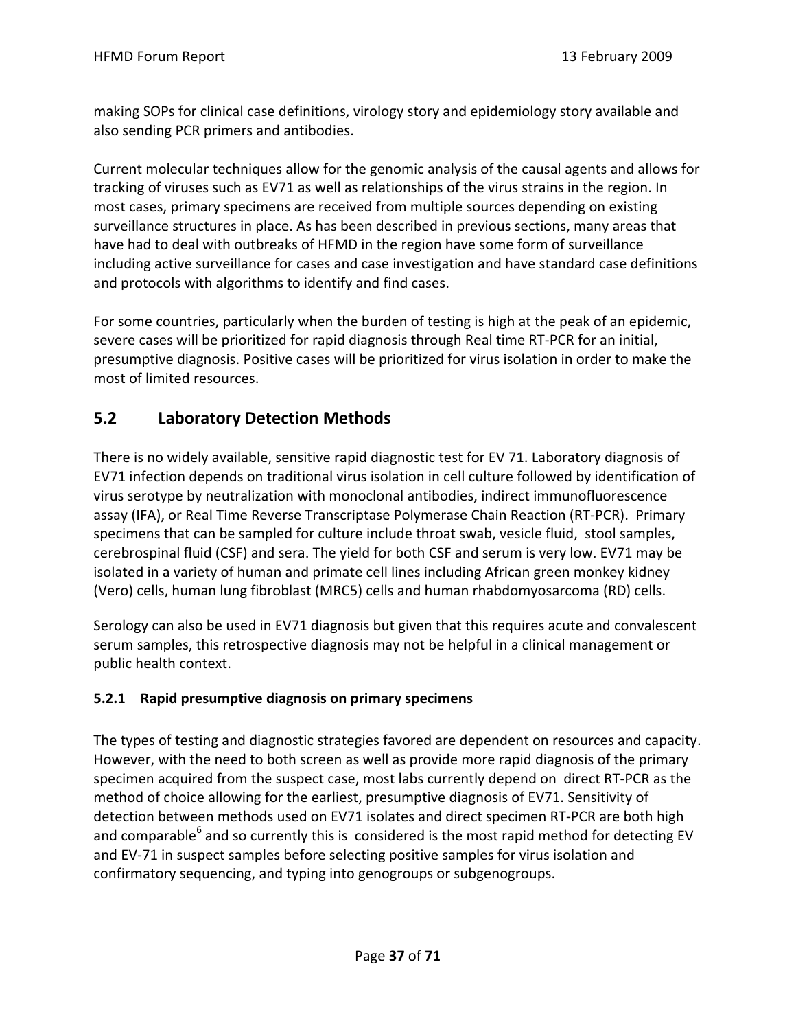making SOPs for clinical case definitions, virology story and epidemiology story available and also sending PCR primers and antibodies.

Current molecular techniques allow for the genomic analysis of the causal agents and allows for tracking of viruses such as EV71 as well as relationships of the virus strains in the region. In most cases, primary specimens are received from multiple sources depending on existing surveillance structures in place. As has been described in previous sections, many areas that have had to deal with outbreaks of HFMD in the region have some form of surveillance including active surveillance for cases and case investigation and have standard case definitions and protocols with algorithms to identify and find cases.

For some countries, particularly when the burden of testing is high at the peak of an epidemic, severe cases will be prioritized for rapid diagnosis through Real time RT-PCR for an initial, presumptive diagnosis. Positive cases will be prioritized for virus isolation in order to make the most of limited resources.

## 5.2 Laboratory Detection Methods

There is no widely available, sensitive rapid diagnostic test for EV 71. Laboratory diagnosis of EV71 infection depends on traditional virus isolation in cell culture followed by identification of virus serotype by neutralization with monoclonal antibodies, indirect immunofluorescence assay (IFA), or Real Time Reverse Transcriptase Polymerase Chain Reaction (RT-PCR). Primary specimens that can be sampled for culture include throat swab, vesicle fluid, stool samples, cerebrospinal fluid (CSF) and sera. The yield for both CSF and serum is very low. EV71 may be isolated in a variety of human and primate cell lines including African green monkey kidney (Vero) cells, human lung fibroblast (MRC5) cells and human rhabdomyosarcoma (RD) cells.

Serology can also be used in EV71 diagnosis but given that this requires acute and convalescent serum samples, this retrospective diagnosis may not be helpful in a clinical management or public health context.

### 5.2.1 Rapid presumptive diagnosis on primary specimens

The types of testing and diagnostic strategies favored are dependent on resources and capacity. However, with the need to both screen as well as provide more rapid diagnosis of the primary specimen acquired from the suspect case, most labs currently depend on direct RT-PCR as the method of choice allowing for the earliest, presumptive diagnosis of EV71. Sensitivity of detection between methods used on EV71 isolates and direct specimen RT-PCR are both high and comparable[6] and so currently this is considered is the most rapid method for detecting EV and EV-71 in suspect samples before selecting positive samples for virus isolation and confirmatory sequencing, and typing into genogroups or subgenogroups.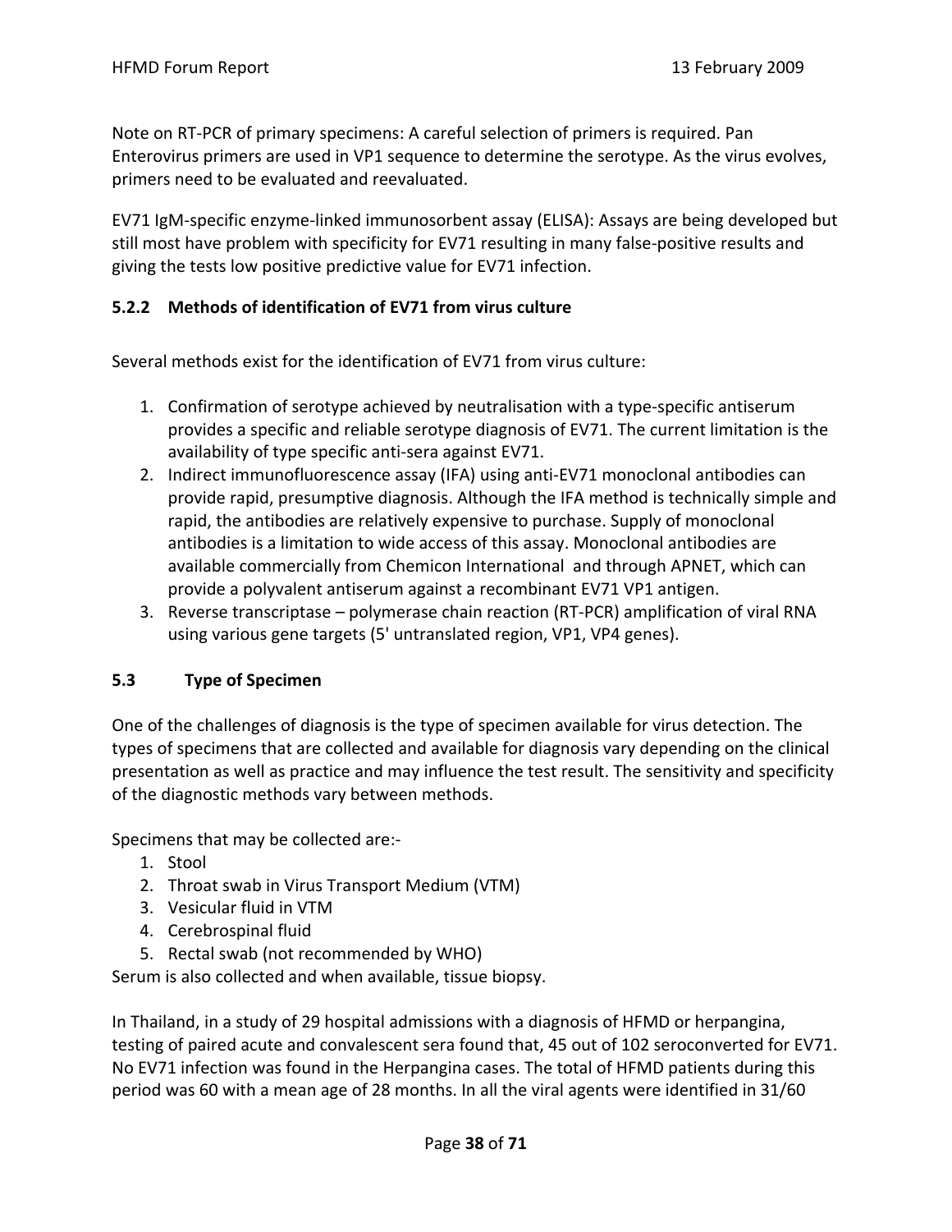Note on RT-PCR of primary specimens: A careful selection of primers is required. Pan Enterovirus primers are used in VP1 sequence to determine the serotype. As the virus evolves, primers need to be evaluated and reevaluated.

EV71 IgM-specific enzyme-linked immunosorbent assay (ELISA): Assays are being developed but still most have problem with specificity for EV71 resulting in many false-positive results and giving the tests low positive predictive value for EV71 infection.

### 5.2.2 Methods of identification of EV71 from virus culture

Several methods exist for the identification of EV71 from virus culture:

1. Confirmation of serotype achieved by neutralisation with a type-specific antiserum provides a specific and reliable serotype diagnosis of EV71. The current limitation is the availability of type specific anti-sera against EV71.
2. Indirect immunofluorescence assay (IFA) using anti-EV71 monoclonal antibodies can provide rapid, presumptive diagnosis. Although the IFA method is technically simple and rapid, the antibodies are relatively expensive to purchase. Supply of monoclonal antibodies is a limitation to wide access of this assay. Monoclonal antibodies are available commercially from Chemicon International and through APNET, which can provide a polyvalent antiserum against a recombinant EV71 VP1 antigen.
3. Reverse transcriptase – polymerase chain reaction (RT-PCR) amplification of viral RNA using various gene targets (5' untranslated region, VP1, VP4 genes).

## 5.3 Type of Specimen

One of the challenges of diagnosis is the type of specimen available for virus detection. The types of specimens that are collected and available for diagnosis vary depending on the clinical presentation as well as practice and may influence the test result. The sensitivity and specificity of the diagnostic methods vary between methods.

Specimens that may be collected are:-

1. Stool
2. Throat swab in Virus Transport Medium (VTM)
3. Vesicular fluid in VTM
4. Cerebrospinal fluid
5. Rectal swab (not recommended by WHO)

Serum is also collected and when available, tissue biopsy.

In Thailand, in a study of 29 hospital admissions with a diagnosis of HFMD or herpangina, testing of paired acute and convalescent sera found that, 45 out of 102 seroconverted for EV71. No EV71 infection was found in the Herpangina cases. The total of HFMD patients during this period was 60 with a mean age of 28 months. In all the viral agents were identified in 31/60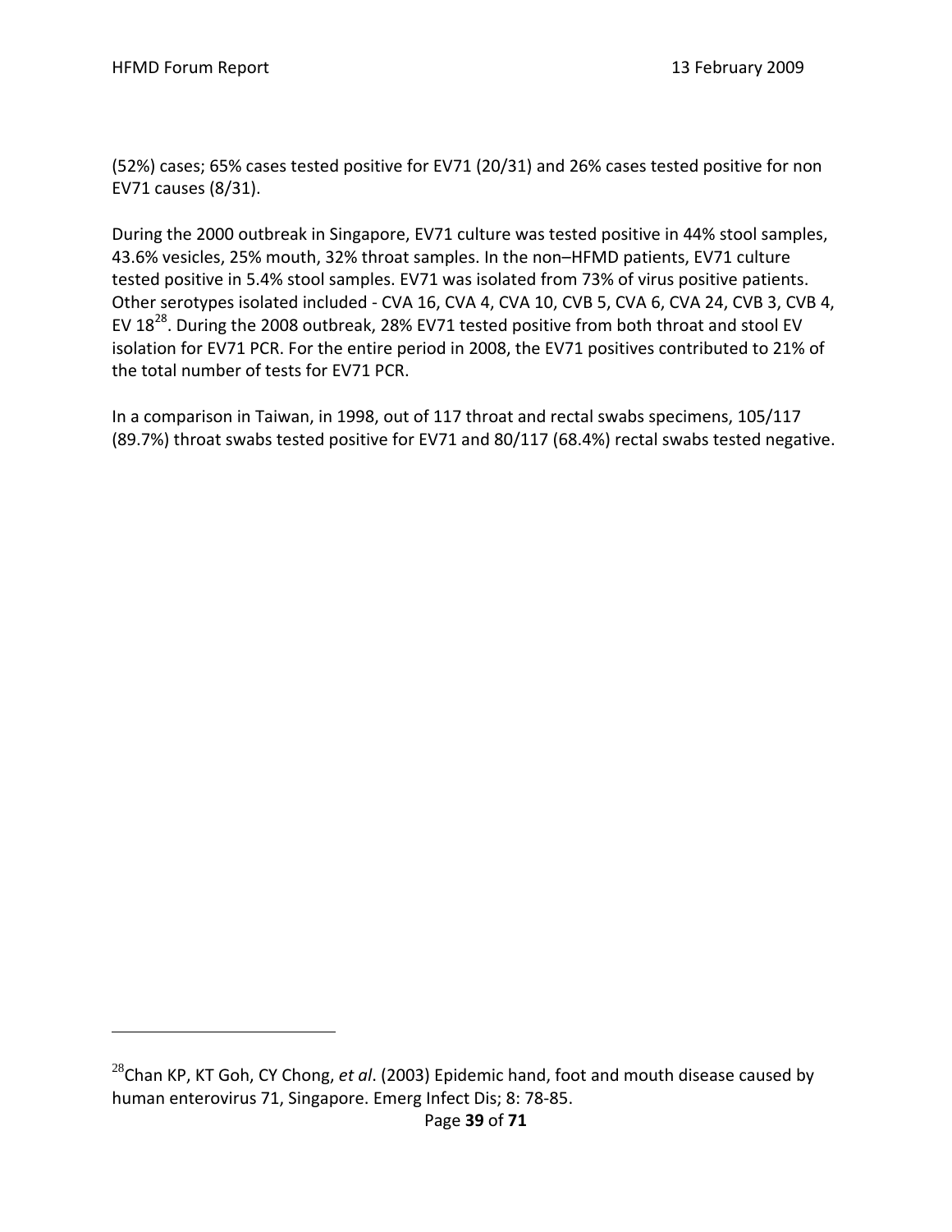(52%) cases; 65% cases tested positive for EV71 (20/31) and 26% cases tested positive for non EV71 causes (8/31).

During the 2000 outbreak in Singapore, EV71 culture was tested positive in 44% stool samples, 43.6% vesicles, 25% mouth, 32% throat samples. In the non–HFMD patients, EV71 culture tested positive in 5.4% stool samples. EV71 was isolated from 73% of virus positive patients. Other serotypes isolated included - CVA 16, CVA 4, CVA 10, CVB 5, CVA 6, CVA 24, CVB 3, CVB 4, EV 18[28]. During the 2008 outbreak, 28% EV71 tested positive from both throat and stool EV isolation for EV71 PCR. For the entire period in 2008, the EV71 positives contributed to 21% of the total number of tests for EV71 PCR.

In a comparison in Taiwan, in 1998, out of 117 throat and rectal swabs specimens, 105/117 (89.7%) throat swabs tested positive for EV71 and 80/117 (68.4%) rectal swabs tested negative.

---

[28] Chan KP, KT Goh, CY Chong, *et al*. (2003) Epidemic hand, foot and mouth disease caused by human enterovirus 71, Singapore. Emerg Infect Dis; 8: 78-85.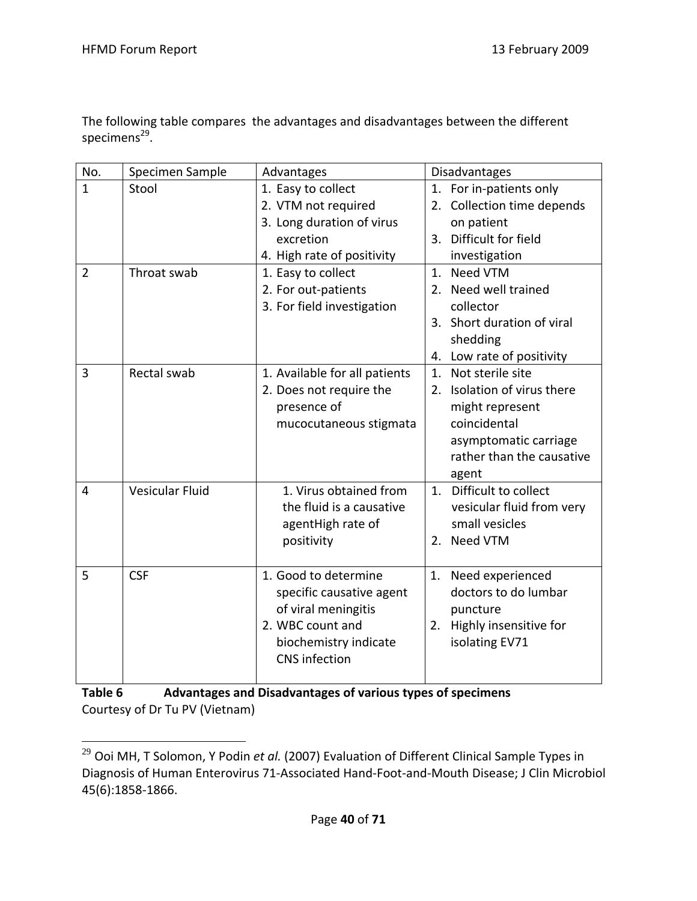The following table compares the advantages and disadvantages between the different specimens[29].

| No. | Specimen Sample | Advantages | Disadvantages |
|---|---|---|---|
| 1 | Stool | 1. Easy to collect<br>2. VTM not required<br>3. Long duration of virus excretion<br>4. High rate of positivity | 1. For in-patients only<br>2. Collection time depends on patient<br>3. Difficult for field investigation |
| 2 | Throat swab | 1. Easy to collect<br>2. For out-patients<br>3. For field investigation | 1. Need VTM<br>2. Need well trained collector<br>3. Short duration of viral shedding<br>4. Low rate of positivity |
| 3 | Rectal swab | 1. Available for all patients<br>2. Does not require the presence of mucocutaneous stigmata | 1. Not sterile site<br>2. Isolation of virus there might represent coincidental asymptomatic carriage rather than the causative agent |
| 4 | Vesicular Fluid | 1. Virus obtained from the fluid is a causative agentHigh rate of positivity | 1. Difficult to collect vesicular fluid from very small vesicles<br>2. Need VTM |
| 5 | CSF | 1. Good to determine specific causative agent of viral meningitis<br>2. WBC count and biochemistry indicate CNS infection | 1. Need experienced doctors to do lumbar puncture<br>2. Highly insensitive for isolating EV71 |

**Table 6 Advantages and Disadvantages of various types of specimens**
Courtesy of Dr Tu PV (Vietnam)

[29] Ooi MH, T Solomon, Y Podin *et al.* (2007) Evaluation of Different Clinical Sample Types in Diagnosis of Human Enterovirus 71-Associated Hand-Foot-and-Mouth Disease; J Clin Microbiol 45(6):1858-1866.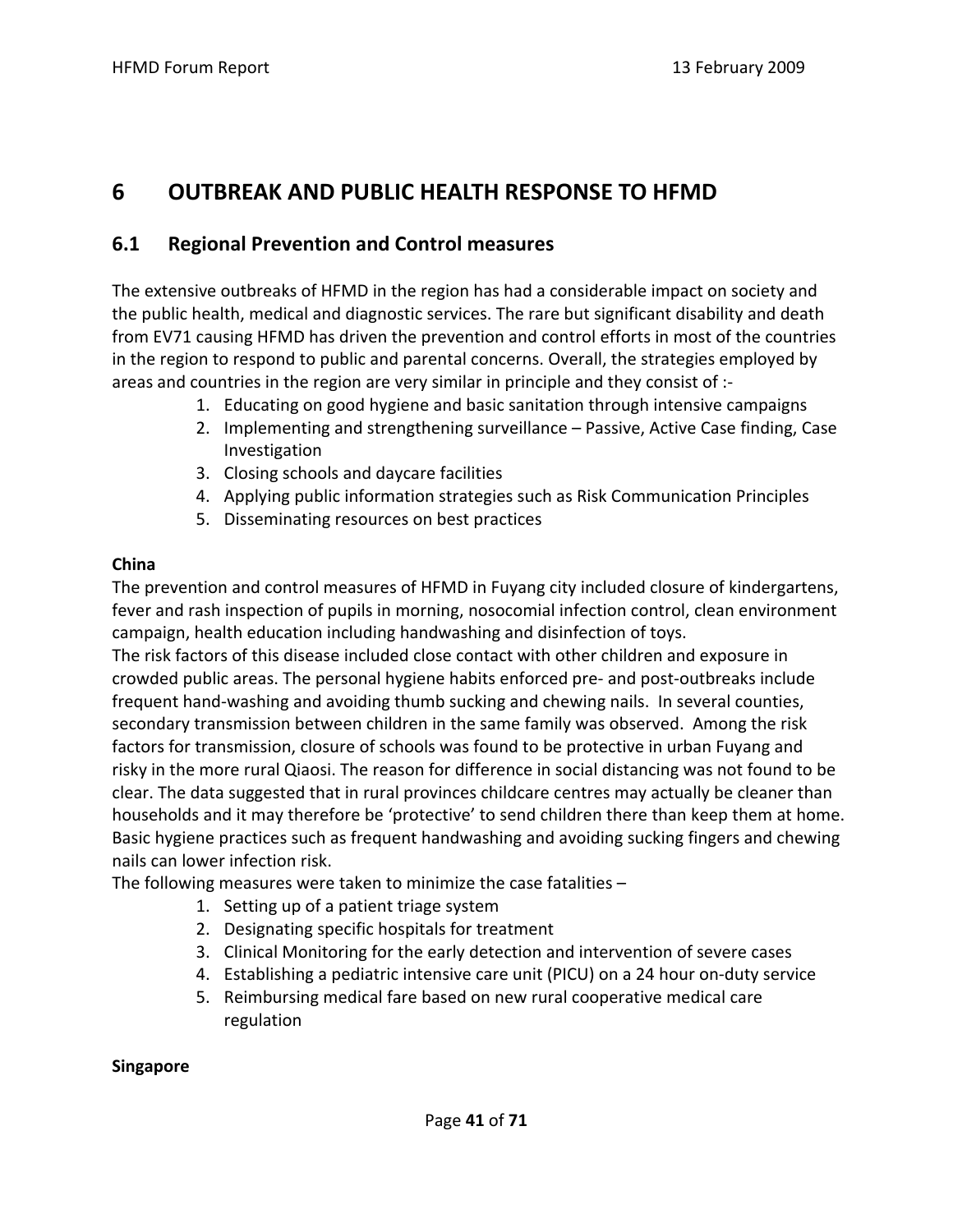# 6 OUTBREAK AND PUBLIC HEALTH RESPONSE TO HFMD

## 6.1 Regional Prevention and Control measures

The extensive outbreaks of HFMD in the region has had a considerable impact on society and the public health, medical and diagnostic services. The rare but significant disability and death from EV71 causing HFMD has driven the prevention and control efforts in most of the countries in the region to respond to public and parental concerns. Overall, the strategies employed by areas and countries in the region are very similar in principle and they consist of :-

1. Educating on good hygiene and basic sanitation through intensive campaigns
2. Implementing and strengthening surveillance – Passive, Active Case finding, Case Investigation
3. Closing schools and daycare facilities
4. Applying public information strategies such as Risk Communication Principles
5. Disseminating resources on best practices

**China**

The prevention and control measures of HFMD in Fuyang city included closure of kindergartens, fever and rash inspection of pupils in morning, nosocomial infection control, clean environment campaign, health education including handwashing and disinfection of toys.

The risk factors of this disease included close contact with other children and exposure in crowded public areas. The personal hygiene habits enforced pre- and post-outbreaks include frequent hand-washing and avoiding thumb sucking and chewing nails. In several counties, secondary transmission between children in the same family was observed. Among the risk factors for transmission, closure of schools was found to be protective in urban Fuyang and risky in the more rural Qiaosi. The reason for difference in social distancing was not found to be clear. The data suggested that in rural provinces childcare centres may actually be cleaner than households and it may therefore be 'protective' to send children there than keep them at home. Basic hygiene practices such as frequent handwashing and avoiding sucking fingers and chewing nails can lower infection risk.

The following measures were taken to minimize the case fatalities –

1. Setting up of a patient triage system
2. Designating specific hospitals for treatment
3. Clinical Monitoring for the early detection and intervention of severe cases
4. Establishing a pediatric intensive care unit (PICU) on a 24 hour on-duty service
5. Reimbursing medical fare based on new rural cooperative medical care regulation

**Singapore**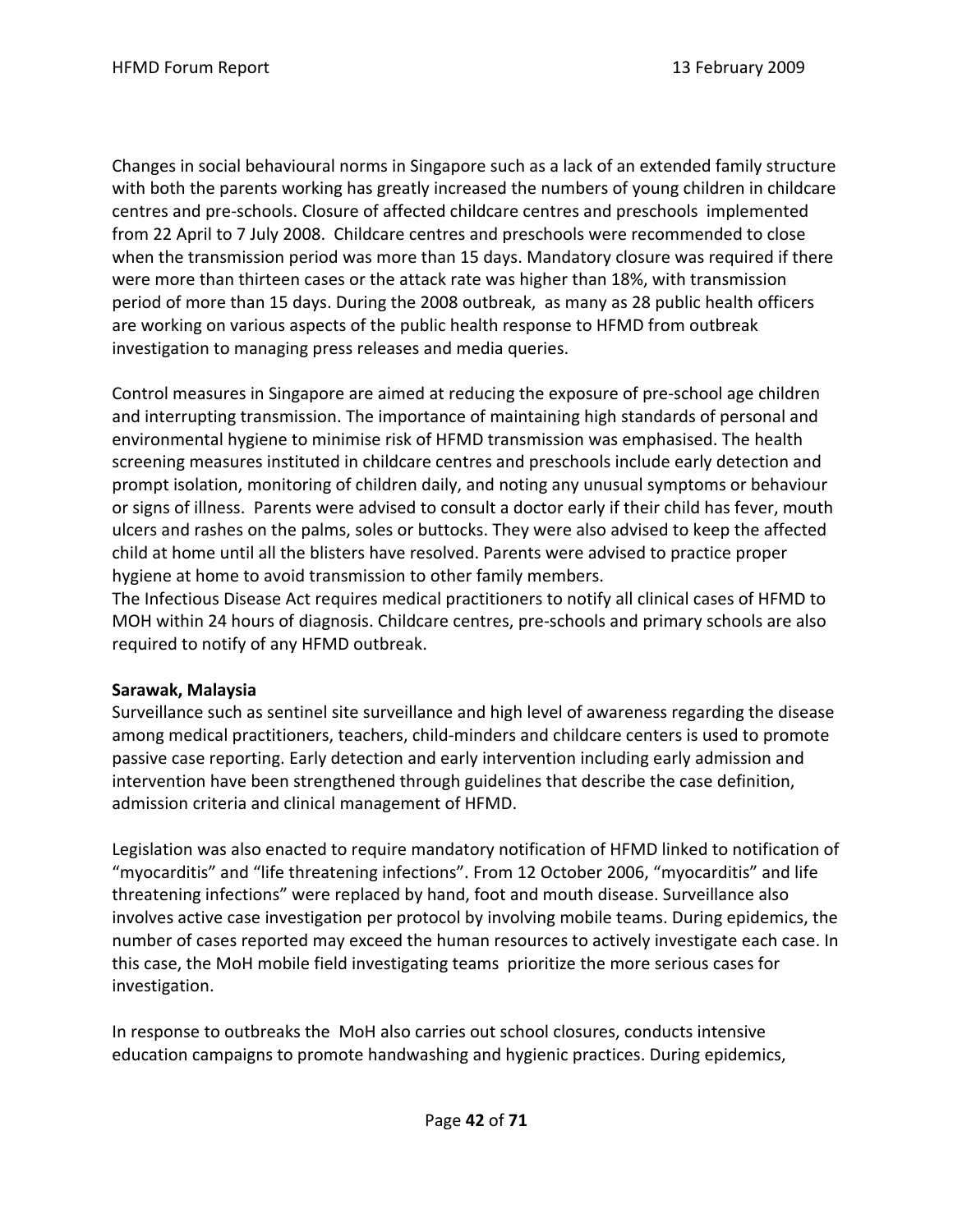Changes in social behavioural norms in Singapore such as a lack of an extended family structure with both the parents working has greatly increased the numbers of young children in childcare centres and pre-schools. Closure of affected childcare centres and preschools implemented from 22 April to 7 July 2008. Childcare centres and preschools were recommended to close when the transmission period was more than 15 days. Mandatory closure was required if there were more than thirteen cases or the attack rate was higher than 18%, with transmission period of more than 15 days. During the 2008 outbreak, as many as 28 public health officers are working on various aspects of the public health response to HFMD from outbreak investigation to managing press releases and media queries.

Control measures in Singapore are aimed at reducing the exposure of pre-school age children and interrupting transmission. The importance of maintaining high standards of personal and environmental hygiene to minimise risk of HFMD transmission was emphasised. The health screening measures instituted in childcare centres and preschools include early detection and prompt isolation, monitoring of children daily, and noting any unusual symptoms or behaviour or signs of illness. Parents were advised to consult a doctor early if their child has fever, mouth ulcers and rashes on the palms, soles or buttocks. They were also advised to keep the affected child at home until all the blisters have resolved. Parents were advised to practice proper hygiene at home to avoid transmission to other family members.
The Infectious Disease Act requires medical practitioners to notify all clinical cases of HFMD to MOH within 24 hours of diagnosis. Childcare centres, pre-schools and primary schools are also required to notify of any HFMD outbreak.

**Sarawak, Malaysia**
Surveillance such as sentinel site surveillance and high level of awareness regarding the disease among medical practitioners, teachers, child-minders and childcare centers is used to promote passive case reporting. Early detection and early intervention including early admission and intervention have been strengthened through guidelines that describe the case definition, admission criteria and clinical management of HFMD.

Legislation was also enacted to require mandatory notification of HFMD linked to notification of "myocarditis" and "life threatening infections". From 12 October 2006, "myocarditis" and life threatening infections" were replaced by hand, foot and mouth disease. Surveillance also involves active case investigation per protocol by involving mobile teams. During epidemics, the number of cases reported may exceed the human resources to actively investigate each case. In this case, the MoH mobile field investigating teams prioritize the more serious cases for investigation.

In response to outbreaks the MoH also carries out school closures, conducts intensive education campaigns to promote handwashing and hygienic practices. During epidemics,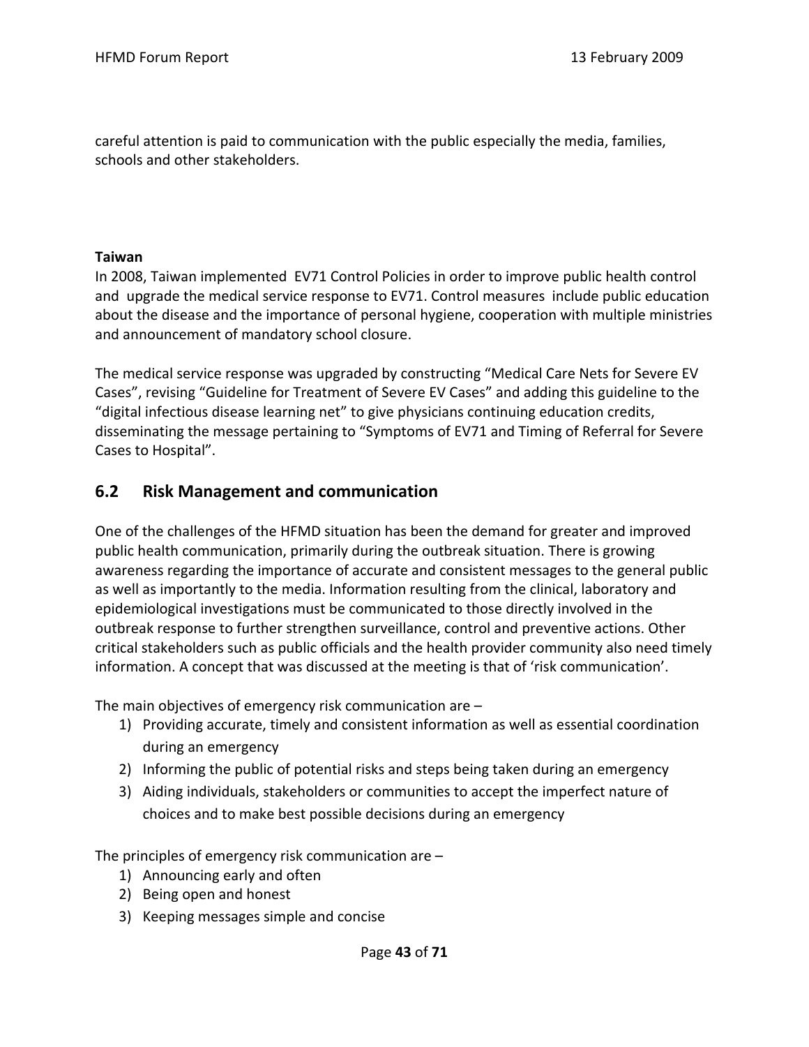careful attention is paid to communication with the public especially the media, families, schools and other stakeholders.

**Taiwan**

In 2008, Taiwan implemented EV71 Control Policies in order to improve public health control and upgrade the medical service response to EV71. Control measures include public education about the disease and the importance of personal hygiene, cooperation with multiple ministries and announcement of mandatory school closure.

The medical service response was upgraded by constructing "Medical Care Nets for Severe EV Cases", revising "Guideline for Treatment of Severe EV Cases" and adding this guideline to the "digital infectious disease learning net" to give physicians continuing education credits, disseminating the message pertaining to "Symptoms of EV71 and Timing of Referral for Severe Cases to Hospital".

## 6.2 Risk Management and communication

One of the challenges of the HFMD situation has been the demand for greater and improved public health communication, primarily during the outbreak situation. There is growing awareness regarding the importance of accurate and consistent messages to the general public as well as importantly to the media. Information resulting from the clinical, laboratory and epidemiological investigations must be communicated to those directly involved in the outbreak response to further strengthen surveillance, control and preventive actions. Other critical stakeholders such as public officials and the health provider community also need timely information. A concept that was discussed at the meeting is that of 'risk communication'.

The main objectives of emergency risk communication are –

1) Providing accurate, timely and consistent information as well as essential coordination during an emergency
2) Informing the public of potential risks and steps being taken during an emergency
3) Aiding individuals, stakeholders or communities to accept the imperfect nature of choices and to make best possible decisions during an emergency

The principles of emergency risk communication are –

1) Announcing early and often
2) Being open and honest
3) Keeping messages simple and concise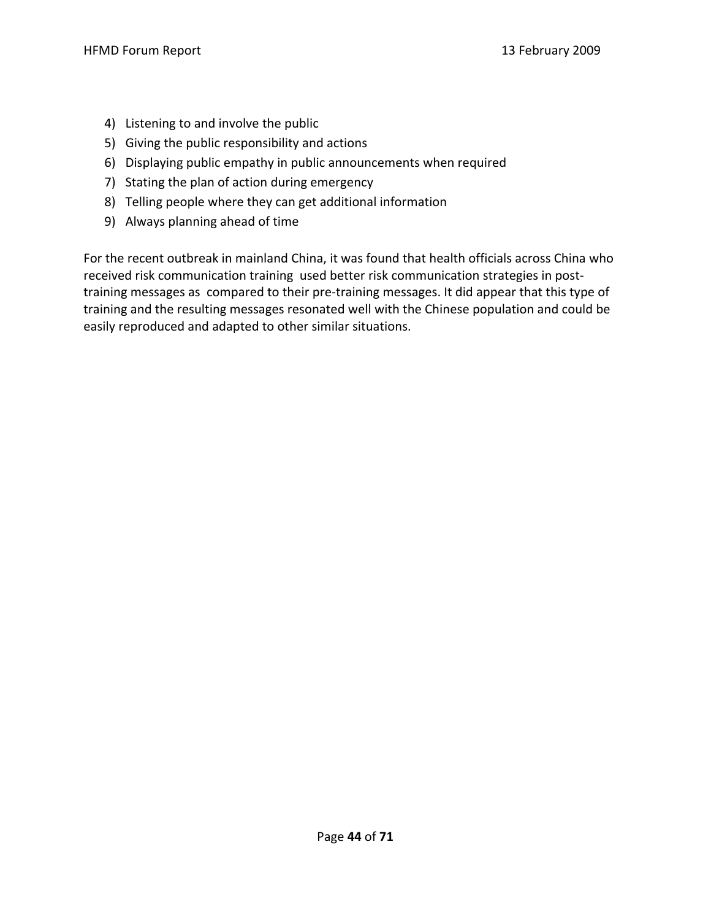4) Listening to and involve the public
5) Giving the public responsibility and actions
6) Displaying public empathy in public announcements when required
7) Stating the plan of action during emergency
8) Telling people where they can get additional information
9) Always planning ahead of time

For the recent outbreak in mainland China, it was found that health officials across China who received risk communication training used better risk communication strategies in post-training messages as compared to their pre-training messages. It did appear that this type of training and the resulting messages resonated well with the Chinese population and could be easily reproduced and adapted to other similar situations.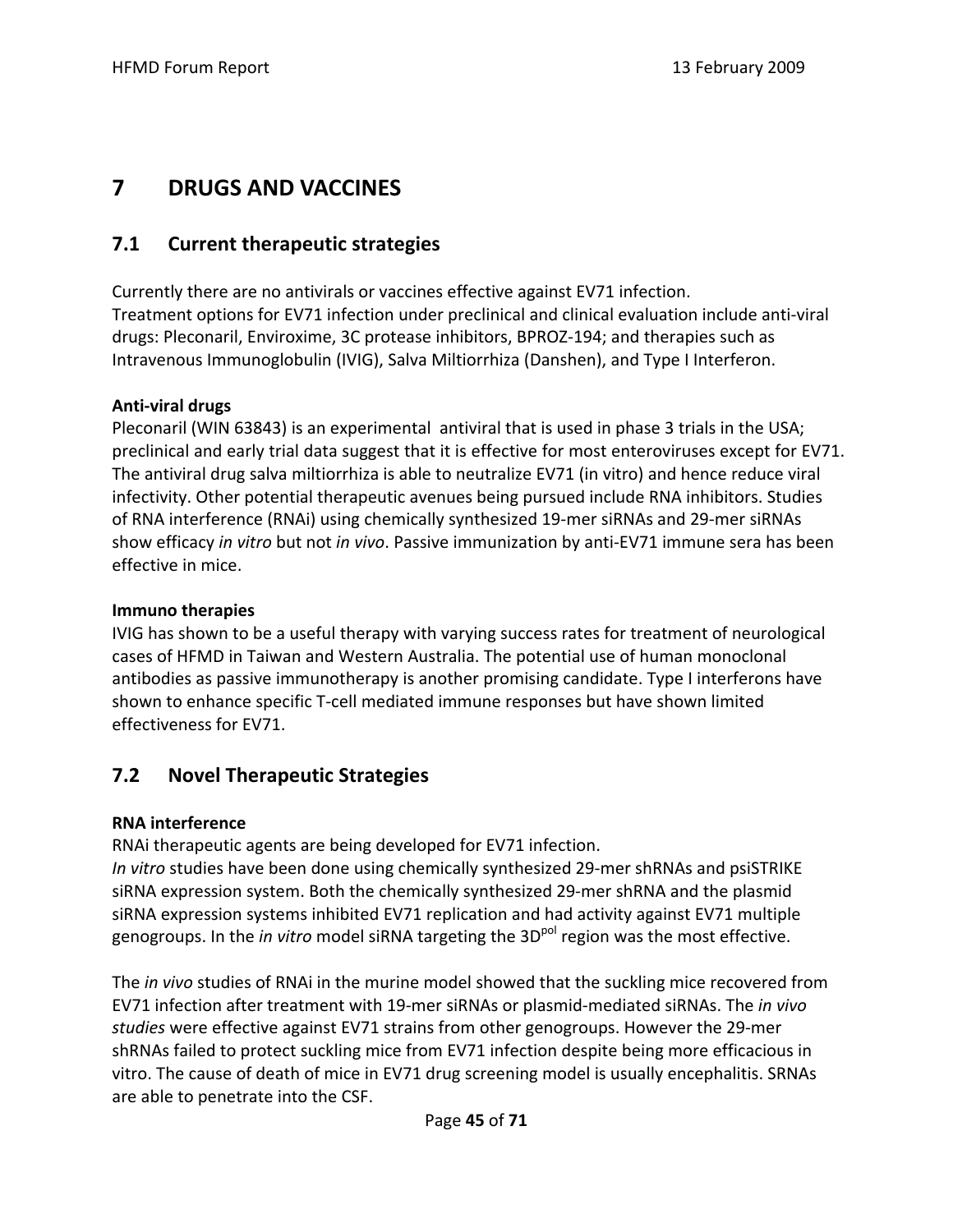# 7 DRUGS AND VACCINES

## 7.1 Current therapeutic strategies

Currently there are no antivirals or vaccines effective against EV71 infection.
Treatment options for EV71 infection under preclinical and clinical evaluation include anti-viral drugs: Pleconaril, Enviroxime, 3C protease inhibitors, BPROZ-194; and therapies such as Intravenous Immunoglobulin (IVIG), Salva Miltiorrhiza (Danshen), and Type I Interferon.

**Anti-viral drugs**
Pleconaril (WIN 63843) is an experimental antiviral that is used in phase 3 trials in the USA; preclinical and early trial data suggest that it is effective for most enteroviruses except for EV71. The antiviral drug salva miltiorrhiza is able to neutralize EV71 (in vitro) and hence reduce viral infectivity. Other potential therapeutic avenues being pursued include RNA inhibitors. Studies of RNA interference (RNAi) using chemically synthesized 19-mer siRNAs and 29-mer siRNAs show efficacy *in vitro* but not *in vivo*. Passive immunization by anti-EV71 immune sera has been effective in mice.

**Immuno therapies**
IVIG has shown to be a useful therapy with varying success rates for treatment of neurological cases of HFMD in Taiwan and Western Australia. The potential use of human monoclonal antibodies as passive immunotherapy is another promising candidate. Type I interferons have shown to enhance specific T-cell mediated immune responses but have shown limited effectiveness for EV71.

## 7.2 Novel Therapeutic Strategies

**RNA interference**
RNAi therapeutic agents are being developed for EV71 infection.
*In vitro* studies have been done using chemically synthesized 29-mer shRNAs and psiSTRIKE siRNA expression system. Both the chemically synthesized 29-mer shRNA and the plasmid siRNA expression systems inhibited EV71 replication and had activity against EV71 multiple genogroups. In the *in vitro* model siRNA targeting the $3D^{pol}$ region was the most effective.

The *in vivo* studies of RNAi in the murine model showed that the suckling mice recovered from EV71 infection after treatment with 19-mer siRNAs or plasmid-mediated siRNAs. The *in vivo studies* were effective against EV71 strains from other genogroups. However the 29-mer shRNAs failed to protect suckling mice from EV71 infection despite being more efficacious in vitro. The cause of death of mice in EV71 drug screening model is usually encephalitis. SRNAs are able to penetrate into the CSF.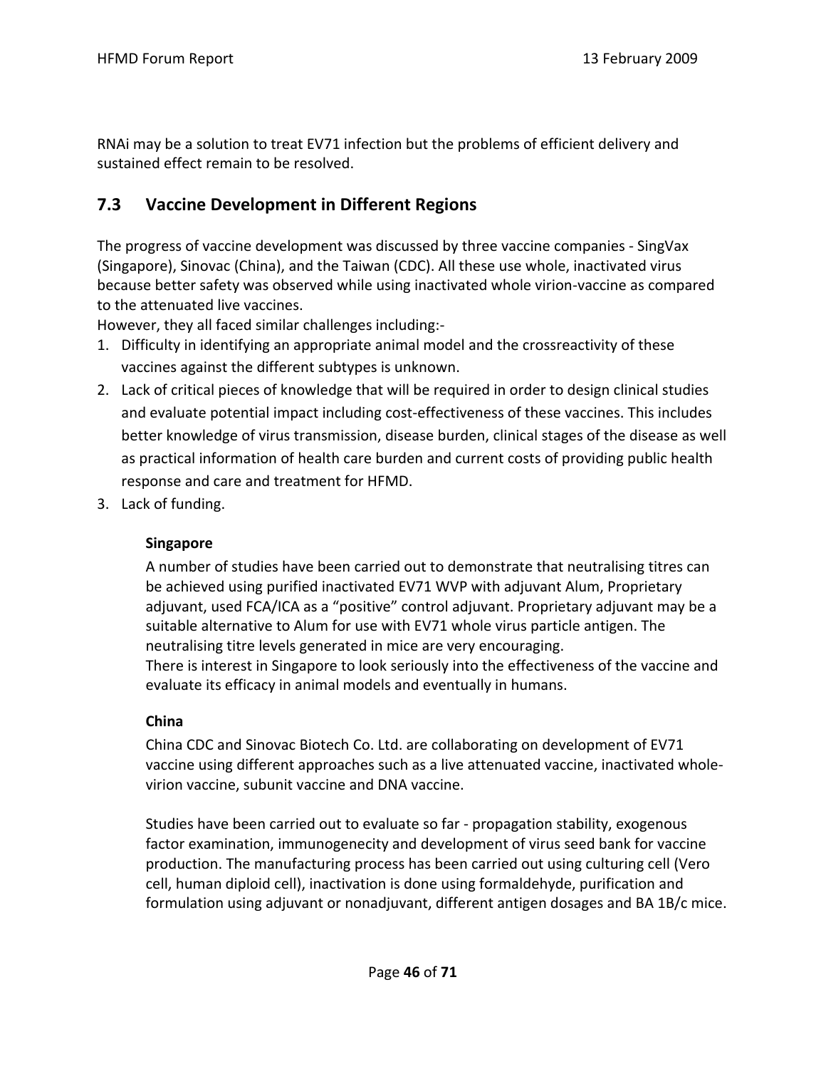RNAi may be a solution to treat EV71 infection but the problems of efficient delivery and sustained effect remain to be resolved.

## 7.3 Vaccine Development in Different Regions

The progress of vaccine development was discussed by three vaccine companies - SingVax (Singapore), Sinovac (China), and the Taiwan (CDC). All these use whole, inactivated virus because better safety was observed while using inactivated whole virion-vaccine as compared to the attenuated live vaccines.
However, they all faced similar challenges including:-

1. Difficulty in identifying an appropriate animal model and the crossreactivity of these vaccines against the different subtypes is unknown.
2. Lack of critical pieces of knowledge that will be required in order to design clinical studies and evaluate potential impact including cost-effectiveness of these vaccines. This includes better knowledge of virus transmission, disease burden, clinical stages of the disease as well as practical information of health care burden and current costs of providing public health response and care and treatment for HFMD.
3. Lack of funding.

**Singapore**

A number of studies have been carried out to demonstrate that neutralising titres can be achieved using purified inactivated EV71 WVP with adjuvant Alum, Proprietary adjuvant, used FCA/ICA as a "positive" control adjuvant. Proprietary adjuvant may be a suitable alternative to Alum for use with EV71 whole virus particle antigen. The neutralising titre levels generated in mice are very encouraging.
There is interest in Singapore to look seriously into the effectiveness of the vaccine and evaluate its efficacy in animal models and eventually in humans.

**China**

China CDC and Sinovac Biotech Co. Ltd. are collaborating on development of EV71 vaccine using different approaches such as a live attenuated vaccine, inactivated whole-virion vaccine, subunit vaccine and DNA vaccine.

Studies have been carried out to evaluate so far - propagation stability, exogenous factor examination, immunogenecity and development of virus seed bank for vaccine production. The manufacturing process has been carried out using culturing cell (Vero cell, human diploid cell), inactivation is done using formaldehyde, purification and formulation using adjuvant or nonadjuvant, different antigen dosages and BA 1B/c mice.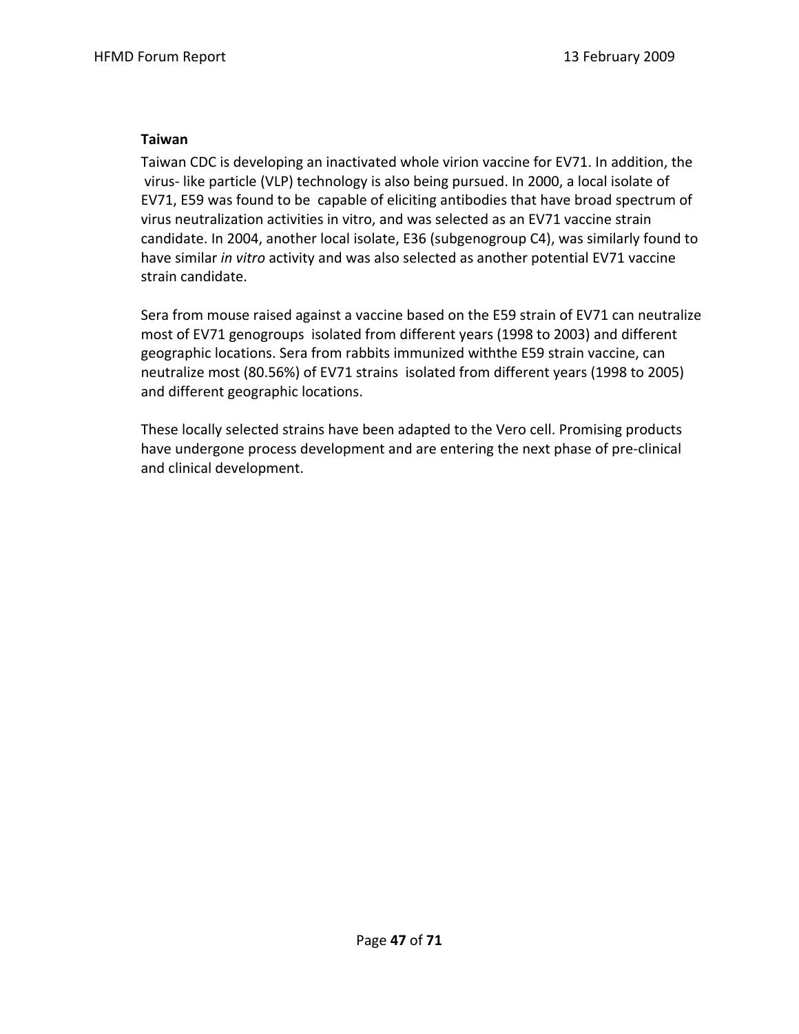**Taiwan**

Taiwan CDC is developing an inactivated whole virion vaccine for EV71. In addition, the virus- like particle (VLP) technology is also being pursued. In 2000, a local isolate of EV71, E59 was found to be capable of eliciting antibodies that have broad spectrum of virus neutralization activities in vitro, and was selected as an EV71 vaccine strain candidate. In 2004, another local isolate, E36 (subgenogroup C4), was similarly found to have similar *in vitro* activity and was also selected as another potential EV71 vaccine strain candidate.

Sera from mouse raised against a vaccine based on the E59 strain of EV71 can neutralize most of EV71 genogroups isolated from different years (1998 to 2003) and different geographic locations. Sera from rabbits immunized withthe E59 strain vaccine, can neutralize most (80.56%) of EV71 strains isolated from different years (1998 to 2005) and different geographic locations.

These locally selected strains have been adapted to the Vero cell. Promising products have undergone process development and are entering the next phase of pre-clinical and clinical development.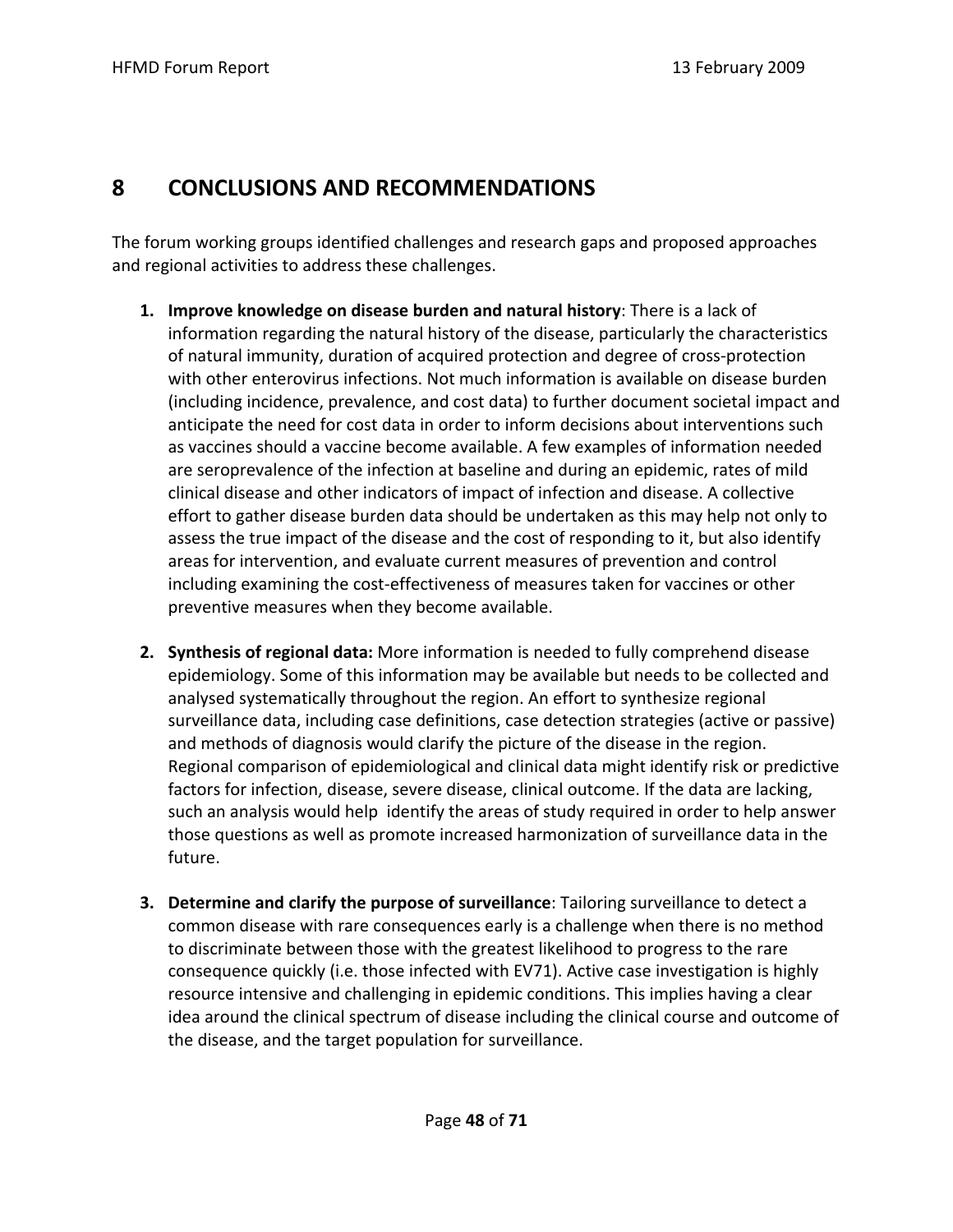# 8 CONCLUSIONS AND RECOMMENDATIONS

The forum working groups identified challenges and research gaps and proposed approaches and regional activities to address these challenges.

1. **Improve knowledge on disease burden and natural history**: There is a lack of information regarding the natural history of the disease, particularly the characteristics of natural immunity, duration of acquired protection and degree of cross-protection with other enterovirus infections. Not much information is available on disease burden (including incidence, prevalence, and cost data) to further document societal impact and anticipate the need for cost data in order to inform decisions about interventions such as vaccines should a vaccine become available. A few examples of information needed are seroprevalence of the infection at baseline and during an epidemic, rates of mild clinical disease and other indicators of impact of infection and disease. A collective effort to gather disease burden data should be undertaken as this may help not only to assess the true impact of the disease and the cost of responding to it, but also identify areas for intervention, and evaluate current measures of prevention and control including examining the cost-effectiveness of measures taken for vaccines or other preventive measures when they become available.

2. **Synthesis of regional data:** More information is needed to fully comprehend disease epidemiology. Some of this information may be available but needs to be collected and analysed systematically throughout the region. An effort to synthesize regional surveillance data, including case definitions, case detection strategies (active or passive) and methods of diagnosis would clarify the picture of the disease in the region. Regional comparison of epidemiological and clinical data might identify risk or predictive factors for infection, disease, severe disease, clinical outcome. If the data are lacking, such an analysis would help identify the areas of study required in order to help answer those questions as well as promote increased harmonization of surveillance data in the future.

3. **Determine and clarify the purpose of surveillance**: Tailoring surveillance to detect a common disease with rare consequences early is a challenge when there is no method to discriminate between those with the greatest likelihood to progress to the rare consequence quickly (i.e. those infected with EV71). Active case investigation is highly resource intensive and challenging in epidemic conditions. This implies having a clear idea around the clinical spectrum of disease including the clinical course and outcome of the disease, and the target population for surveillance.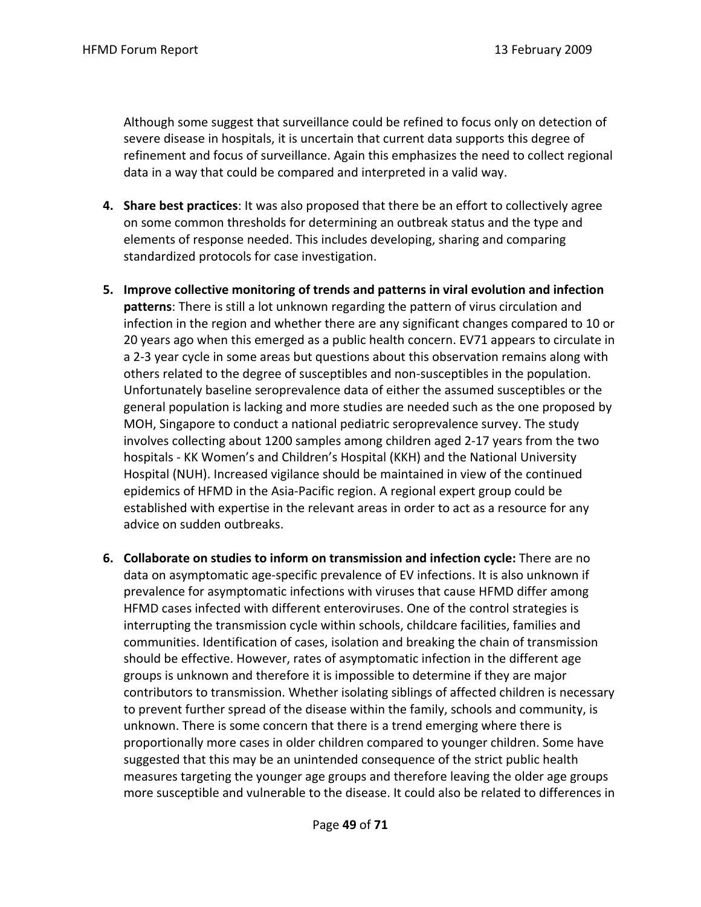Although some suggest that surveillance could be refined to focus only on detection of severe disease in hospitals, it is uncertain that current data supports this degree of refinement and focus of surveillance. Again this emphasizes the need to collect regional data in a way that could be compared and interpreted in a valid way.

4. **Share best practices**: It was also proposed that there be an effort to collectively agree on some common thresholds for determining an outbreak status and the type and elements of response needed. This includes developing, sharing and comparing standardized protocols for case investigation.

5. **Improve collective monitoring of trends and patterns in viral evolution and infection patterns**: There is still a lot unknown regarding the pattern of virus circulation and infection in the region and whether there are any significant changes compared to 10 or 20 years ago when this emerged as a public health concern. EV71 appears to circulate in a 2-3 year cycle in some areas but questions about this observation remains along with others related to the degree of susceptibles and non-susceptibles in the population. Unfortunately baseline seroprevalence data of either the assumed susceptibles or the general population is lacking and more studies are needed such as the one proposed by MOH, Singapore to conduct a national pediatric seroprevalence survey. The study involves collecting about 1200 samples among children aged 2-17 years from the two hospitals - KK Women's and Children's Hospital (KKH) and the National University Hospital (NUH). Increased vigilance should be maintained in view of the continued epidemics of HFMD in the Asia-Pacific region. A regional expert group could be established with expertise in the relevant areas in order to act as a resource for any advice on sudden outbreaks.

6. **Collaborate on studies to inform on transmission and infection cycle:** There are no data on asymptomatic age-specific prevalence of EV infections. It is also unknown if prevalence for asymptomatic infections with viruses that cause HFMD differ among HFMD cases infected with different enteroviruses. One of the control strategies is interrupting the transmission cycle within schools, childcare facilities, families and communities. Identification of cases, isolation and breaking the chain of transmission should be effective. However, rates of asymptomatic infection in the different age groups is unknown and therefore it is impossible to determine if they are major contributors to transmission. Whether isolating siblings of affected children is necessary to prevent further spread of the disease within the family, schools and community, is unknown. There is some concern that there is a trend emerging where there is proportionally more cases in older children compared to younger children. Some have suggested that this may be an unintended consequence of the strict public health measures targeting the younger age groups and therefore leaving the older age groups more susceptible and vulnerable to the disease. It could also be related to differences in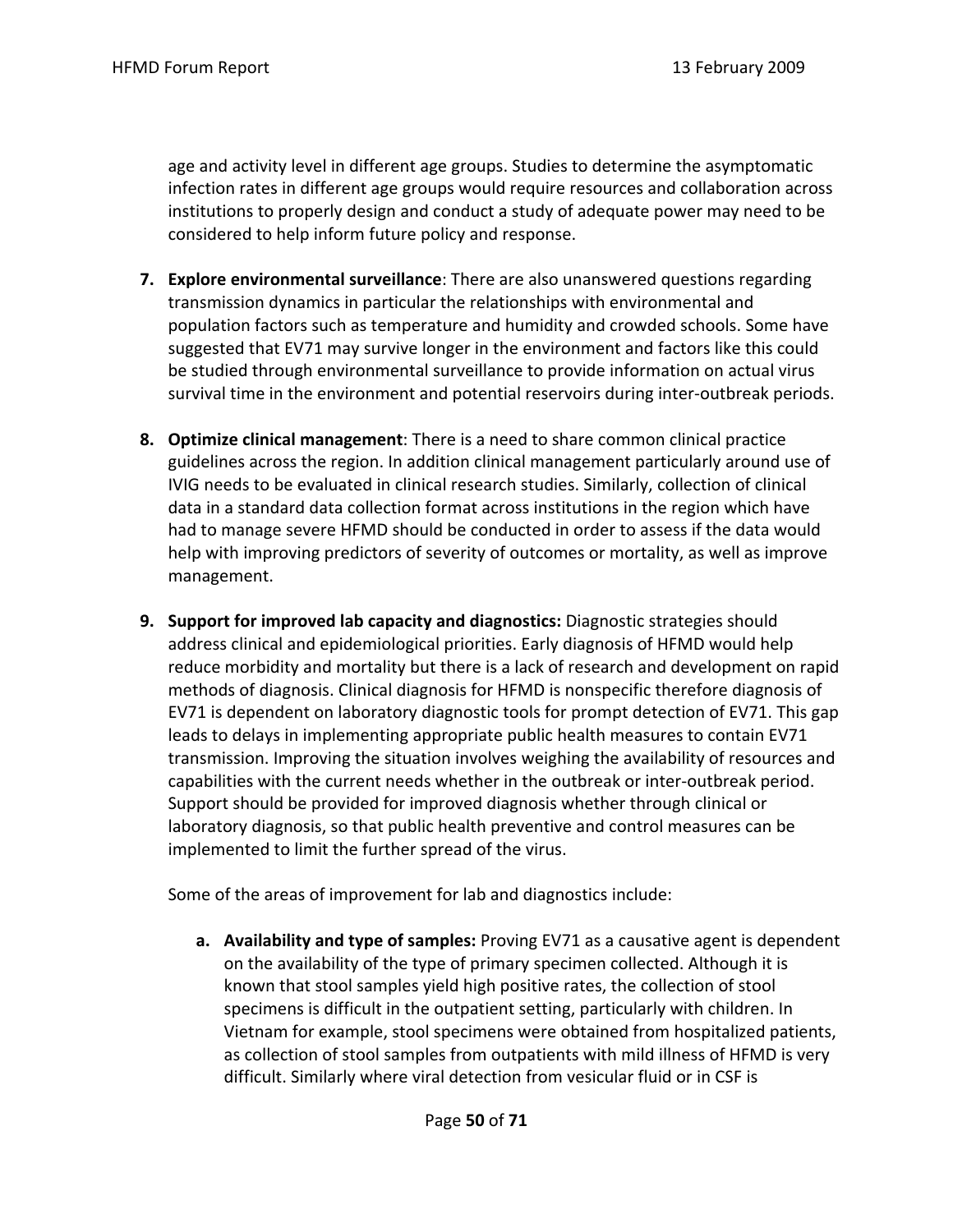age and activity level in different age groups. Studies to determine the asymptomatic infection rates in different age groups would require resources and collaboration across institutions to properly design and conduct a study of adequate power may need to be considered to help inform future policy and response.

7. **Explore environmental surveillance**: There are also unanswered questions regarding transmission dynamics in particular the relationships with environmental and population factors such as temperature and humidity and crowded schools. Some have suggested that EV71 may survive longer in the environment and factors like this could be studied through environmental surveillance to provide information on actual virus survival time in the environment and potential reservoirs during inter-outbreak periods.

8. **Optimize clinical management**: There is a need to share common clinical practice guidelines across the region. In addition clinical management particularly around use of IVIG needs to be evaluated in clinical research studies. Similarly, collection of clinical data in a standard data collection format across institutions in the region which have had to manage severe HFMD should be conducted in order to assess if the data would help with improving predictors of severity of outcomes or mortality, as well as improve management.

9. **Support for improved lab capacity and diagnostics:** Diagnostic strategies should address clinical and epidemiological priorities. Early diagnosis of HFMD would help reduce morbidity and mortality but there is a lack of research and development on rapid methods of diagnosis. Clinical diagnosis for HFMD is nonspecific therefore diagnosis of EV71 is dependent on laboratory diagnostic tools for prompt detection of EV71. This gap leads to delays in implementing appropriate public health measures to contain EV71 transmission. Improving the situation involves weighing the availability of resources and capabilities with the current needs whether in the outbreak or inter-outbreak period. Support should be provided for improved diagnosis whether through clinical or laboratory diagnosis, so that public health preventive and control measures can be implemented to limit the further spread of the virus.

   Some of the areas of improvement for lab and diagnostics include:

   a. **Availability and type of samples:** Proving EV71 as a causative agent is dependent on the availability of the type of primary specimen collected. Although it is known that stool samples yield high positive rates, the collection of stool specimens is difficult in the outpatient setting, particularly with children. In Vietnam for example, stool specimens were obtained from hospitalized patients, as collection of stool samples from outpatients with mild illness of HFMD is very difficult. Similarly where viral detection from vesicular fluid or in CSF is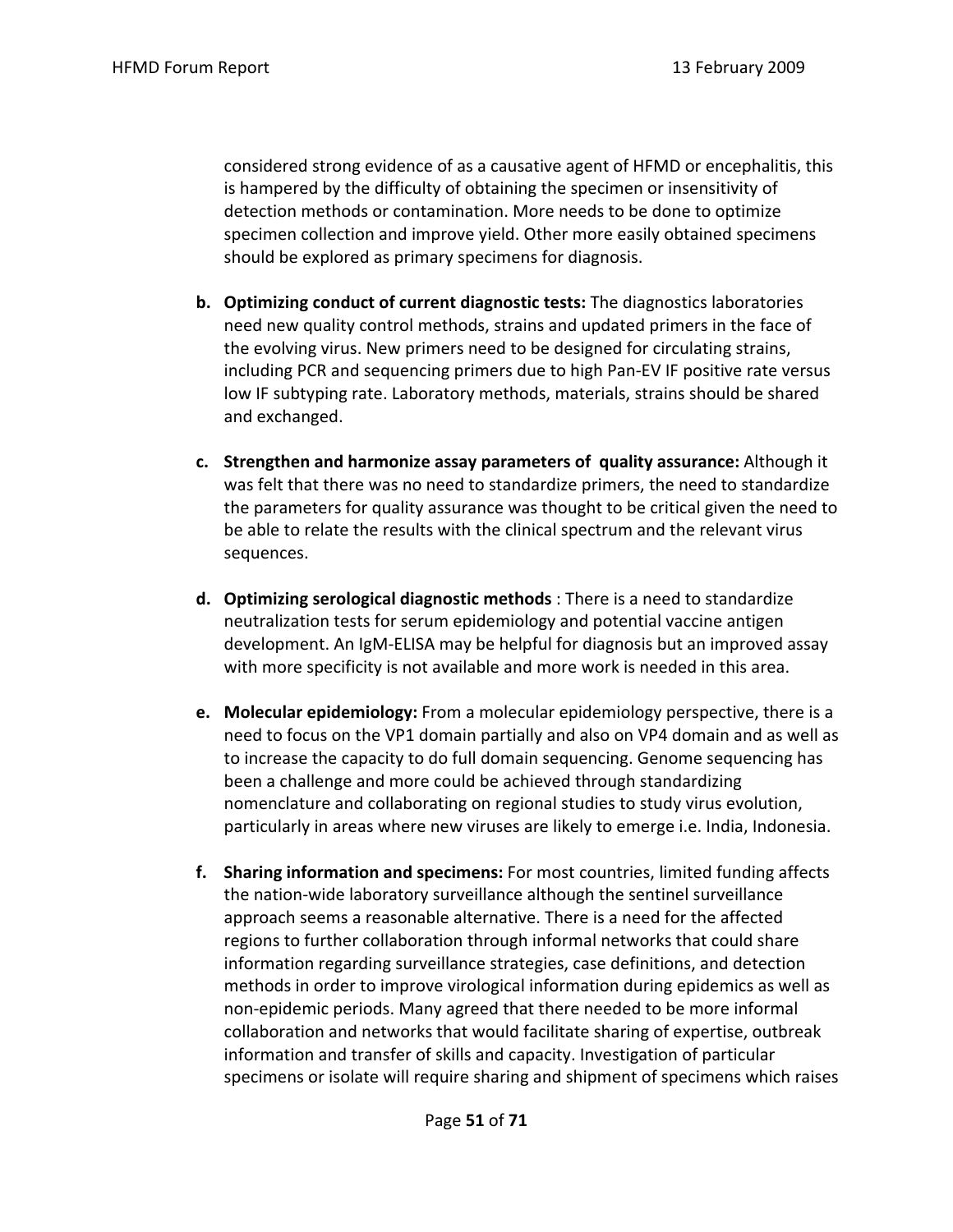considered strong evidence of as a causative agent of HFMD or encephalitis, this is hampered by the difficulty of obtaining the specimen or insensitivity of detection methods or contamination. More needs to be done to optimize specimen collection and improve yield. Other more easily obtained specimens should be explored as primary specimens for diagnosis.

b. **Optimizing conduct of current diagnostic tests:** The diagnostics laboratories need new quality control methods, strains and updated primers in the face of the evolving virus. New primers need to be designed for circulating strains, including PCR and sequencing primers due to high Pan-EV IF positive rate versus low IF subtyping rate. Laboratory methods, materials, strains should be shared and exchanged.

c. **Strengthen and harmonize assay parameters of quality assurance:** Although it was felt that there was no need to standardize primers, the need to standardize the parameters for quality assurance was thought to be critical given the need to be able to relate the results with the clinical spectrum and the relevant virus sequences.

d. **Optimizing serological diagnostic methods** : There is a need to standardize neutralization tests for serum epidemiology and potential vaccine antigen development. An IgM-ELISA may be helpful for diagnosis but an improved assay with more specificity is not available and more work is needed in this area.

e. **Molecular epidemiology:** From a molecular epidemiology perspective, there is a need to focus on the VP1 domain partially and also on VP4 domain and as well as to increase the capacity to do full domain sequencing. Genome sequencing has been a challenge and more could be achieved through standardizing nomenclature and collaborating on regional studies to study virus evolution, particularly in areas where new viruses are likely to emerge i.e. India, Indonesia.

f. **Sharing information and specimens:** For most countries, limited funding affects the nation-wide laboratory surveillance although the sentinel surveillance approach seems a reasonable alternative. There is a need for the affected regions to further collaboration through informal networks that could share information regarding surveillance strategies, case definitions, and detection methods in order to improve virological information during epidemics as well as non-epidemic periods. Many agreed that there needed to be more informal collaboration and networks that would facilitate sharing of expertise, outbreak information and transfer of skills and capacity. Investigation of particular specimens or isolate will require sharing and shipment of specimens which raises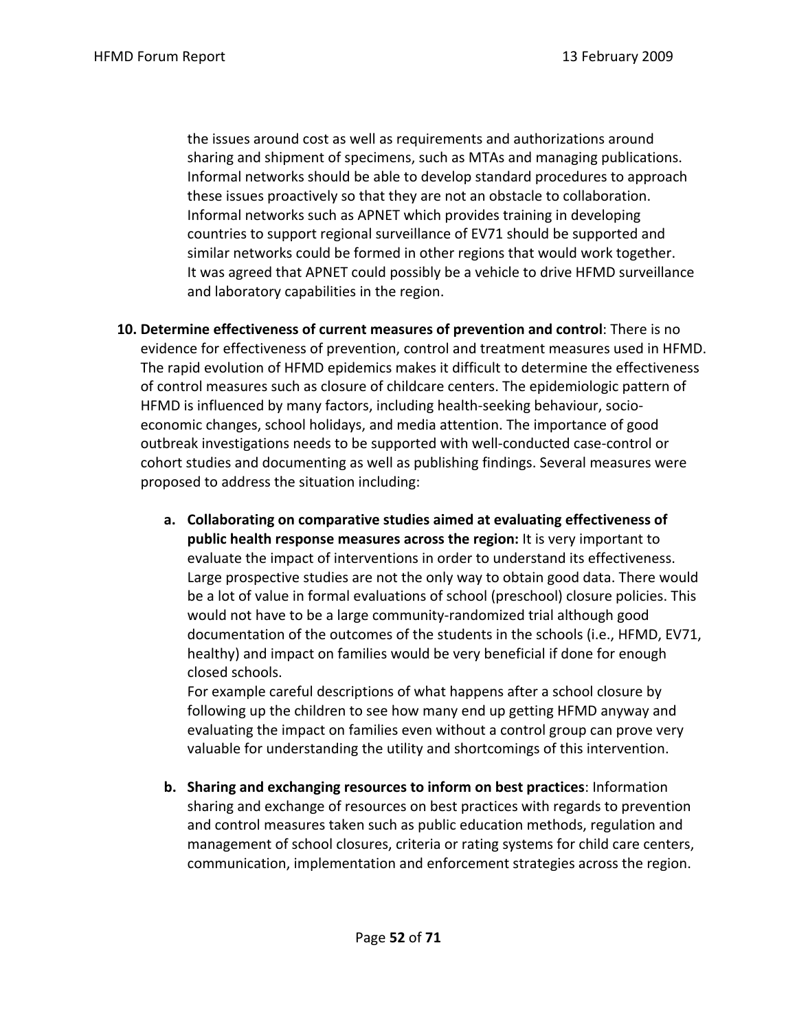the issues around cost as well as requirements and authorizations around sharing and shipment of specimens, such as MTAs and managing publications. Informal networks should be able to develop standard procedures to approach these issues proactively so that they are not an obstacle to collaboration. Informal networks such as APNET which provides training in developing countries to support regional surveillance of EV71 should be supported and similar networks could be formed in other regions that would work together. It was agreed that APNET could possibly be a vehicle to drive HFMD surveillance and laboratory capabilities in the region.

10. **Determine effectiveness of current measures of prevention and control**: There is no evidence for effectiveness of prevention, control and treatment measures used in HFMD. The rapid evolution of HFMD epidemics makes it difficult to determine the effectiveness of control measures such as closure of childcare centers. The epidemiologic pattern of HFMD is influenced by many factors, including health-seeking behaviour, socio-economic changes, school holidays, and media attention. The importance of good outbreak investigations needs to be supported with well-conducted case-control or cohort studies and documenting as well as publishing findings. Several measures were proposed to address the situation including:

    a. **Collaborating on comparative studies aimed at evaluating effectiveness of public health response measures across the region:** It is very important to evaluate the impact of interventions in order to understand its effectiveness. Large prospective studies are not the only way to obtain good data. There would be a lot of value in formal evaluations of school (preschool) closure policies. This would not have to be a large community-randomized trial although good documentation of the outcomes of the students in the schools (i.e., HFMD, EV71, healthy) and impact on families would be very beneficial if done for enough closed schools.
       For example careful descriptions of what happens after a school closure by following up the children to see how many end up getting HFMD anyway and evaluating the impact on families even without a control group can prove very valuable for understanding the utility and shortcomings of this intervention.

    b. **Sharing and exchanging resources to inform on best practices**: Information sharing and exchange of resources on best practices with regards to prevention and control measures taken such as public education methods, regulation and management of school closures, criteria or rating systems for child care centers, communication, implementation and enforcement strategies across the region.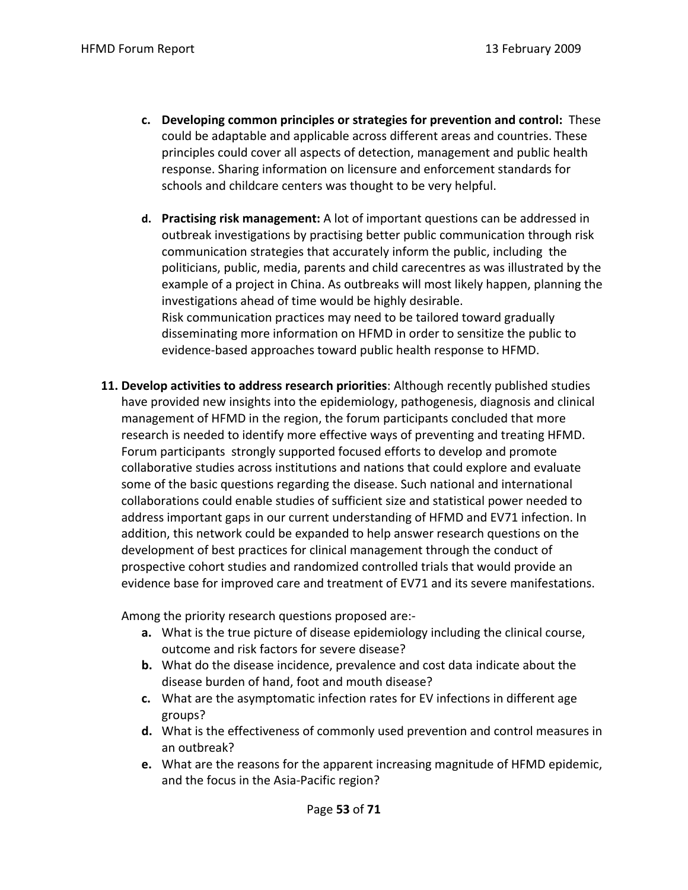c. **Developing common principles or strategies for prevention and control:** These could be adaptable and applicable across different areas and countries. These principles could cover all aspects of detection, management and public health response. Sharing information on licensure and enforcement standards for schools and childcare centers was thought to be very helpful.

d. **Practising risk management:** A lot of important questions can be addressed in outbreak investigations by practising better public communication through risk communication strategies that accurately inform the public, including the politicians, public, media, parents and child carecentres as was illustrated by the example of a project in China. As outbreaks will most likely happen, planning the investigations ahead of time would be highly desirable.
Risk communication practices may need to be tailored toward gradually disseminating more information on HFMD in order to sensitize the public to evidence-based approaches toward public health response to HFMD.

11. **Develop activities to address research priorities**: Although recently published studies have provided new insights into the epidemiology, pathogenesis, diagnosis and clinical management of HFMD in the region, the forum participants concluded that more research is needed to identify more effective ways of preventing and treating HFMD. Forum participants strongly supported focused efforts to develop and promote collaborative studies across institutions and nations that could explore and evaluate some of the basic questions regarding the disease. Such national and international collaborations could enable studies of sufficient size and statistical power needed to address important gaps in our current understanding of HFMD and EV71 infection. In addition, this network could be expanded to help answer research questions on the development of best practices for clinical management through the conduct of prospective cohort studies and randomized controlled trials that would provide an evidence base for improved care and treatment of EV71 and its severe manifestations.

    Among the priority research questions proposed are:-

    a. What is the true picture of disease epidemiology including the clinical course, outcome and risk factors for severe disease?
    b. What do the disease incidence, prevalence and cost data indicate about the disease burden of hand, foot and mouth disease?
    c. What are the asymptomatic infection rates for EV infections in different age groups?
    d. What is the effectiveness of commonly used prevention and control measures in an outbreak?
    e. What are the reasons for the apparent increasing magnitude of HFMD epidemic, and the focus in the Asia-Pacific region?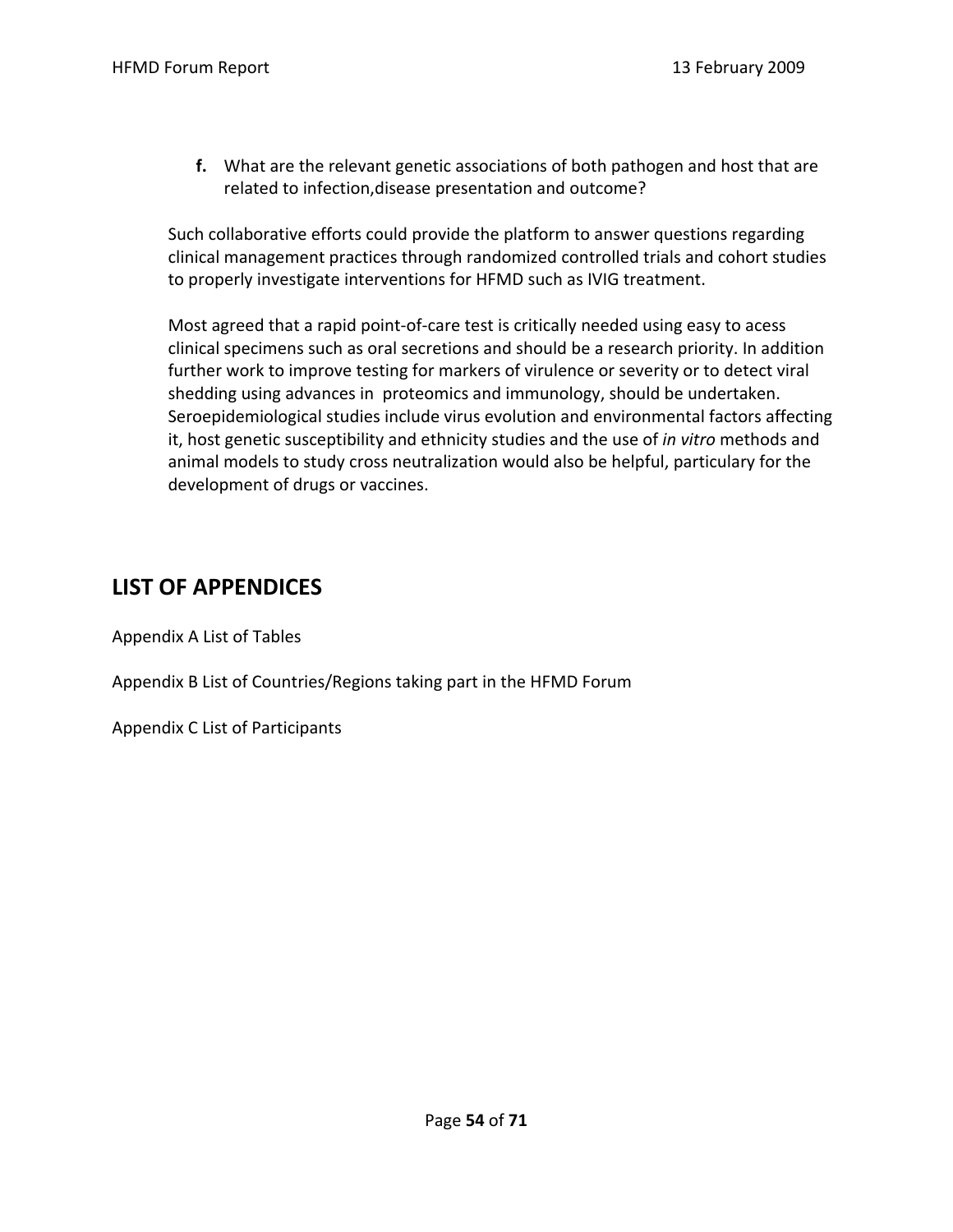**f.** What are the relevant genetic associations of both pathogen and host that are related to infection,disease presentation and outcome?

Such collaborative efforts could provide the platform to answer questions regarding clinical management practices through randomized controlled trials and cohort studies to properly investigate interventions for HFMD such as IVIG treatment.

Most agreed that a rapid point-of-care test is critically needed using easy to acess clinical specimens such as oral secretions and should be a research priority. In addition further work to improve testing for markers of virulence or severity or to detect viral shedding using advances in proteomics and immunology, should be undertaken. Seroepidemiological studies include virus evolution and environmental factors affecting it, host genetic susceptibility and ethnicity studies and the use of *in vitro* methods and animal models to study cross neutralization would also be helpful, particulary for the development of drugs or vaccines.

## LIST OF APPENDICES

Appendix A List of Tables

Appendix B List of Countries/Regions taking part in the HFMD Forum

Appendix C List of Participants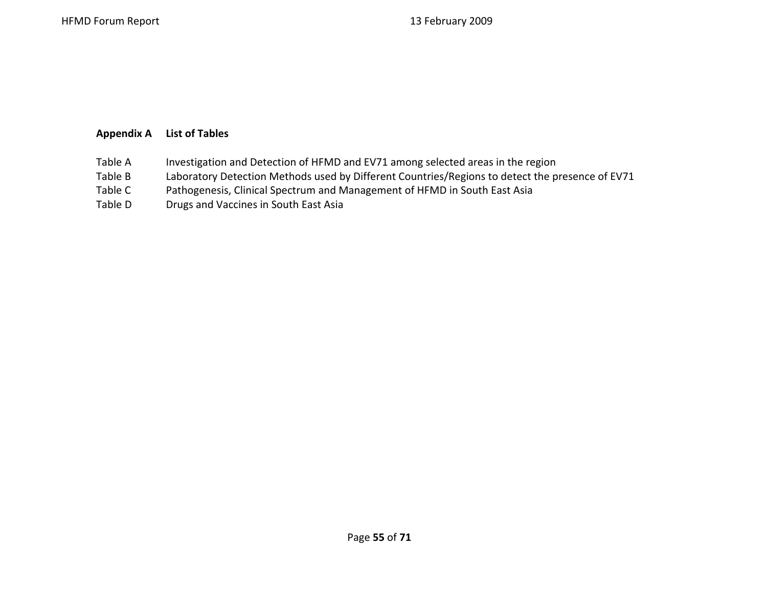## Appendix A List of Tables

| | |
|---|---|
| Table A | Investigation and Detection of HFMD and EV71 among selected areas in the region |
| Table B | Laboratory Detection Methods used by Different Countries/Regions to detect the presence of EV71 |
| Table C | Pathogenesis, Clinical Spectrum and Management of HFMD in South East Asia |
| Table D | Drugs and Vaccines in South East Asia |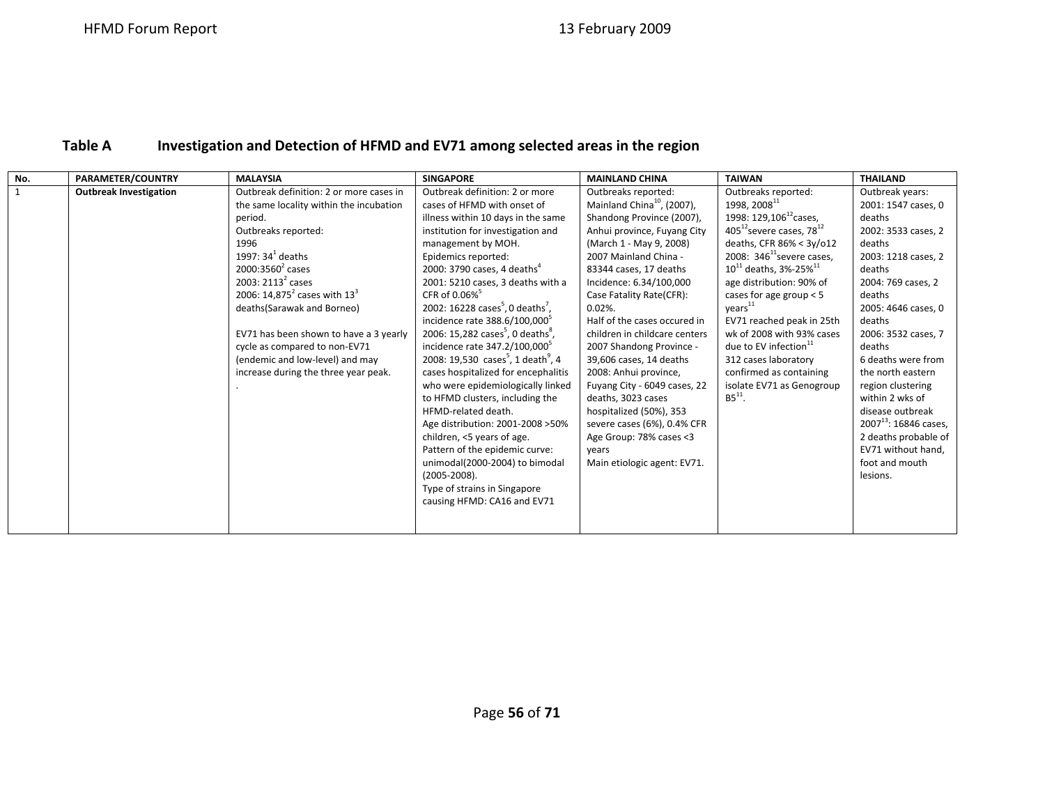## Table A Investigation and Detection of HFMD and EV71 among selected areas in the region

| No. | PARAMETER/COUNTRY | MALAYSIA | SINGAPORE | MAINLAND CHINA | TAIWAN | THAILAND |
|---|---|---|---|---|---|---|
| 1 | **Outbreak Investigation** | Outbreak definition: 2 or more cases in the same locality within the incubation period.<br>Outbreaks reported:<br>1996<br>1997: 34[1] deaths<br>2000:3560[2] cases<br>2003: 2113[2] cases<br>2006: 14,875[2] cases with 13[3] deaths(Sarawak and Borneo)<br><br>EV71 has been shown to have a 3 yearly cycle as compared to non-EV71 (endemic and low-level) and may increase during the three year peak.<br>. | Outbreak definition: 2 or more cases of HFMD with onset of illness within 10 days in the same institution for investigation and management by MOH.<br>Epidemics reported:<br>2000: 3790 cases, 4 deaths[4]<br>2001: 5210 cases, 3 deaths with a CFR of 0.06%[5]<br>2002: 16228 cases[5], 0 deaths[7], incidence rate 388.6/100,000[5]<br>2006: 15,282 cases[5], 0 deaths[8], incidence rate 347.2/100,000[5]<br>2008: 19,530 cases[5], 1 death[9], 4 cases hospitalized for encephalitis who were epidemiologically linked to HFMD clusters, including the HFMD-related death.<br>Age distribution: 2001-2008 >50% children, <5 years of age.<br>Pattern of the epidemic curve: unimodal(2000-2004) to bimodal (2005-2008).<br>Type of strains in Singapore causing HFMD: CA16 and EV71 | Outbreaks reported:<br>Mainland China[10], (2007), Shandong Province (2007), Anhui province, Fuyang City (March 1 - May 9, 2008)<br>2007 Mainland China - 83344 cases, 17 deaths<br>Incidence: 6.34/100,000<br>Case Fatality Rate(CFR): 0.02%.<br>Half of the cases occured in children in childcare centers<br>2007 Shandong Province - 39,606 cases, 14 deaths<br>2008: Anhui province, Fuyang City - 6049 cases, 22 deaths, 3023 cases hospitalized (50%), 353 severe cases (6%), 0.4% CFR<br>Age Group: 78% cases <3 years<br>Main etiologic agent: EV71. | Outbreaks reported:<br>1998, 2008[11]<br>1998: 129,106[12]cases, 405[12]severe cases, 78[12] deaths, CFR 86% < 3y/o12<br>2008: 346[11]severe cases, 10[11] deaths, 3%-25%[11]<br>age distribution: 90% of cases for age group < 5 years[11]<br>EV71 reached peak in 25th wk of 2008 with 93% cases due to EV infection[11]<br>312 cases laboratory confirmed as containing isolate EV71 as Genogroup B5[11]. | Outbreak years:<br>2001: 1547 cases, 0 deaths<br>2002: 3533 cases, 2 deaths<br>2003: 1218 cases, 2 deaths<br>2004: 769 cases, 2 deaths<br>2005: 4646 cases, 0 deaths<br>2006: 3532 cases, 7 deaths<br>6 deaths were from the north eastern region clustering within 2 wks of disease outbreak<br>2007[13]: 16846 cases, 2 deaths probable of EV71 without hand, foot and mouth lesions. |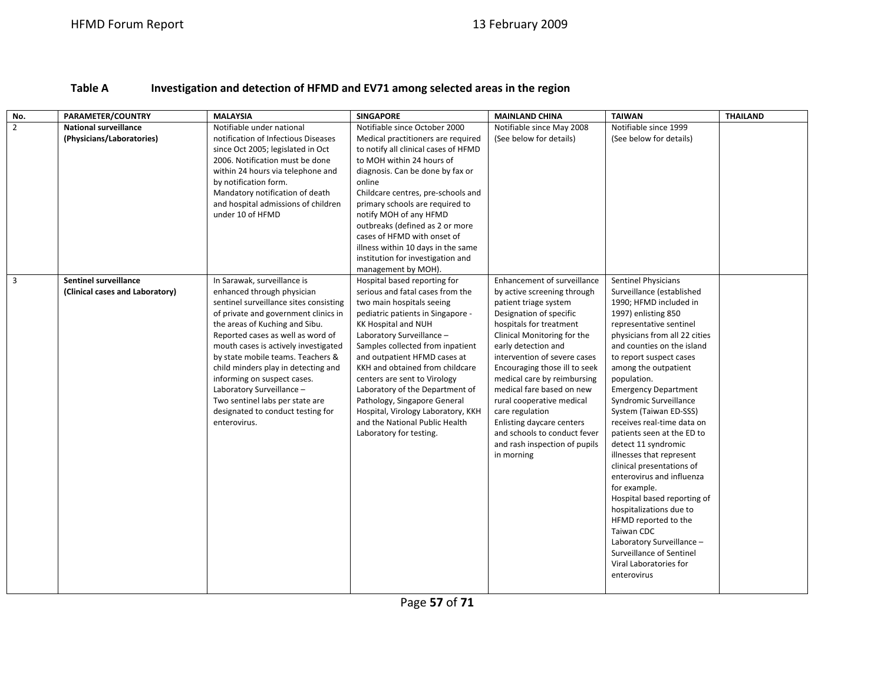**Table A Investigation and detection of HFMD and EV71 among selected areas in the region**

| No. | PARAMETER/COUNTRY | MALAYSIA | SINGAPORE | MAINLAND CHINA | TAIWAN | THAILAND |
|---|---|---|---|---|---|---|
| 2 | **National surveillance (Physicians/Laboratories)** | Notifiable under national notification of Infectious Diseases since Oct 2005; legislated in Oct 2006. Notification must be done within 24 hours via telephone and by notification form.<br>Mandatory notification of death and hospital admissions of children under 10 of HFMD | Notifiable since October 2000<br>Medical practitioners are required to notify all clinical cases of HFMD to MOH within 24 hours of diagnosis. Can be done by fax or online<br>Childcare centres, pre-schools and primary schools are required to notify MOH of any HFMD outbreaks (defined as 2 or more cases of HFMD with onset of illness within 10 days in the same institution for investigation and management by MOH). | Notifiable since May 2008 (See below for details) | Notifiable since 1999 (See below for details) | |
| 3 | **Sentinel surveillance (Clinical cases and Laboratory)** | In Sarawak, surveillance is enhanced through physician sentinel surveillance sites consisting of private and government clinics in the areas of Kuching and Sibu. Reported cases as well as word of mouth cases is actively investigated by state mobile teams. Teachers & child minders play in detecting and informing on suspect cases.<br>Laboratory Surveillance –<br>Two sentinel labs per state are designated to conduct testing for enterovirus. | Hospital based reporting for serious and fatal cases from the two main hospitals seeing pediatric patients in Singapore - KK Hospital and NUH<br>Laboratory Surveillance –<br>Samples collected from inpatient and outpatient HFMD cases at KKH and obtained from childcare centers are sent to Virology Laboratory of the Department of Pathology, Singapore General Hospital, Virology Laboratory, KKH and the National Public Health Laboratory for testing. | Enhancement of surveillance by active screening through patient triage system<br>Designation of specific hospitals for treatment<br>Clinical Monitoring for the early detection and intervention of severe cases<br>Encouraging those ill to seek medical care by reimbursing medical fare based on new rural cooperative medical care regulation<br>Enlisting daycare centers and schools to conduct fever and rash inspection of pupils in morning | Sentinel Physicians Surveillance (established 1990; HFMD included in 1997) enlisting 850 representative sentinel physicians from all 22 cities and counties on the island to report suspect cases among the outpatient population.<br>Emergency Department Syndromic Surveillance System (Taiwan ED-SSS) receives real-time data on patients seen at the ED to detect 11 syndromic illnesses that represent clinical presentations of enterovirus and influenza for example.<br>Hospital based reporting of hospitalizations due to HFMD reported to the Taiwan CDC<br>Laboratory Surveillance –<br>Surveillance of Sentinel Viral Laboratories for enterovirus | |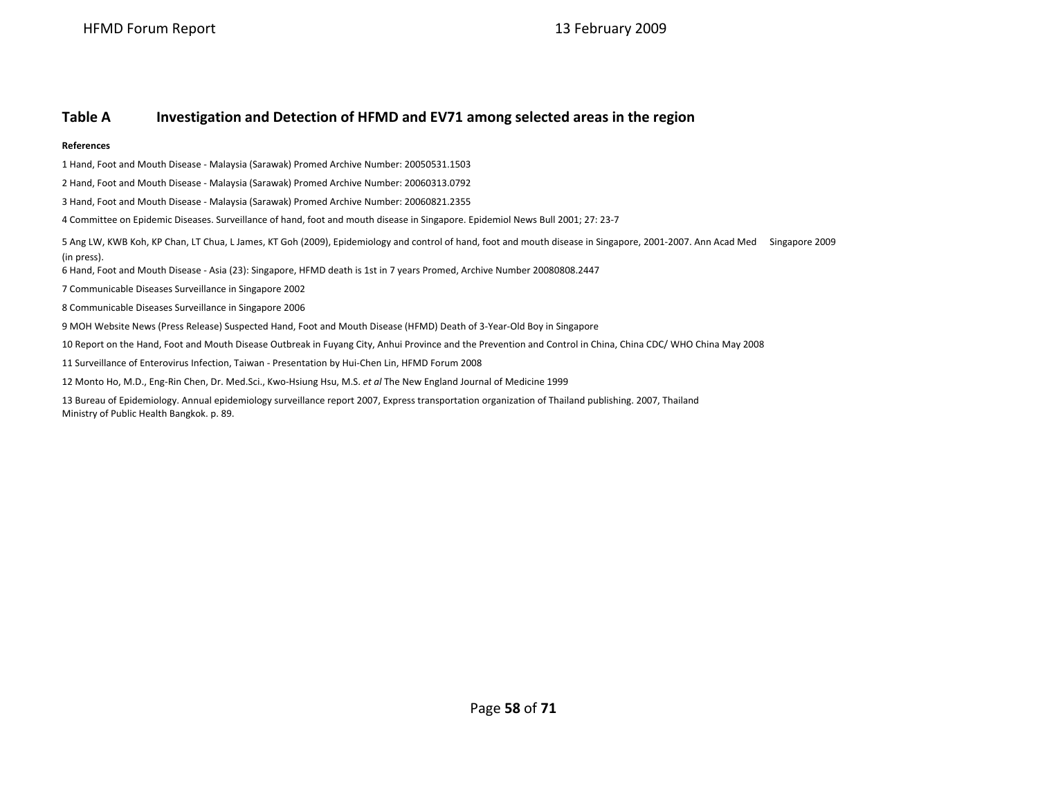## Table A Investigation and Detection of HFMD and EV71 among selected areas in the region

**References**

1 Hand, Foot and Mouth Disease - Malaysia (Sarawak) Promed Archive Number: 20050531.1503

2 Hand, Foot and Mouth Disease - Malaysia (Sarawak) Promed Archive Number: 20060313.0792

3 Hand, Foot and Mouth Disease - Malaysia (Sarawak) Promed Archive Number: 20060821.2355

4 Committee on Epidemic Diseases. Surveillance of hand, foot and mouth disease in Singapore. Epidemiol News Bull 2001; 27: 23-7

5 Ang LW, KWB Koh, KP Chan, LT Chua, L James, KT Goh (2009), Epidemiology and control of hand, foot and mouth disease in Singapore, 2001-2007. Ann Acad Med Singapore 2009 (in press).

6 Hand, Foot and Mouth Disease - Asia (23): Singapore, HFMD death is 1st in 7 years Promed, Archive Number 20080808.2447

7 Communicable Diseases Surveillance in Singapore 2002

8 Communicable Diseases Surveillance in Singapore 2006

9 MOH Website News (Press Release) Suspected Hand, Foot and Mouth Disease (HFMD) Death of 3-Year-Old Boy in Singapore

10 Report on the Hand, Foot and Mouth Disease Outbreak in Fuyang City, Anhui Province and the Prevention and Control in China, China CDC/ WHO China May 2008

11 Surveillance of Enterovirus Infection, Taiwan - Presentation by Hui-Chen Lin, HFMD Forum 2008

12 Monto Ho, M.D., Eng-Rin Chen, Dr. Med.Sci., Kwo-Hsiung Hsu, M.S. *et al* The New England Journal of Medicine 1999

13 Bureau of Epidemiology. Annual epidemiology surveillance report 2007, Express transportation organization of Thailand publishing. 2007, Thailand Ministry of Public Health Bangkok. p. 89.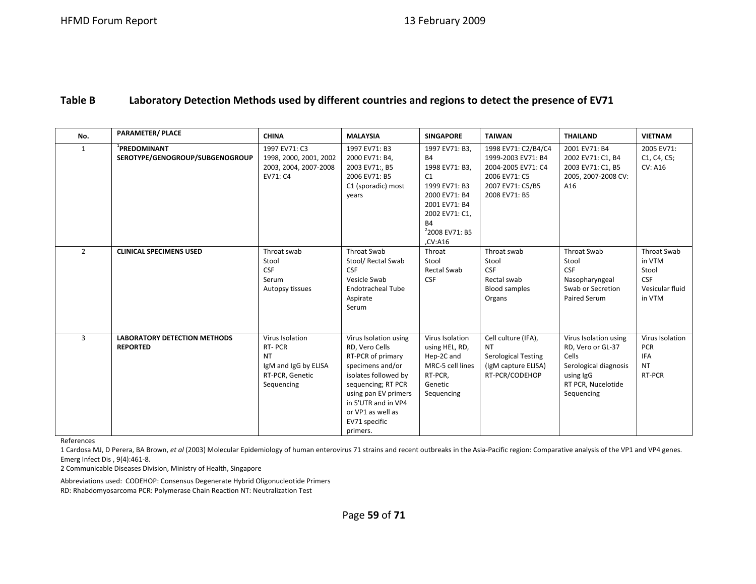**Table B Laboratory Detection Methods used by different countries and regions to detect the presence of EV71**

| No. | PARAMETER/ PLACE | CHINA | MALAYSIA | SINGAPORE | TAIWAN | THAILAND | VIETNAM |
|---|---|---|---|---|---|---|---|
| 1 | [1]**PREDOMINANT SEROTYPE/GENOGROUP/SUBGENOGROUP** | 1997 EV71: C3<br>1998, 2000, 2001, 2002 2003, 2004, 2007-2008 EV71: C4 | 1997 EV71: B3<br>2000 EV71: B4,<br>2003 EV71:, B5<br>2006 EV71: B5<br>C1 (sporadic) most years | 1997 EV71: B3, B4<br>1998 EV71: B3, C1<br>1999 EV71: B3<br>2000 EV71: B4<br>2001 EV71: B4<br>2002 EV71: C1, B4<br>[2]2008 EV71: B5 ,CV:A16 | 1998 EV71: C2/B4/C4<br>1999-2003 EV71: B4<br>2004-2005 EV71: C4<br>2006 EV71: C5<br>2007 EV71: C5/B5<br>2008 EV71: B5 | 2001 EV71: B4<br>2002 EV71: C1, B4<br>2003 EV71: C1, B5<br>2005, 2007-2008 CV: A16 | 2005 EV71: C1, C4, C5; CV: A16 |
| 2 | **CLINICAL SPECIMENS USED** | Throat swab<br>Stool<br>CSF<br>Serum<br>Autopsy tissues | Throat Swab<br>Stool/ Rectal Swab<br>CSF<br>Vesicle Swab<br>Endotracheal Tube Aspirate<br>Serum | Throat<br>Stool<br>Rectal Swab<br>CSF | Throat swab<br>Stool<br>CSF<br>Rectal swab<br>Blood samples<br>Organs | Throat Swab<br>Stool<br>CSF<br>Nasopharyngeal Swab or Secretion<br>Paired Serum | Throat Swab in VTM<br>Stool<br>CSF<br>Vesicular fluid in VTM |
| 3 | **LABORATORY DETECTION METHODS REPORTED** | Virus Isolation<br>RT- PCR<br>NT<br>IgM and IgG by ELISA<br>RT-PCR, Genetic Sequencing | Virus Isolation using RD, Vero Cells<br>RT-PCR of primary specimens and/or isolates followed by sequencing; RT PCR using pan EV primers in 5'UTR and in VP4 or VP1 as well as EV71 specific primers. | Virus Isolation using HEL, RD, Hep-2C and MRC-5 cell lines<br>RT-PCR,<br>Genetic Sequencing | Cell culture (IFA),<br>NT<br>Serological Testing (IgM capture ELISA)<br>RT-PCR/CODEHOP | Virus Isolation using RD, Vero or GL-37 Cells<br>Serological diagnosis using IgG<br>RT PCR, Nucelotide Sequencing | Virus Isolation<br>PCR<br>IFA<br>NT<br>RT-PCR |

References

1 Cardosa MJ, D Perera, BA Brown, *et al* (2003) Molecular Epidemiology of human enterovirus 71 strains and recent outbreaks in the Asia-Pacific region: Comparative analysis of the VP1 and VP4 genes. Emerg Infect Dis , 9(4):461-8.

2 Communicable Diseases Division, Ministry of Health, Singapore

Abbreviations used: CODEHOP: Consensus Degenerate Hybrid Oligonucleotide Primers
RD: Rhabdomyosarcoma PCR: Polymerase Chain Reaction NT: Neutralization Test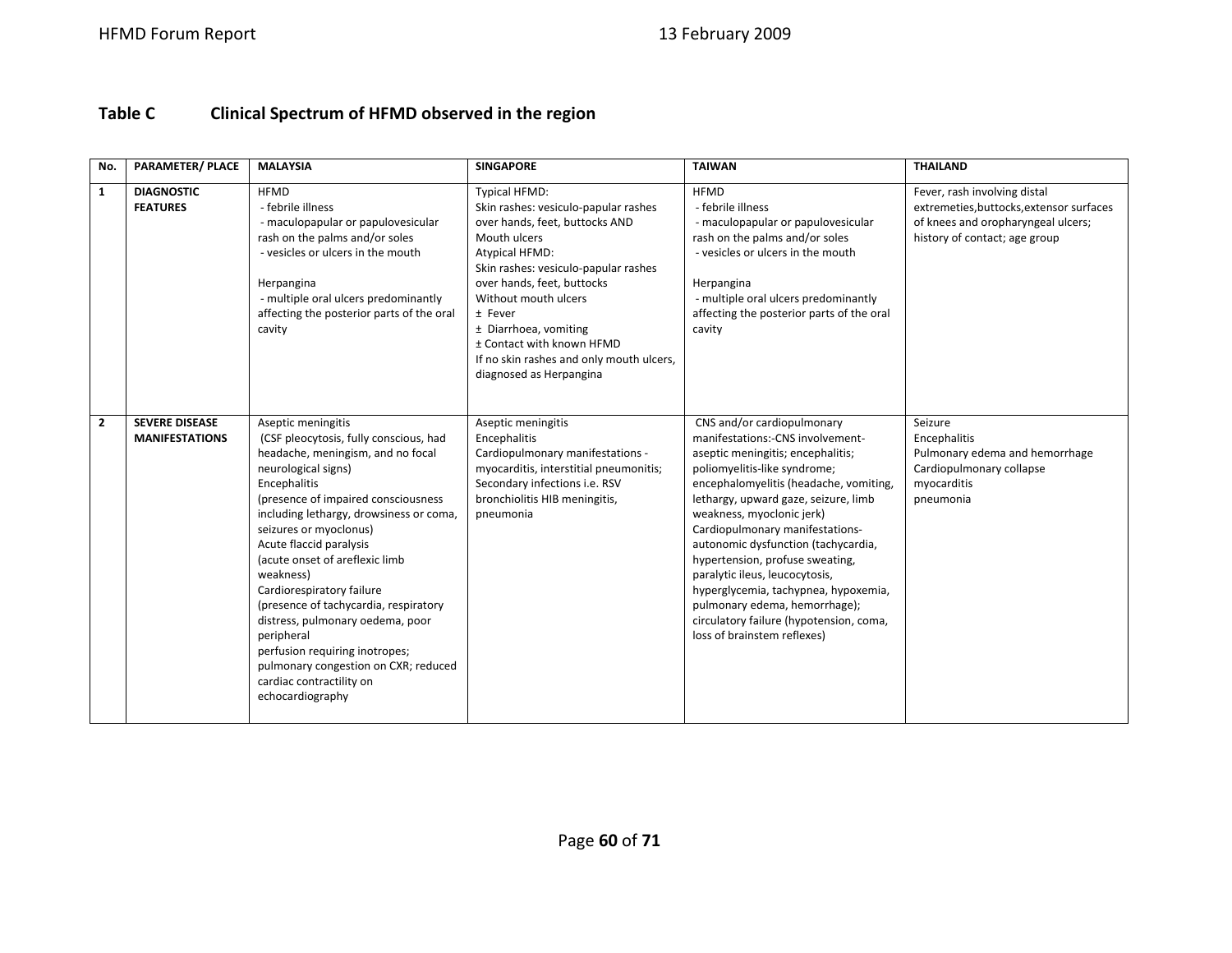## Table C Clinical Spectrum of HFMD observed in the region

| No. | PARAMETER/ PLACE | MALAYSIA | SINGAPORE | TAIWAN | THAILAND |
|---|---|---|---|---|---|
| 1 | **DIAGNOSTIC FEATURES** | HFMD<br>- febrile illness<br>- maculopapular or papulovesicular rash on the palms and/or soles<br>- vesicles or ulcers in the mouth<br><br>Herpangina<br>- multiple oral ulcers predominantly affecting the posterior parts of the oral cavity | Typical HFMD:<br>Skin rashes: vesiculo-papular rashes over hands, feet, buttocks AND Mouth ulcers<br>Atypical HFMD:<br>Skin rashes: vesiculo-papular rashes over hands, feet, buttocks<br>Without mouth ulcers<br>± Fever<br>± Diarrhoea, vomiting<br>± Contact with known HFMD<br>If no skin rashes and only mouth ulcers, diagnosed as Herpangina | HFMD<br>- febrile illness<br>- maculopapular or papulovesicular rash on the palms and/or soles<br>- vesicles or ulcers in the mouth<br><br>Herpangina<br>- multiple oral ulcers predominantly affecting the posterior parts of the oral cavity | Fever, rash involving distal extremeties,buttocks,extensor surfaces of knees and oropharyngeal ulcers; history of contact; age group |
| 2 | **SEVERE DISEASE MANIFESTATIONS** | Aseptic meningitis<br>(CSF pleocytosis, fully conscious, had headache, meningism, and no focal neurological signs)<br>Encephalitis<br>(presence of impaired consciousness including lethargy, drowsiness or coma, seizures or myoclonus)<br>Acute flaccid paralysis<br>(acute onset of areflexic limb weakness)<br>Cardiorespiratory failure<br>(presence of tachycardia, respiratory distress, pulmonary oedema, poor peripheral<br>perfusion requiring inotropes; pulmonary congestion on CXR; reduced cardiac contractility on echocardiography | Aseptic meningitis<br>Encephalitis<br>Cardiopulmonary manifestations - myocarditis, interstitial pneumonitis; Secondary infections i.e. RSV bronchiolitis HIB meningitis, pneumonia | CNS and/or cardiopulmonary manifestations:-CNS involvement- aseptic meningitis; encephalitis; poliomyelitis-like syndrome; encephalomyelitis (headache, vomiting, lethargy, upward gaze, seizure, limb weakness, myoclonic jerk)<br>Cardiopulmonary manifestations- autonomic dysfunction (tachycardia, hypertension, profuse sweating, paralytic ileus, leucocytosis, hyperglycemia, tachypnea, hypoxemia, pulmonary edema, hemorrhage); circulatory failure (hypotension, coma, loss of brainstem reflexes) | Seizure<br>Encephalitis<br>Pulmonary edema and hemorrhage<br>Cardiopulmonary collapse<br>myocarditis<br>pneumonia |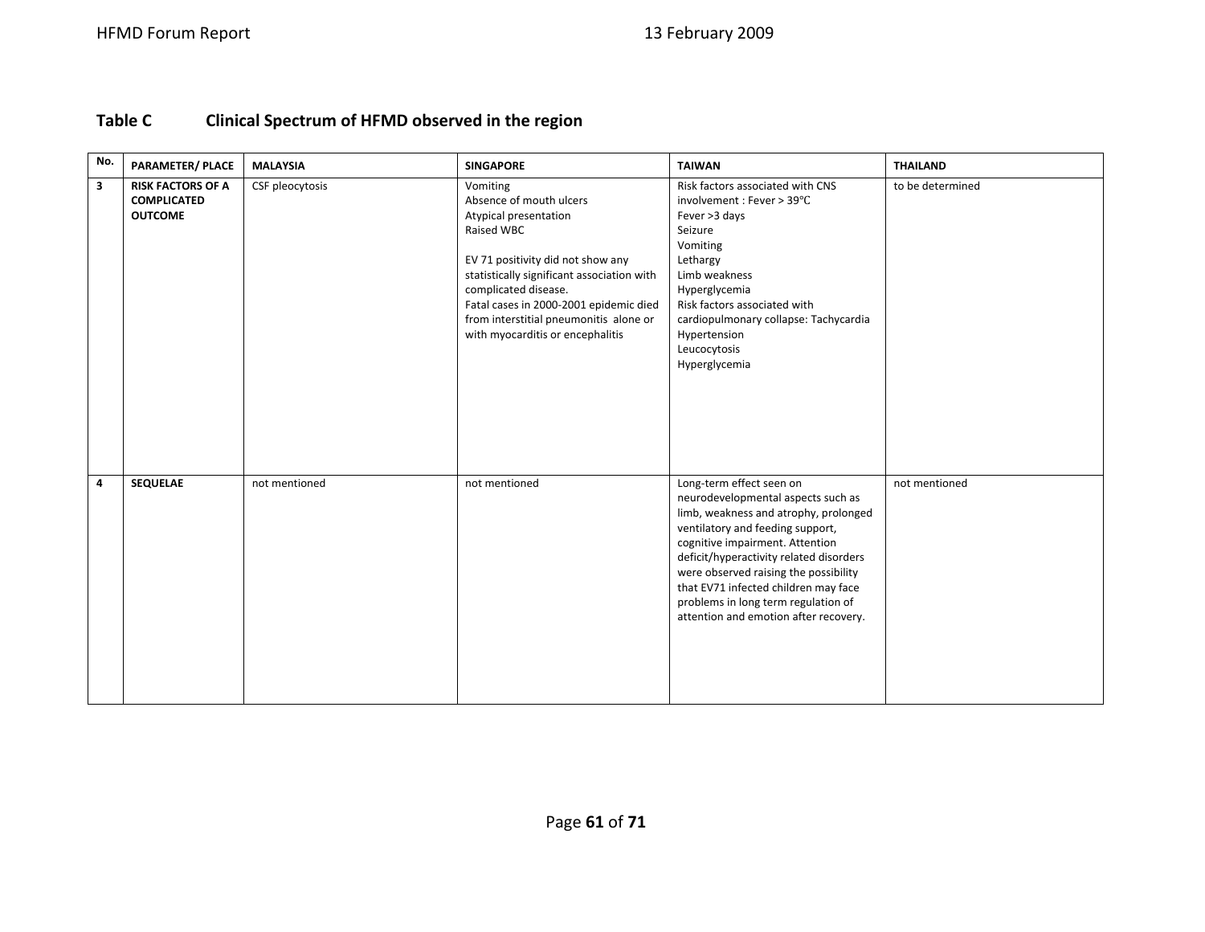## Table C Clinical Spectrum of HFMD observed in the region

| No. | PARAMETER/ PLACE | MALAYSIA | SINGAPORE | TAIWAN | THAILAND |
|---|---|---|---|---|---|
| 3 | **RISK FACTORS OF A COMPLICATED OUTCOME** | CSF pleocytosis | Vomiting<br>Absence of mouth ulcers<br>Atypical presentation<br>Raised WBC<br><br>EV 71 positivity did not show any statistically significant association with complicated disease.<br>Fatal cases in 2000-2001 epidemic died from interstitial pneumonitis alone or with myocarditis or encephalitis | Risk factors associated with CNS involvement : Fever > 39°C<br>Fever >3 days<br>Seizure<br>Vomiting<br>Lethargy<br>Limb weakness<br>Hyperglycemia<br>Risk factors associated with cardiopulmonary collapse: Tachycardia<br>Hypertension<br>Leucocytosis<br>Hyperglycemia | to be determined |
| 4 | **SEQUELAE** | not mentioned | not mentioned | Long-term effect seen on neurodevelopmental aspects such as limb, weakness and atrophy, prolonged ventilatory and feeding support, cognitive impairment. Attention deficit/hyperactivity related disorders were observed raising the possibility that EV71 infected children may face problems in long term regulation of attention and emotion after recovery. | not mentioned |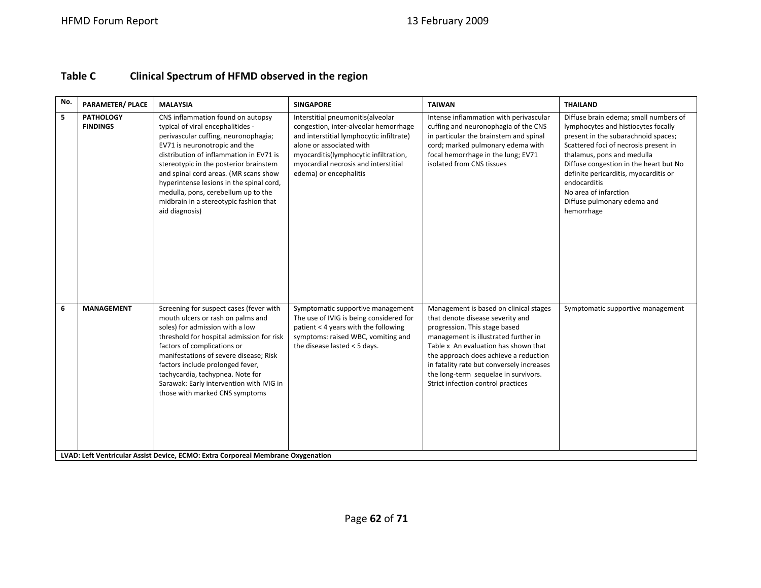## Table C Clinical Spectrum of HFMD observed in the region

| No. | PARAMETER/ PLACE | MALAYSIA | SINGAPORE | TAIWAN | THAILAND |
|---|---|---|---|---|---|
| 5 | **PATHOLOGY FINDINGS** | CNS inflammation found on autopsy typical of viral encephalitides - perivascular cuffing, neuronophagia; EV71 is neuronotropic and the distribution of inflammation in EV71 is stereotypic in the posterior brainstem and spinal cord areas. (MR scans show hyperintense lesions in the spinal cord, medulla, pons, cerebellum up to the midbrain in a stereotypic fashion that aid diagnosis) | Interstitial pneumonitis(alveolar congestion, inter-alveolar hemorrhage and interstitial lymphocytic infiltrate) alone or associated with myocarditis(lymphocytic infiltration, myocardial necrosis and interstitial edema) or encephalitis | Intense inflammation with perivascular cuffing and neuronophagia of the CNS in particular the brainstem and spinal cord; marked pulmonary edema with focal hemorrhage in the lung; EV71 isolated from CNS tissues | Diffuse brain edema; small numbers of lymphocytes and histiocytes focally present in the subarachnoid spaces; Scattered foci of necrosis present in thalamus, pons and medulla<br>Diffuse congestion in the heart but No definite pericarditis, myocarditis or endocarditis<br>No area of infarction<br>Diffuse pulmonary edema and hemorrhage |
| 6 | **MANAGEMENT** | Screening for suspect cases (fever with mouth ulcers or rash on palms and soles) for admission with a low threshold for hospital admission for risk factors of complications or manifestations of severe disease; Risk factors include prolonged fever, tachycardia, tachypnea. Note for Sarawak: Early intervention with IVIG in those with marked CNS symptoms | Symptomatic supportive management<br>The use of IVIG is being considered for patient < 4 years with the following symptoms: raised WBC, vomiting and the disease lasted < 5 days. | Management is based on clinical stages that denote disease severity and progression. This stage based management is illustrated further in Table x An evaluation has shown that the approach does achieve a reduction in fatality rate but conversely increases the long-term sequelae in survivors. Strict infection control practices | Symptomatic supportive management |

**LVAD: Left Ventricular Assist Device, ECMO: Extra Corporeal Membrane Oxygenation**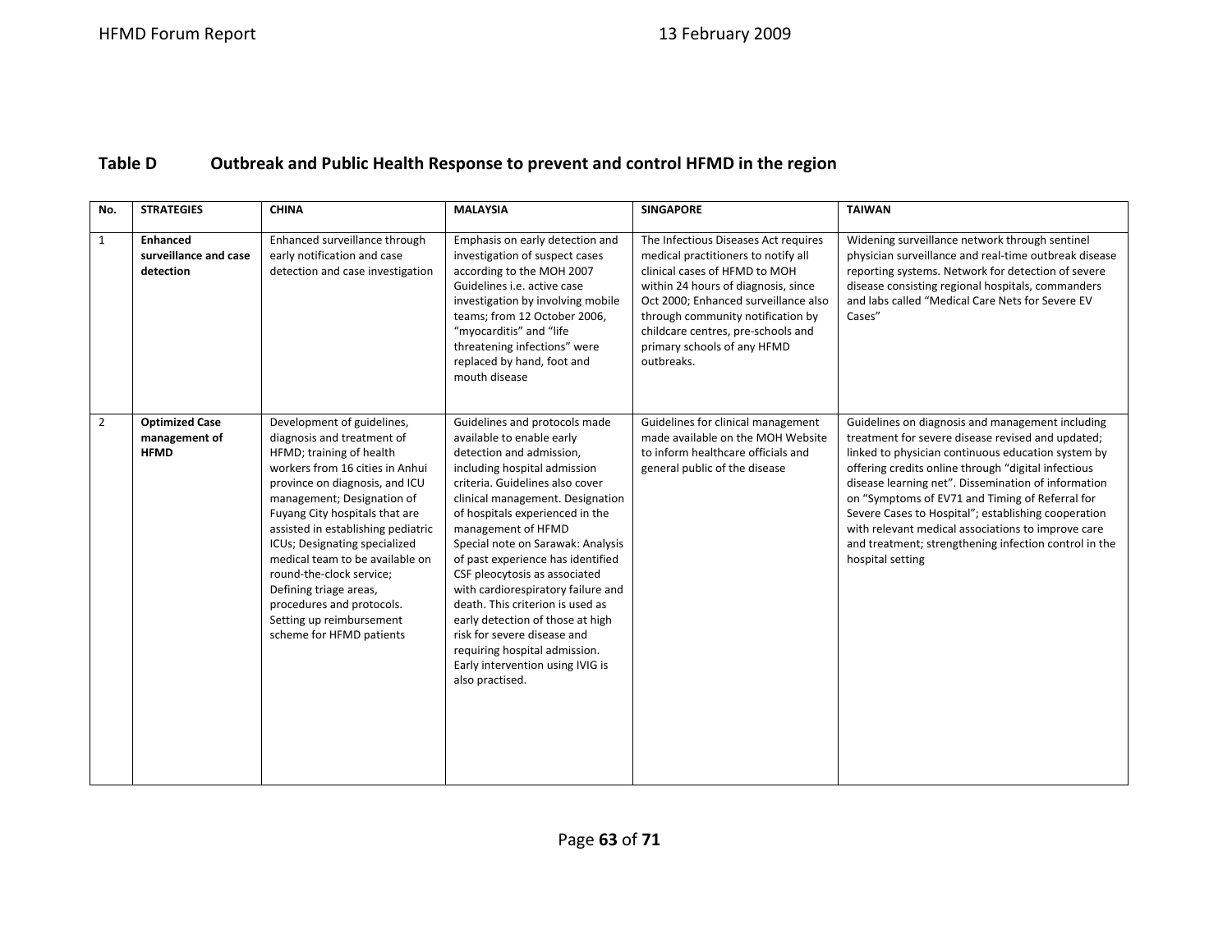## Table D Outbreak and Public Health Response to prevent and control HFMD in the region

| No. | STRATEGIES | CHINA | MALAYSIA | SINGAPORE | TAIWAN |
|---|---|---|---|---|---|
| 1 | **Enhanced surveillance and case detection** | Enhanced surveillance through early notification and case detection and case investigation | Emphasis on early detection and investigation of suspect cases according to the MOH 2007 Guidelines i.e. active case investigation by involving mobile teams; from 12 October 2006, "myocarditis" and "life threatening infections" were replaced by hand, foot and mouth disease | The Infectious Diseases Act requires medical practitioners to notify all clinical cases of HFMD to MOH within 24 hours of diagnosis, since Oct 2000; Enhanced surveillance also through community notification by childcare centres, pre-schools and primary schools of any HFMD outbreaks. | Widening surveillance network through sentinel physician surveillance and real-time outbreak disease reporting systems. Network for detection of severe disease consisting regional hospitals, commanders and labs called "Medical Care Nets for Severe EV Cases" |
| 2 | **Optimized Case management of HFMD** | Development of guidelines, diagnosis and treatment of HFMD; training of health workers from 16 cities in Anhui province on diagnosis, and ICU management; Designation of Fuyang City hospitals that are assisted in establishing pediatric ICUs; Designating specialized medical team to be available on round-the-clock service; Defining triage areas, procedures and protocols. Setting up reimbursement scheme for HFMD patients | Guidelines and protocols made available to enable early detection and admission, including hospital admission criteria. Guidelines also cover clinical management. Designation of hospitals experienced in the management of HFMD<br>Special note on Sarawak: Analysis of past experience has identified CSF pleocytosis as associated with cardiorespiratory failure and death. This criterion is used as early detection of those at high risk for severe disease and requiring hospital admission. Early intervention using IVIG is also practised. | Guidelines for clinical management made available on the MOH Website to inform healthcare officials and general public of the disease | Guidelines on diagnosis and management including treatment for severe disease revised and updated; linked to physician continuous education system by offering credits online through "digital infectious disease learning net". Dissemination of information on "Symptoms of EV71 and Timing of Referral for Severe Cases to Hospital"; establishing cooperation with relevant medical associations to improve care and treatment; strengthening infection control in the hospital setting |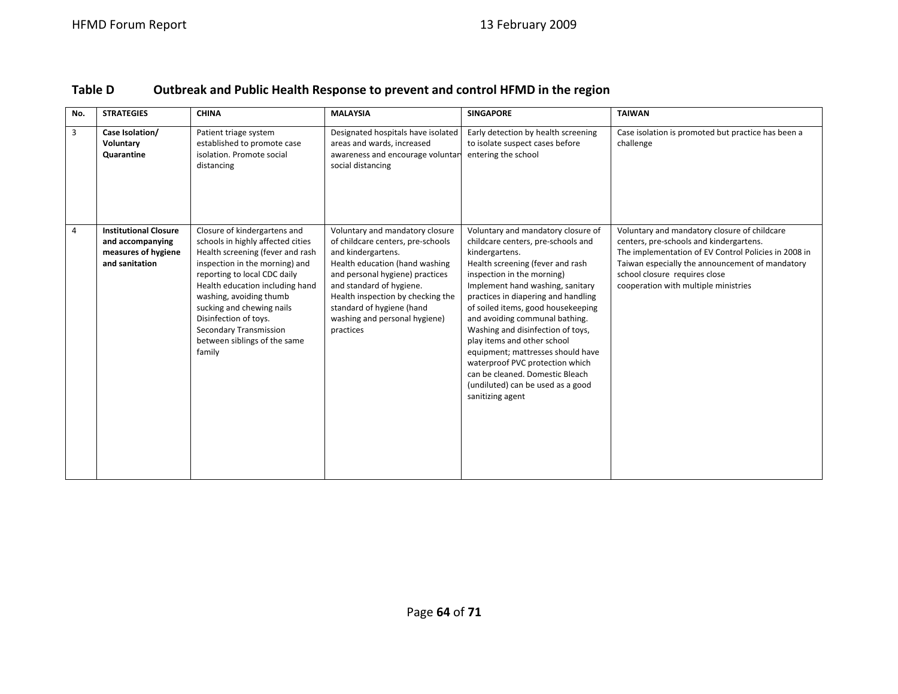**Table D Outbreak and Public Health Response to prevent and control HFMD in the region**

| No. | STRATEGIES | CHINA | MALAYSIA | SINGAPORE | TAIWAN |
|---|---|---|---|---|---|
| 3 | **Case Isolation/ Voluntary Quarantine** | Patient triage system established to promote case isolation. Promote social distancing | Designated hospitals have isolated areas and wards, increased awareness and encourage voluntary social distancing | Early detection by health screening to isolate suspect cases before entering the school | Case isolation is promoted but practice has been a challenge |
| 4 | **Institutional Closure and accompanying measures of hygiene and sanitation** | Closure of kindergartens and schools in highly affected cities<br>Health screening (fever and rash inspection in the morning) and reporting to local CDC daily<br>Health education including hand washing, avoiding thumb sucking and chewing nails<br>Disinfection of toys.<br>Secondary Transmission between siblings of the same family | Voluntary and mandatory closure of childcare centers, pre-schools and kindergartens.<br>Health education (hand washing and personal hygiene) practices and standard of hygiene.<br>Health inspection by checking the standard of hygiene (hand washing and personal hygiene) practices | Voluntary and mandatory closure of childcare centers, pre-schools and kindergartens.<br>Health screening (fever and rash inspection in the morning)<br>Implement hand washing, sanitary practices in diapering and handling of soiled items, good housekeeping and avoiding communal bathing.<br>Washing and disinfection of toys, play items and other school equipment; mattresses should have waterproof PVC protection which can be cleaned. Domestic Bleach (undiluted) can be used as a good sanitizing agent | Voluntary and mandatory closure of childcare centers, pre-schools and kindergartens.<br>The implementation of EV Control Policies in 2008 in Taiwan especially the announcement of mandatory school closure requires close cooperation with multiple ministries |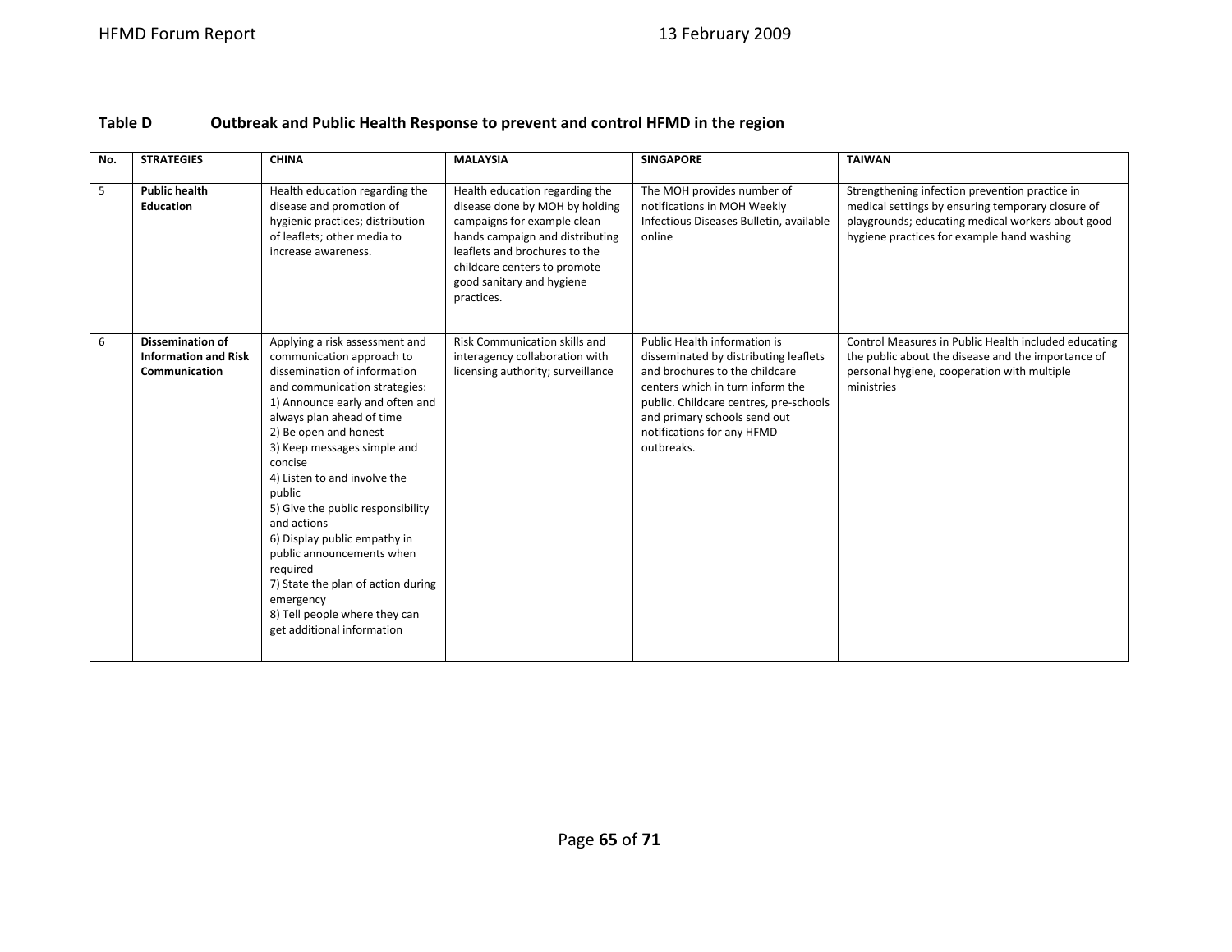**Table D Outbreak and Public Health Response to prevent and control HFMD in the region**

| No. | STRATEGIES | CHINA | MALAYSIA | SINGAPORE | TAIWAN |
|---|---|---|---|---|---|
| 5 | **Public health Education** | Health education regarding the disease and promotion of hygienic practices; distribution of leaflets; other media to increase awareness. | Health education regarding the disease done by MOH by holding campaigns for example clean hands campaign and distributing leaflets and brochures to the childcare centers to promote good sanitary and hygiene practices. | The MOH provides number of notifications in MOH Weekly Infectious Diseases Bulletin, available online | Strengthening infection prevention practice in medical settings by ensuring temporary closure of playgrounds; educating medical workers about good hygiene practices for example hand washing |
| 6 | **Dissemination of Information and Risk Communication** | Applying a risk assessment and communication approach to dissemination of information and communication strategies: 1) Announce early and often and always plan ahead of time 2) Be open and honest 3) Keep messages simple and concise 4) Listen to and involve the public 5) Give the public responsibility and actions 6) Display public empathy in public announcements when required 7) State the plan of action during emergency 8) Tell people where they can get additional information | Risk Communication skills and interagency collaboration with licensing authority; surveillance | Public Health information is disseminated by distributing leaflets and brochures to the childcare centers which in turn inform the public. Childcare centres, pre-schools and primary schools send out notifications for any HFMD outbreaks. | Control Measures in Public Health included educating the public about the disease and the importance of personal hygiene, cooperation with multiple ministries |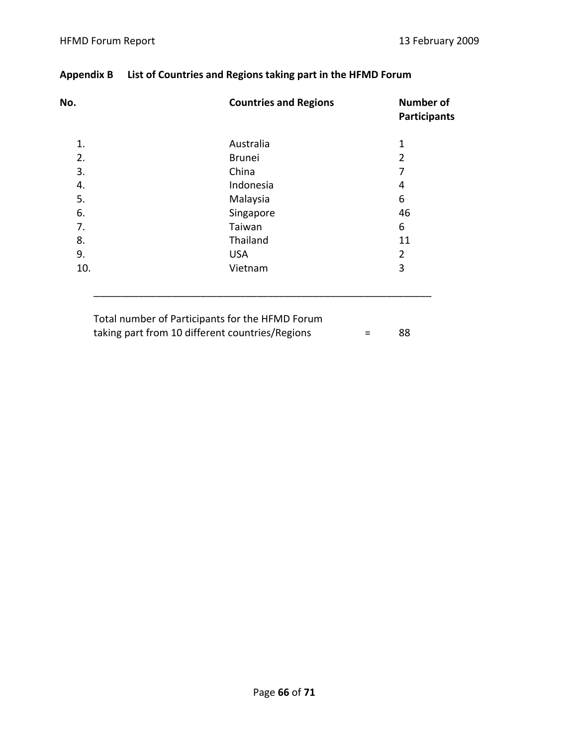## Appendix B List of Countries and Regions taking part in the HFMD Forum

| No. | Countries and Regions | Number of Participants |
|---|---|---|
| 1. | Australia | 1 |
| 2. | Brunei | 2 |
| 3. | China | 7 |
| 4. | Indonesia | 4 |
| 5. | Malaysia | 6 |
| 6. | Singapore | 46 |
| 7. | Taiwan | 6 |
| 8. | Thailand | 11 |
| 9. | USA | 2 |
| 10. | Vietnam | 3 |

Total number of Participants for the HFMD Forum taking part from 10 different countries/Regions = 88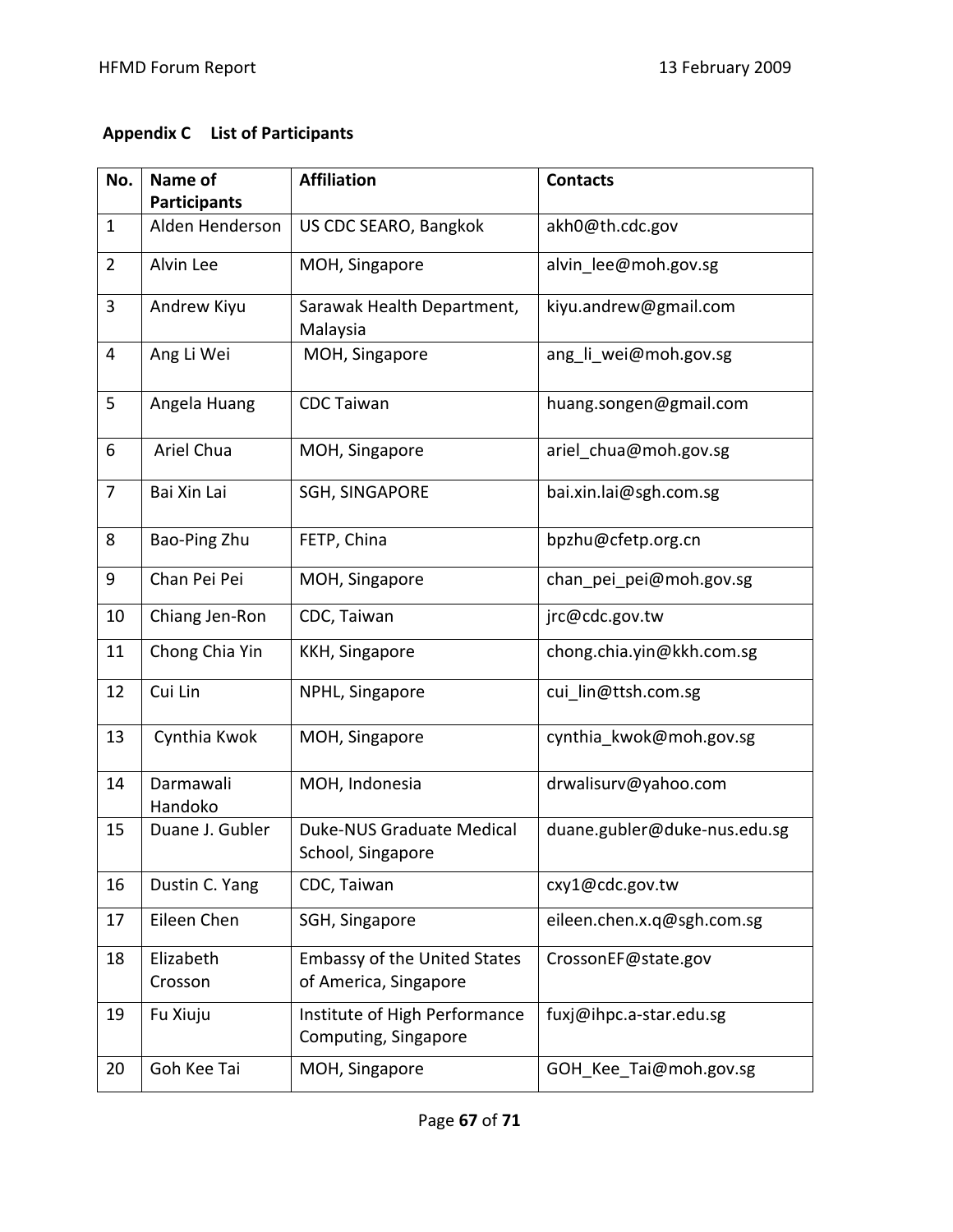**Appendix C List of Participants**

| No. | Name of Participants | Affiliation | Contacts |
|---|---|---|---|
| 1 | Alden Henderson | US CDC SEARO, Bangkok | akh0@th.cdc.gov |
| 2 | Alvin Lee | MOH, Singapore | alvin_lee@moh.gov.sg |
| 3 | Andrew Kiyu | Sarawak Health Department, Malaysia | kiyu.andrew@gmail.com |
| 4 | Ang Li Wei | MOH, Singapore | ang_li_wei@moh.gov.sg |
| 5 | Angela Huang | CDC Taiwan | huang.songen@gmail.com |
| 6 | Ariel Chua | MOH, Singapore | ariel_chua@moh.gov.sg |
| 7 | Bai Xin Lai | SGH, SINGAPORE | bai.xin.lai@sgh.com.sg |
| 8 | Bao-Ping Zhu | FETP, China | bpzhu@cfetp.org.cn |
| 9 | Chan Pei Pei | MOH, Singapore | chan_pei_pei@moh.gov.sg |
| 10 | Chiang Jen-Ron | CDC, Taiwan | jrc@cdc.gov.tw |
| 11 | Chong Chia Yin | KKH, Singapore | chong.chia.yin@kkh.com.sg |
| 12 | Cui Lin | NPHL, Singapore | cui_lin@ttsh.com.sg |
| 13 | Cynthia Kwok | MOH, Singapore | cynthia_kwok@moh.gov.sg |
| 14 | Darmawali Handoko | MOH, Indonesia | drwalisurv@yahoo.com |
| 15 | Duane J. Gubler | Duke-NUS Graduate Medical School, Singapore | duane.gubler@duke-nus.edu.sg |
| 16 | Dustin C. Yang | CDC, Taiwan | cxy1@cdc.gov.tw |
| 17 | Eileen Chen | SGH, Singapore | eileen.chen.x.q@sgh.com.sg |
| 18 | Elizabeth Crosson | Embassy of the United States of America, Singapore | CrossonEF@state.gov |
| 19 | Fu Xiuju | Institute of High Performance Computing, Singapore | fuxj@ihpc.a-star.edu.sg |
| 20 | Goh Kee Tai | MOH, Singapore | GOH_Kee_Tai@moh.gov.sg |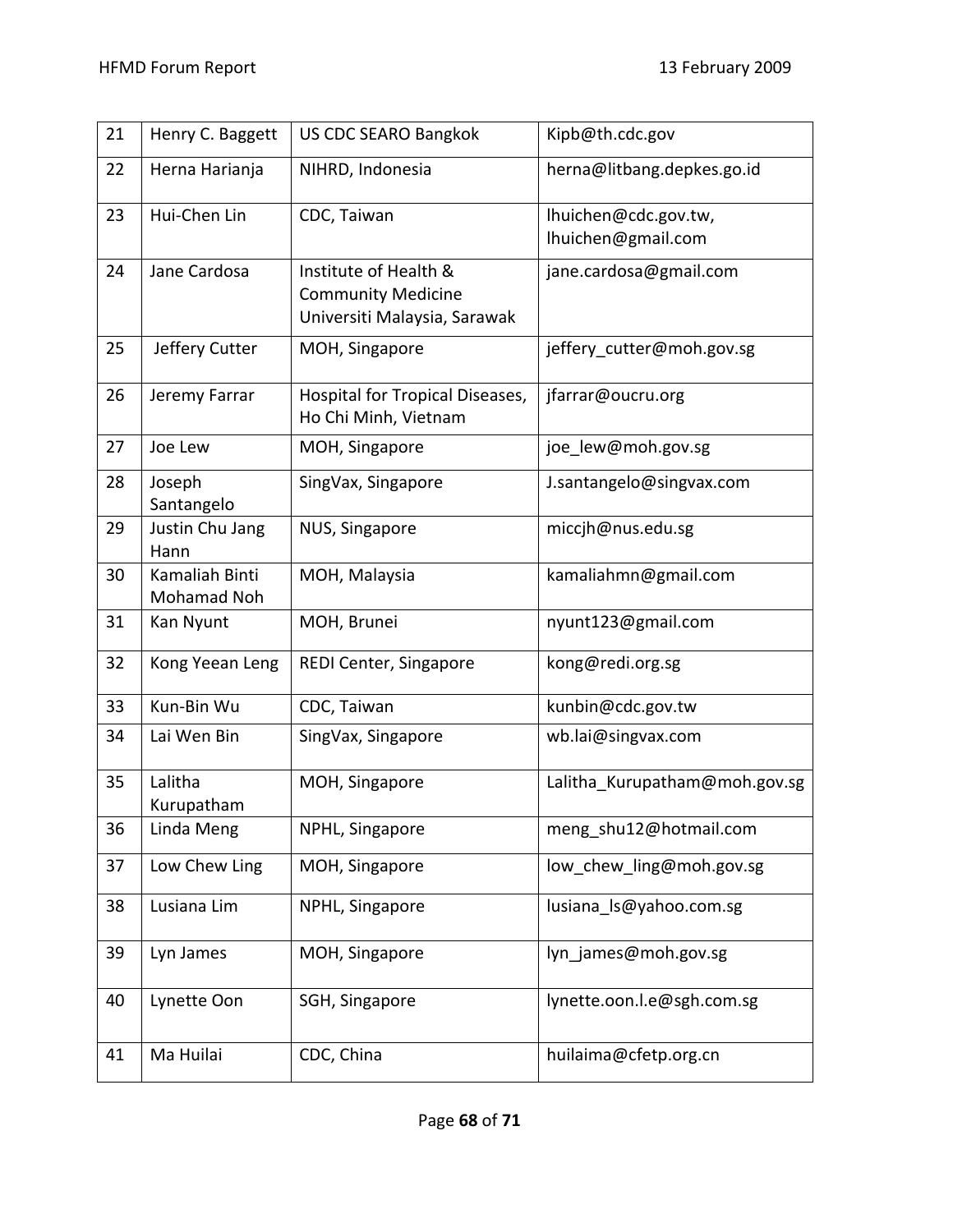| 21 | Henry C. Baggett | US CDC SEARO Bangkok | Kipb@th.cdc.gov |
|---|---|---|---|
| 22 | Herna Harianja | NIHRD, Indonesia | herna@litbang.depkes.go.id |
| 23 | Hui-Chen Lin | CDC, Taiwan | lhuichen@cdc.gov.tw, lhuichen@gmail.com |
| 24 | Jane Cardosa | Institute of Health & Community Medicine Universiti Malaysia, Sarawak | jane.cardosa@gmail.com |
| 25 | Jeffery Cutter | MOH, Singapore | jeffery_cutter@moh.gov.sg |
| 26 | Jeremy Farrar | Hospital for Tropical Diseases, Ho Chi Minh, Vietnam | jfarrar@oucru.org |
| 27 | Joe Lew | MOH, Singapore | joe_lew@moh.gov.sg |
| 28 | Joseph Santangelo | SingVax, Singapore | J.santangelo@singvax.com |
| 29 | Justin Chu Jang Hann | NUS, Singapore | miccjh@nus.edu.sg |
| 30 | Kamaliah Binti Mohamad Noh | MOH, Malaysia | kamaliahmn@gmail.com |
| 31 | Kan Nyunt | MOH, Brunei | nyunt123@gmail.com |
| 32 | Kong Yeean Leng | REDI Center, Singapore | kong@redi.org.sg |
| 33 | Kun-Bin Wu | CDC, Taiwan | kunbin@cdc.gov.tw |
| 34 | Lai Wen Bin | SingVax, Singapore | wb.lai@singvax.com |
| 35 | Lalitha Kurupatham | MOH, Singapore | Lalitha_Kurupatham@moh.gov.sg |
| 36 | Linda Meng | NPHL, Singapore | meng_shu12@hotmail.com |
| 37 | Low Chew Ling | MOH, Singapore | low_chew_ling@moh.gov.sg |
| 38 | Lusiana Lim | NPHL, Singapore | lusiana_ls@yahoo.com.sg |
| 39 | Lyn James | MOH, Singapore | lyn_james@moh.gov.sg |
| 40 | Lynette Oon | SGH, Singapore | lynette.oon.l.e@sgh.com.sg |
| 41 | Ma Huilai | CDC, China | huilaima@cfetp.org.cn |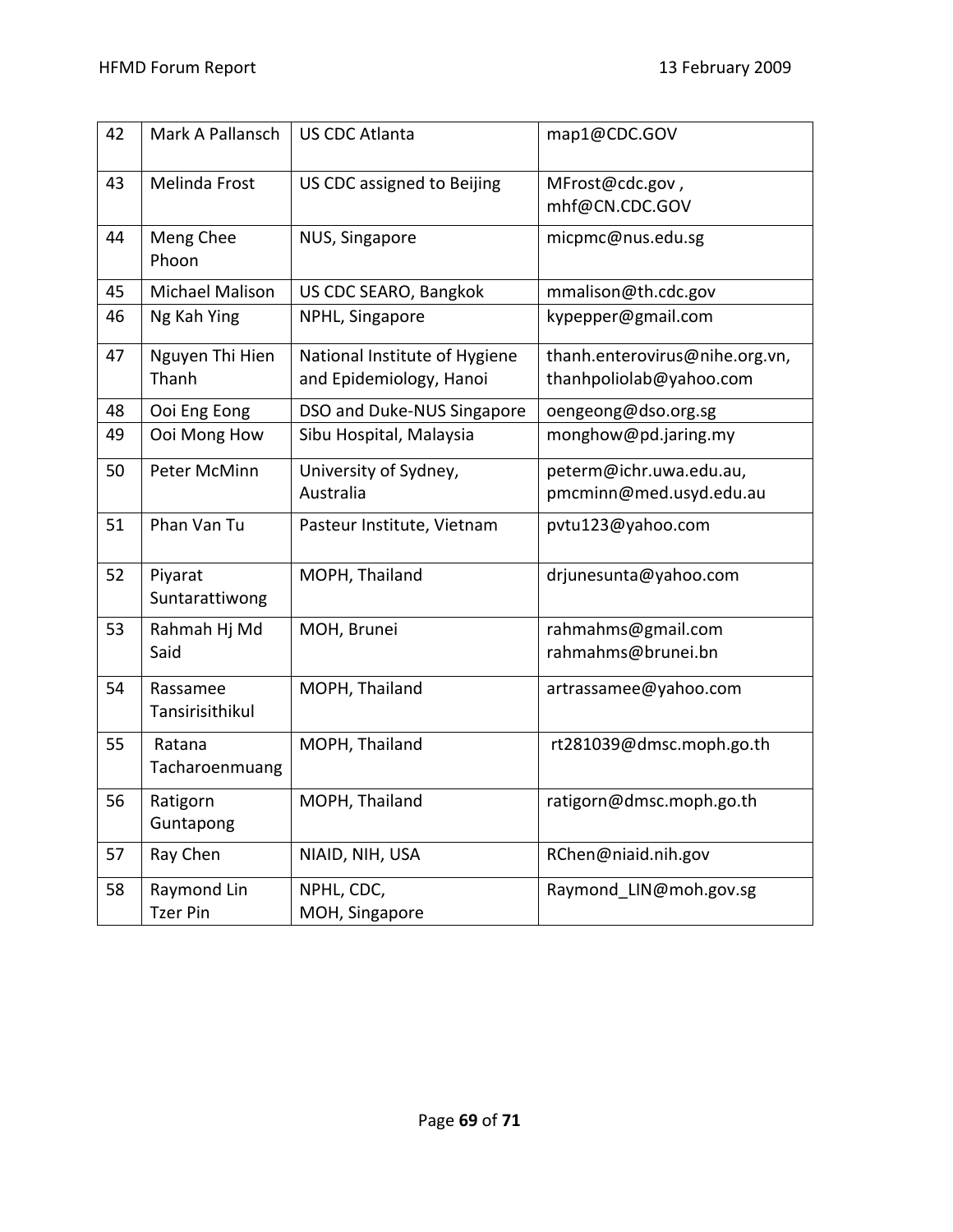| 42 | Mark A Pallansch | US CDC Atlanta | map1@CDC.GOV |
|---|---|---|---|
| 43 | Melinda Frost | US CDC assigned to Beijing | MFrost@cdc.gov , mhf@CN.CDC.GOV |
| 44 | Meng Chee Phoon | NUS, Singapore | micpmc@nus.edu.sg |
| 45 | Michael Malison | US CDC SEARO, Bangkok | mmalison@th.cdc.gov |
| 46 | Ng Kah Ying | NPHL, Singapore | kypepper@gmail.com |
| 47 | Nguyen Thi Hien Thanh | National Institute of Hygiene and Epidemiology, Hanoi | thanh.enterovirus@nihe.org.vn, thanhpoliolab@yahoo.com |
| 48 | Ooi Eng Eong | DSO and Duke-NUS Singapore | oengeong@dso.org.sg |
| 49 | Ooi Mong How | Sibu Hospital, Malaysia | monghow@pd.jaring.my |
| 50 | Peter McMinn | University of Sydney, Australia | peterm@ichr.uwa.edu.au, pmcminn@med.usyd.edu.au |
| 51 | Phan Van Tu | Pasteur Institute, Vietnam | pvtu123@yahoo.com |
| 52 | Piyarat Suntarattiwong | MOPH, Thailand | drjunesunta@yahoo.com |
| 53 | Rahmah Hj Md Said | MOH, Brunei | rahmahms@gmail.com rahmahms@brunei.bn |
| 54 | Rassamee Tansirisithikul | MOPH, Thailand | artrassamee@yahoo.com |
| 55 | Ratana Tacharoenmuang | MOPH, Thailand | rt281039@dmsc.moph.go.th |
| 56 | Ratigorn Guntapong | MOPH, Thailand | ratigorn@dmsc.moph.go.th |
| 57 | Ray Chen | NIAID, NIH, USA | RChen@niaid.nih.gov |
| 58 | Raymond Lin Tzer Pin | NPHL, CDC, MOH, Singapore | Raymond_LIN@moh.gov.sg |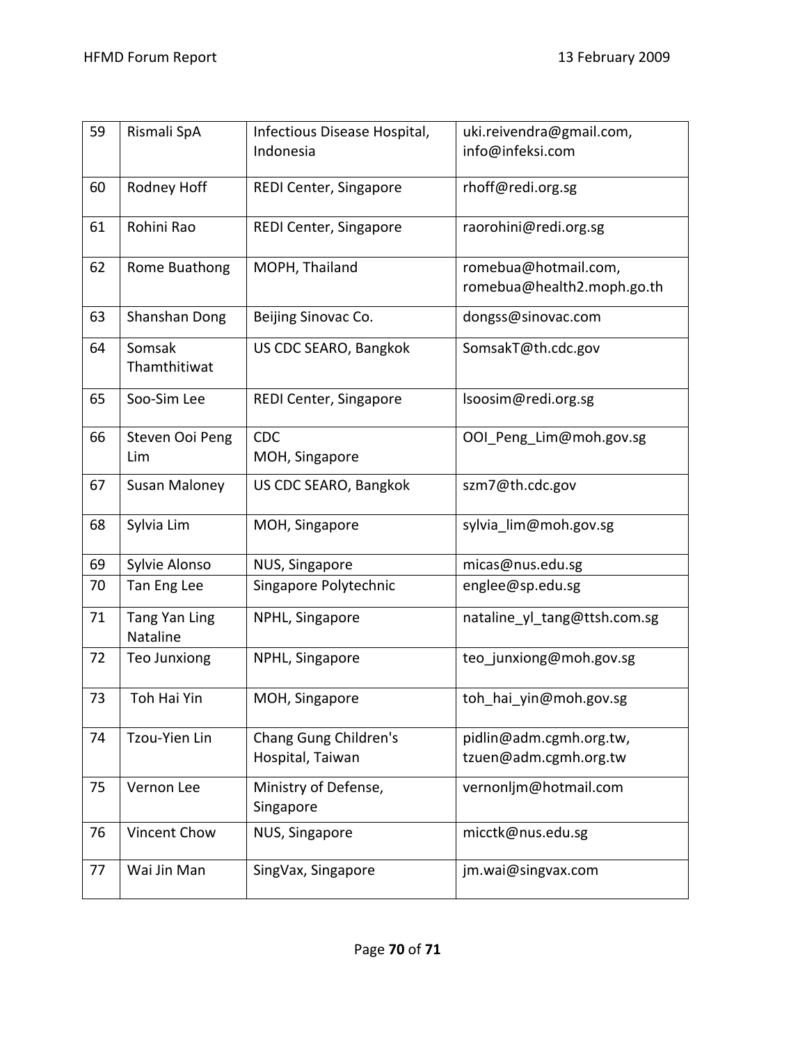| 59 | Rismali SpA | Infectious Disease Hospital, Indonesia | uki.reivendra@gmail.com, info@infeksi.com |
|---|---|---|---|
| 60 | Rodney Hoff | REDI Center, Singapore | rhoff@redi.org.sg |
| 61 | Rohini Rao | REDI Center, Singapore | raorohini@redi.org.sg |
| 62 | Rome Buathong | MOPH, Thailand | romebua@hotmail.com, romebua@health2.moph.go.th |
| 63 | Shanshan Dong | Beijing Sinovac Co. | dongss@sinovac.com |
| 64 | Somsak Thamthitiwat | US CDC SEARO, Bangkok | SomsakT@th.cdc.gov |
| 65 | Soo-Sim Lee | REDI Center, Singapore | lsoosim@redi.org.sg |
| 66 | Steven Ooi Peng Lim | CDC MOH, Singapore | OOI_Peng_Lim@moh.gov.sg |
| 67 | Susan Maloney | US CDC SEARO, Bangkok | szm7@th.cdc.gov |
| 68 | Sylvia Lim | MOH, Singapore | sylvia_lim@moh.gov.sg |
| 69 | Sylvie Alonso | NUS, Singapore | micas@nus.edu.sg |
| 70 | Tan Eng Lee | Singapore Polytechnic | englee@sp.edu.sg |
| 71 | Tang Yan Ling Nataline | NPHL, Singapore | nataline_yl_tang@ttsh.com.sg |
| 72 | Teo Junxiong | NPHL, Singapore | teo_junxiong@moh.gov.sg |
| 73 | Toh Hai Yin | MOH, Singapore | toh_hai_yin@moh.gov.sg |
| 74 | Tzou-Yien Lin | Chang Gung Children's Hospital, Taiwan | pidlin@adm.cgmh.org.tw, tzuen@adm.cgmh.org.tw |
| 75 | Vernon Lee | Ministry of Defense, Singapore | vernonljm@hotmail.com |
| 76 | Vincent Chow | NUS, Singapore | micctk@nus.edu.sg |
| 77 | Wai Jin Man | SingVax, Singapore | jm.wai@singvax.com |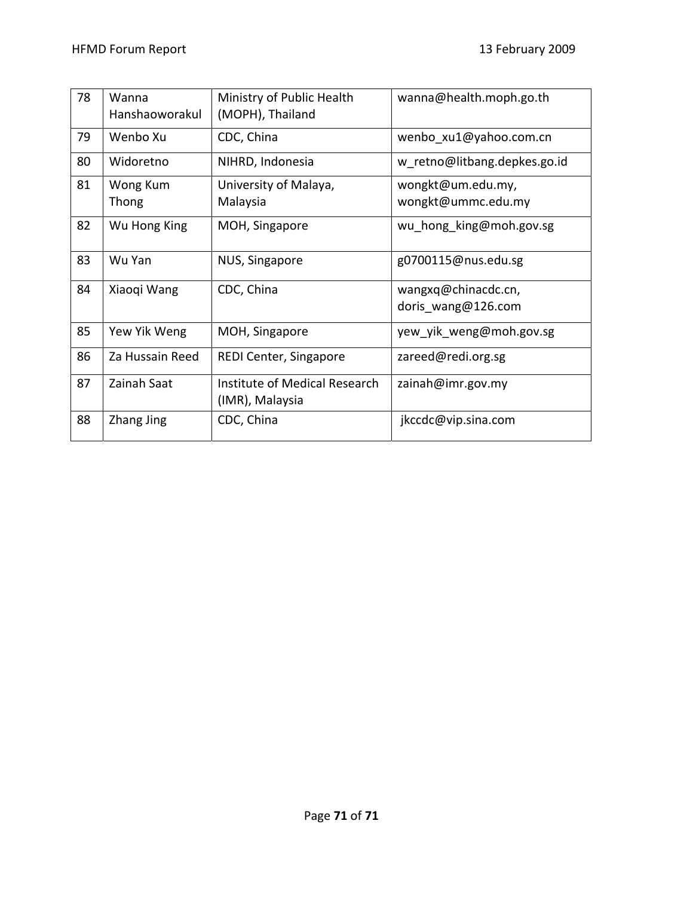| | | | |
|---|---|---|---|
| 78 | Wanna Hanshaoworakul | Ministry of Public Health (MOPH), Thailand | wanna@health.moph.go.th |
| 79 | Wenbo Xu | CDC, China | wenbo_xu1@yahoo.com.cn |
| 80 | Widoretno | NIHRD, Indonesia | w_retno@litbang.depkes.go.id |
| 81 | Wong Kum Thong | University of Malaya, Malaysia | wongkt@um.edu.my, wongkt@ummc.edu.my |
| 82 | Wu Hong King | MOH, Singapore | wu_hong_king@moh.gov.sg |
| 83 | Wu Yan | NUS, Singapore | g0700115@nus.edu.sg |
| 84 | Xiaoqi Wang | CDC, China | wangxq@chinacdc.cn, doris_wang@126.com |
| 85 | Yew Yik Weng | MOH, Singapore | yew_yik_weng@moh.gov.sg |
| 86 | Za Hussain Reed | REDI Center, Singapore | zareed@redi.org.sg |
| 87 | Zainah Saat | Institute of Medical Research (IMR), Malaysia | zainah@imr.gov.my |
| 88 | Zhang Jing | CDC, China | jkccdc@vip.sina.com |